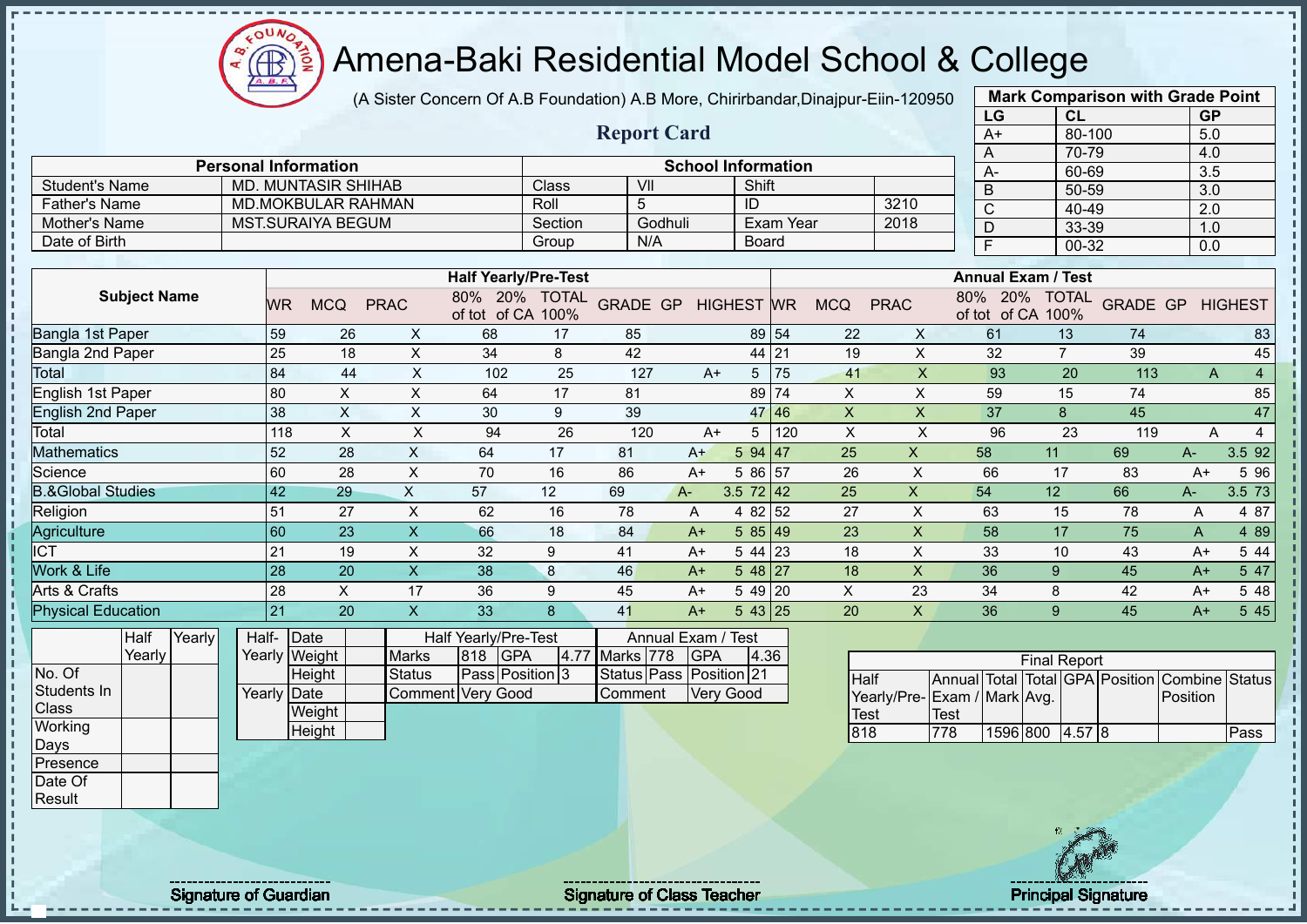# Amena-Baki Residential Model School & College

(A Sister Concern Of A.B Foundation) A.B More, Chirirbandar,Dinajpur-Eiin-120950

## Report Card

| Mark Comparison with Grade Point | | |
|---|---|---|
| LG | CL | GP |
| A+ | 80-100 | 5.0 |
| A | 70-79 | 4.0 |
| A- | 60-69 | 3.5 |
| B | 50-59 | 3.0 |
| C | 40-49 | 2.0 |
| D | 33-39 | 1.0 |
| F | 00-32 | 0.0 |

| Personal Information | | School Information | | | |
|---|---|---|---|---|---|
| Student's Name | MD. MUNTASIR SHIHAB | Class | VII | Shift | |
| Father's Name | MD.MOKBULAR RAHMAN | Roll | 5 | ID | 3210 |
| Mother's Name | MST.SURAIYA BEGUM | Section | Godhuli | Exam Year | 2018 |
| Date of Birth | | Group | N/A | Board | |

| Subject Name | Half Yearly/Pre-Test | | | | | | | | | Annual Exam / Test | | | | | | | | |
|---|---|---|---|---|---|---|---|---|---|---|---|---|---|---|---|---|---|---|
| | WR | MCQ | PRAC | 80% of tot | 20% of CA | TOTAL 100% | GRADE | GP | HIGHEST | WR | MCQ | PRAC | 80% of tot | 20% of CA | TOTAL 100% | GRADE | GP | HIGHEST |
| Bangla 1st Paper | 59 | 26 | X | 68 | 17 | 85 | | | 89 | 54 | 22 | X | 61 | 13 | 74 | | | 83 |
| Bangla 2nd Paper | 25 | 18 | X | 34 | 8 | 42 | | | 44 | 21 | 19 | X | 32 | 7 | 39 | | | 45 |
| Total | 84 | 44 | X | 102 | 25 | 127 | A+ | 5 | | 75 | 41 | X | 93 | 20 | 113 | A | 4 | |
| English 1st Paper | 80 | X | X | 64 | 17 | 81 | | | 89 | 74 | X | X | 59 | 15 | 74 | | | 85 |
| English 2nd Paper | 38 | X | X | 30 | 9 | 39 | | | 47 | 46 | X | X | 37 | 8 | 45 | | | 47 |
| Total | 118 | X | X | 94 | 26 | 120 | A+ | 5 | | 120 | X | X | 96 | 23 | 119 | A | 4 | |
| Mathematics | 52 | 28 | X | 64 | 17 | 81 | A+ | 5 | 94 | 47 | 25 | X | 58 | 11 | 69 | A- | 3.5 | 92 |
| Science | 60 | 28 | X | 70 | 16 | 86 | A+ | 5 | 86 | 57 | 26 | X | 66 | 17 | 83 | A+ | 5 | 96 |
| B.&Global Studies | 42 | 29 | X | 57 | 12 | 69 | A- | 3.5 | 72 | 42 | 25 | X | 54 | 12 | 66 | A- | 3.5 | 73 |
| Religion | 51 | 27 | X | 62 | 16 | 78 | A | 4 | 82 | 52 | 27 | X | 63 | 15 | 78 | A | 4 | 87 |
| Agriculture | 60 | 23 | X | 66 | 18 | 84 | A+ | 5 | 85 | 49 | 23 | X | 58 | 17 | 75 | A | 4 | 89 |
| ICT | 21 | 19 | X | 32 | 9 | 41 | A+ | 5 | 44 | 23 | 18 | X | 33 | 10 | 43 | A+ | 5 | 44 |
| Work & Life | 28 | 20 | X | 38 | 8 | 46 | A+ | 5 | 48 | 27 | 18 | X | 36 | 9 | 45 | A+ | 5 | 47 |
| Arts & Crafts | 28 | X | 17 | 36 | 9 | 45 | A+ | 5 | 49 | 20 | X | 23 | 34 | 8 | 42 | A+ | 5 | 48 |
| Physical Education | 21 | 20 | X | 33 | 8 | 41 | A+ | 5 | 43 | 25 | 20 | X | 36 | 9 | 45 | A+ | 5 | 45 |

| | Half Yearly | Yearly |
|---|---|---|
| No. Of Students In Class | | |
| Working Days | | |
| Presence | | |
| Date Of Result | | |

| | | |
|---|---|---|
| Half-Yearly | Date | |
| | Weight | |
| | Height | |
| Yearly | Date | |
| | Weight | |
| | Height | |

| Half Yearly/Pre-Test | | | | Annual Exam / Test | | | |
|---|---|---|---|---|---|---|---|
| Marks | 818 | GPA | 4.77 | Marks | 778 | GPA | 4.36 |
| Status | Pass | Position | 3 | Status | Pass | Position | 21 |
| Comment | Very Good | | | Comment | Very Good | | |

| Final Report | | | | | | | |
|---|---|---|---|---|---|---|---|
| Half Yearly/Pre-Test | Annual Exam / Test | Total Mark | Total Avg. | GPA | Position | Combine Position | Status |
| 818 | 778 | 1596 | 800 | 4.57 | 8 | | Pass |

Signature of Guardian

Signature of Class Teacher

Principal Signature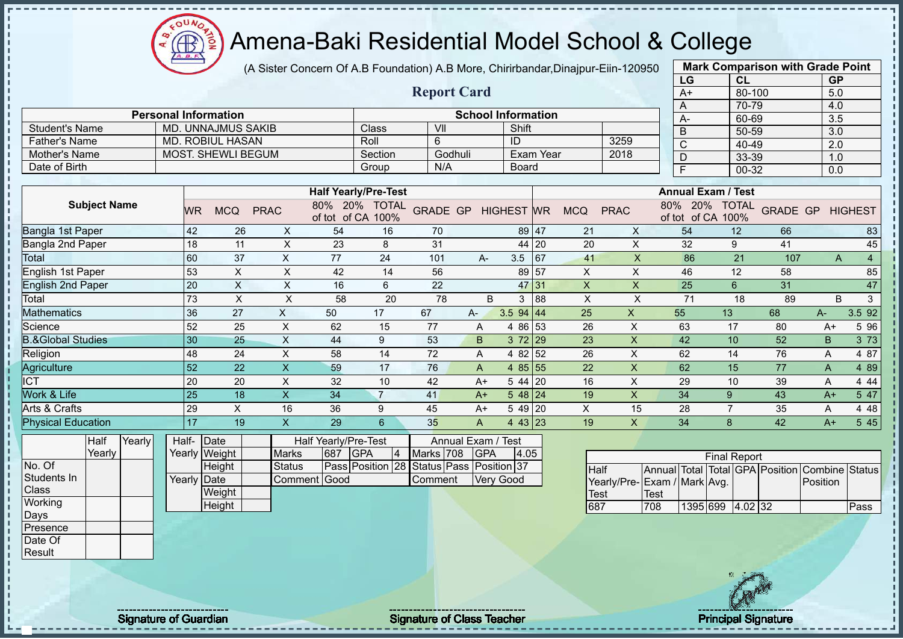# Amena-Baki Residential Model School & College

(A Sister Concern Of A.B Foundation) A.B More, Chirirbandar,Dinajpur-Eiin-120950

## Report Card

| Mark Comparison with Grade Point | | |
|---|---|---|
| LG | CL | GP |
| A+ | 80-100 | 5.0 |
| A | 70-79 | 4.0 |
| A- | 60-69 | 3.5 |
| B | 50-59 | 3.0 |
| C | 40-49 | 2.0 |
| D | 33-39 | 1.0 |
| F | 00-32 | 0.0 |

| Personal Information | | School Information | | | |
|---|---|---|---|---|---|
| Student's Name | MD. UNNAJMUS SAKIB | Class | VII | Shift | |
| Father's Name | MD. ROBIUL HASAN | Roll | 6 | ID | 3259 |
| Mother's Name | MOST. SHEWLI BEGUM | Section | Godhuli | Exam Year | 2018 |
| Date of Birth | | Group | N/A | Board | |

| Subject Name | Half Yearly/Pre-Test | | | | | | | | | Annual Exam / Test | | | | | | | | |
|---|---|---|---|---|---|---|---|---|---|---|---|---|---|---|---|---|---|---|
| | WR | MCQ | PRAC | 80% of tot | 20% of CA | TOTAL 100% | GRADE | GP | HIGHEST | WR | MCQ | PRAC | 80% of tot | 20% of CA | TOTAL 100% | GRADE | GP | HIGHEST |
| Bangla 1st Paper | 42 | 26 | X | 54 | 16 | 70 | | | 89 | 47 | 21 | X | 54 | 12 | 66 | | | 83 |
| Bangla 2nd Paper | 18 | 11 | X | 23 | 8 | 31 | | | 44 | 20 | 20 | X | 32 | 9 | 41 | | | 45 |
| Total | 60 | 37 | X | 77 | 24 | 101 | A- | 3.5 | | 67 | 41 | X | 86 | 21 | 107 | A | 4 | |
| English 1st Paper | 53 | X | X | 42 | 14 | 56 | | | 89 | 57 | X | X | 46 | 12 | 58 | | | 85 |
| English 2nd Paper | 20 | X | X | 16 | 6 | 22 | | | 47 | 31 | X | X | 25 | 6 | 31 | | | 47 |
| Total | 73 | X | X | 58 | 20 | 78 | B | 3 | | 88 | X | X | 71 | 18 | 89 | B | 3 | |
| Mathematics | 36 | 27 | X | 50 | 17 | 67 | A- | 3.5 | 94 | 44 | 25 | X | 55 | 13 | 68 | A- | 3.5 | 92 |
| Science | 52 | 25 | X | 62 | 15 | 77 | A | 4 | 86 | 53 | 26 | X | 63 | 17 | 80 | A+ | 5 | 96 |
| B.&Global Studies | 30 | 25 | X | 44 | 9 | 53 | B | 3 | 72 | 29 | 23 | X | 42 | 10 | 52 | B | 3 | 73 |
| Religion | 48 | 24 | X | 58 | 14 | 72 | A | 4 | 82 | 52 | 26 | X | 62 | 14 | 76 | A | 4 | 87 |
| Agriculture | 52 | 22 | X | 59 | 17 | 76 | A | 4 | 85 | 55 | 22 | X | 62 | 15 | 77 | A | 4 | 89 |
| ICT | 20 | 20 | X | 32 | 10 | 42 | A+ | 5 | 44 | 20 | 16 | X | 29 | 10 | 39 | A | 4 | 44 |
| Work & Life | 25 | 18 | X | 34 | 7 | 41 | A+ | 5 | 48 | 24 | 19 | X | 34 | 9 | 43 | A+ | 5 | 47 |
| Arts & Crafts | 29 | X | 16 | 36 | 9 | 45 | A+ | 5 | 49 | 20 | X | 15 | 28 | 7 | 35 | A | 4 | 48 |
| Physical Education | 17 | 19 | X | 29 | 6 | 35 | A | 4 | 43 | 23 | 19 | X | 34 | 8 | 42 | A+ | 5 | 45 |

| | Half Yearly | Yearly |
|---|---|---|
| No. Of Students In Class | | |
| Working Days | | |
| Presence | | |
| Date Of Result | | |

| | | |
|---|---|---|
| Half-Yearly | Date | |
| | Weight | |
| | Height | |
| Yearly | Date | |
| | Weight | |
| | Height | |

| Half Yearly/Pre-Test | | | | Annual Exam / Test | | | |
|---|---|---|---|---|---|---|---|
| Marks | 687 | GPA | 4 | Marks | 708 | GPA | 4.05 |
| Status | Pass | Position | 28 | Status | Pass | Position | 37 |
| Comment | Good | | | Comment | Very Good | | |

| Final Report | | | | | | | |
|---|---|---|---|---|---|---|---|
| Half Yearly/Pre-Test | Annual Exam / Test | Total Mark | Total Avg. | GPA | Position | Combine Position | Status |
| 687 | 708 | 1395 | 699 | 4.02 | 32 | | Pass |

Signature of Guardian

Signature of Class Teacher

Principal Signature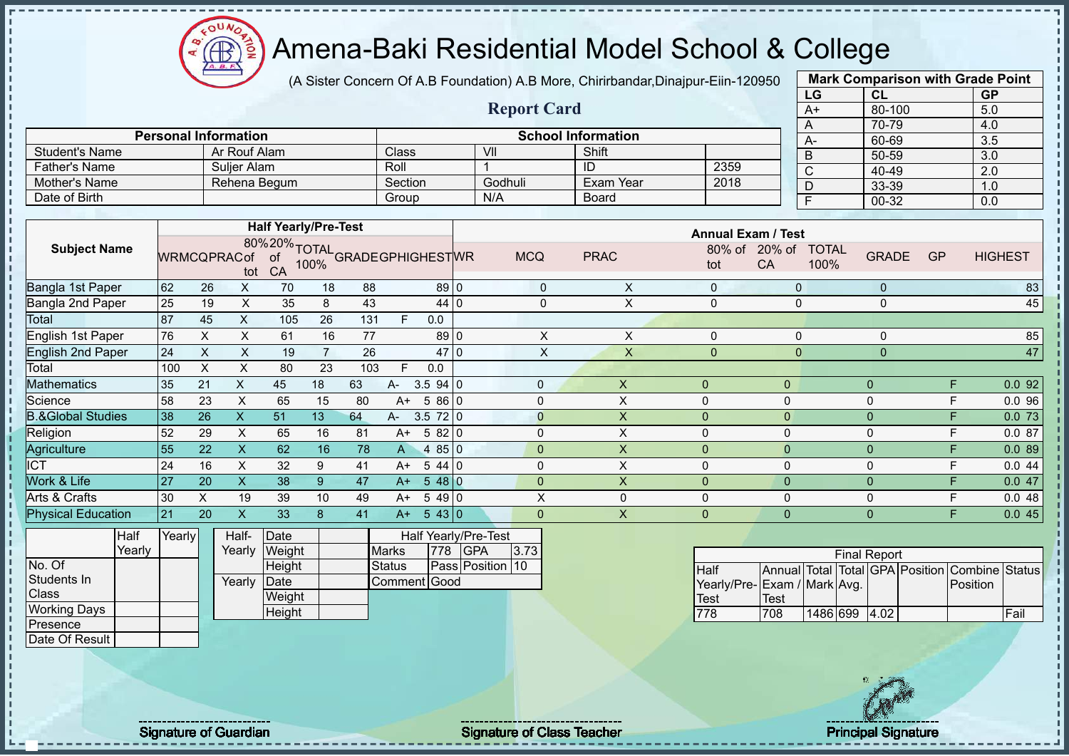# Amena-Baki Residential Model School & College

(A Sister Concern Of A.B Foundation) A.B More, Chirirbandar,Dinajpur-Eiin-120950

## Report Card

| Mark Comparison with Grade Point | | |
|---|---|---|
| LG | CL | GP |
| A+ | 80-100 | 5.0 |
| A | 70-79 | 4.0 |
| A- | 60-69 | 3.5 |
| B | 50-59 | 3.0 |
| C | 40-49 | 2.0 |
| D | 33-39 | 1.0 |
| F | 00-32 | 0.0 |

| Personal Information | | School Information | | | |
|---|---|---|---|---|---|
| Student's Name | Ar Rouf Alam | Class | VII | Shift | |
| Father's Name | Suljer Alam | Roll | 1 | ID | 2359 |
| Mother's Name | Rehena Begum | Section | Godhuli | Exam Year | 2018 |
| Date of Birth | | Group | N/A | Board | |

| Subject Name | Half Yearly/Pre-Test | | | | | | | | | Annual Exam / Test | | | | | | | | |
|---|---|---|---|---|---|---|---|---|---|---|---|---|---|---|---|---|---|---|
| | WR | MCQ | PRAC | 80% of tot | 20% of CA | TOTAL 100% | GRADE | GP | HIGHEST | WR | MCQ | PRAC | 80% of tot | 20% of CA | TOTAL 100% | GRADE | GP | HIGHEST |
| Bangla 1st Paper | 62 | 26 | X | 70 | 18 | 88 | | | 89 | 0 | 0 | X | 0 | 0 | 0 | | | 83 |
| Bangla 2nd Paper | 25 | 19 | X | 35 | 8 | 43 | | | 44 | 0 | 0 | X | 0 | 0 | 0 | | | 45 |
| Total | 87 | 45 | X | 105 | 26 | 131 | F | 0.0 | | | | | | | | | | |
| English 1st Paper | 76 | X | X | 61 | 16 | 77 | | | 89 | 0 | X | X | 0 | 0 | 0 | | | 85 |
| English 2nd Paper | 24 | X | X | 19 | 7 | 26 | | | 47 | 0 | X | X | 0 | 0 | 0 | | | 47 |
| Total | 100 | X | X | 80 | 23 | 103 | F | 0.0 | | | | | | | | | | |
| Mathematics | 35 | 21 | X | 45 | 18 | 63 | A- | 3.5 | 94 | 0 | 0 | X | 0 | 0 | 0 | F | 0.0 | 92 |
| Science | 58 | 23 | X | 65 | 15 | 80 | A+ | 5 | 86 | 0 | 0 | X | 0 | 0 | 0 | F | 0.0 | 96 |
| B.&Global Studies | 38 | 26 | X | 51 | 13 | 64 | A- | 3.5 | 72 | 0 | 0 | X | 0 | 0 | 0 | F | 0.0 | 73 |
| Religion | 52 | 29 | X | 65 | 16 | 81 | A+ | 5 | 82 | 0 | 0 | X | 0 | 0 | 0 | F | 0.0 | 87 |
| Agriculture | 55 | 22 | X | 62 | 16 | 78 | A | 4 | 85 | 0 | 0 | X | 0 | 0 | 0 | F | 0.0 | 89 |
| ICT | 24 | 16 | X | 32 | 9 | 41 | A+ | 5 | 44 | 0 | 0 | X | 0 | 0 | 0 | F | 0.0 | 44 |
| Work & Life | 27 | 20 | X | 38 | 9 | 47 | A+ | 5 | 48 | 0 | 0 | X | 0 | 0 | 0 | F | 0.0 | 47 |
| Arts & Crafts | 30 | X | 19 | 39 | 10 | 49 | A+ | 5 | 49 | 0 | X | 0 | 0 | 0 | 0 | F | 0.0 | 48 |
| Physical Education | 21 | 20 | X | 33 | 8 | 41 | A+ | 5 | 43 | 0 | 0 | X | 0 | 0 | 0 | F | 0.0 | 45 |

| | Half Yearly | Yearly |
|---|---|---|
| No. Of Students In Class | | |
| Working Days | | |
| Presence | | |
| Date Of Result | | |

| | | |
|---|---|---|
| Half-Yearly | Date | |
| | Weight | |
| | Height | |
| Yearly | Date | |
| | Weight | |
| | Height | |

| Half Yearly/Pre-Test | | | |
|---|---|---|---|
| Marks | 778 | GPA | 3.73 |
| Status | Pass | Position | 10 |
| Comment | Good | | |

| Final Report | | | | | | | |
|---|---|---|---|---|---|---|---|
| Half Yearly/Pre-Test | Annual Exam / Test | Total Mark | Total Avg. | GPA | Position | Combine Position | Status |
| 778 | 708 | 1486 | 699 | 4.02 | | | Fail |

Signature of Guardian

Signature of Class Teacher

Principal Signature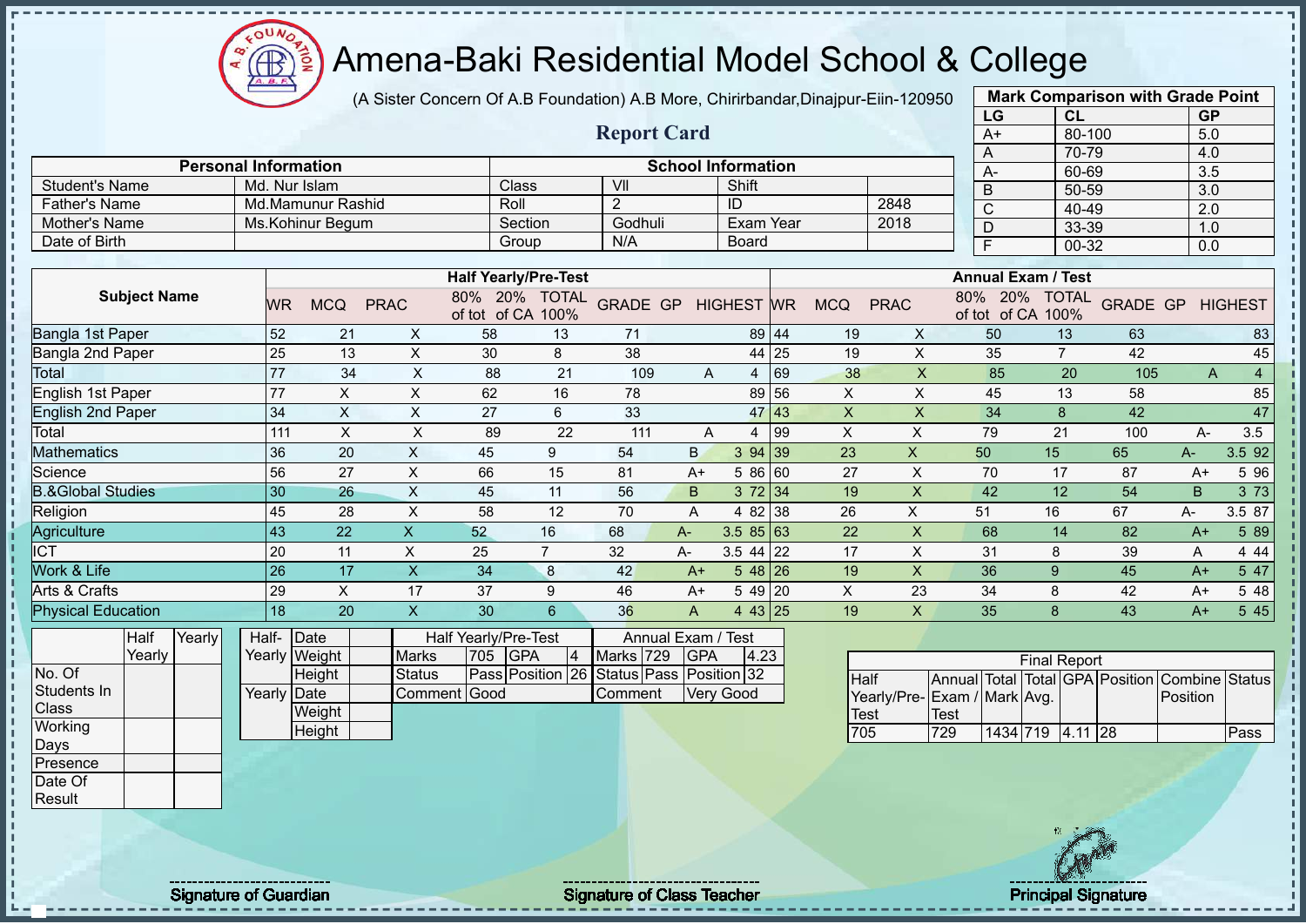# Amena-Baki Residential Model School & College

(A Sister Concern Of A.B Foundation) A.B More, Chirirbandar,Dinajpur-Eiin-120950

## Report Card

| Personal Information | | School Information | | | |
|---|---|---|---|---|---|
| Student's Name | Md. Nur Islam | Class | VII | Shift | |
| Father's Name | Md.Mamunur Rashid | Roll | 2 | ID | 2848 |
| Mother's Name | Ms.Kohinur Begum | Section | Godhuli | Exam Year | 2018 |
| Date of Birth | | Group | N/A | Board | |

**Mark Comparison with Grade Point**

| LG | CL | GP |
|---|---|---|
| A+ | 80-100 | 5.0 |
| A | 70-79 | 4.0 |
| A- | 60-69 | 3.5 |
| B | 50-59 | 3.0 |
| C | 40-49 | 2.0 |
| D | 33-39 | 1.0 |
| F | 00-32 | 0.0 |

| Subject Name | Half Yearly/Pre-Test | | | | | | | | | Annual Exam / Test | | | | | | | | |
|---|---|---|---|---|---|---|---|---|---|---|---|---|---|---|---|---|---|---|
| | WR | MCQ | PRAC | 80% of tot | 20% of CA | TOTAL 100% | GRADE | GP | HIGHEST | WR | MCQ | PRAC | 80% of tot | 20% of CA | TOTAL 100% | GRADE | GP | HIGHEST |
| Bangla 1st Paper | 52 | 21 | X | 58 | 13 | 71 | | | 89 | 44 | 19 | X | 50 | 13 | 63 | | | 83 |
| Bangla 2nd Paper | 25 | 13 | X | 30 | 8 | 38 | | | 44 | 25 | 19 | X | 35 | 7 | 42 | | | 45 |
| Total | 77 | 34 | X | 88 | 21 | 109 | A | 4 | | 69 | 38 | X | 85 | 20 | 105 | A | 4 | |
| English 1st Paper | 77 | X | X | 62 | 16 | 78 | | | 89 | 56 | X | X | 45 | 13 | 58 | | | 85 |
| English 2nd Paper | 34 | X | X | 27 | 6 | 33 | | | 47 | 43 | X | X | 34 | 8 | 42 | | | 47 |
| Total | 111 | X | X | 89 | 22 | 111 | A | 4 | | 99 | X | X | 79 | 21 | 100 | A- | 3.5 | |
| Mathematics | 36 | 20 | X | 45 | 9 | 54 | B | 3 | 94 | 39 | 23 | X | 50 | 15 | 65 | A- | 3.5 | 92 |
| Science | 56 | 27 | X | 66 | 15 | 81 | A+ | 5 | 86 | 60 | 27 | X | 70 | 17 | 87 | A+ | 5 | 96 |
| B.&Global Studies | 30 | 26 | X | 45 | 11 | 56 | B | 3 | 72 | 34 | 19 | X | 42 | 12 | 54 | B | 3 | 73 |
| Religion | 45 | 28 | X | 58 | 12 | 70 | A | 4 | 82 | 38 | 26 | X | 51 | 16 | 67 | A- | 3.5 | 87 |
| Agriculture | 43 | 22 | X | 52 | 16 | 68 | A- | 3.5 | 85 | 63 | 22 | X | 68 | 14 | 82 | A+ | 5 | 89 |
| ICT | 20 | 11 | X | 25 | 7 | 32 | A- | 3.5 | 44 | 22 | 17 | X | 31 | 8 | 39 | A | 4 | 44 |
| Work & Life | 26 | 17 | X | 34 | 8 | 42 | A+ | 5 | 48 | 26 | 19 | X | 36 | 9 | 45 | A+ | 5 | 47 |
| Arts & Crafts | 29 | X | 17 | 37 | 9 | 46 | A+ | 5 | 49 | 20 | X | 23 | 34 | 8 | 42 | A+ | 5 | 48 |
| Physical Education | 18 | 20 | X | 30 | 6 | 36 | A | 4 | 43 | 25 | 19 | X | 35 | 8 | 43 | A+ | 5 | 45 |

| | Half Yearly | Yearly |
|---|---|---|
| No. Of Students In Class | | |
| Working Days | | |
| Presence | | |
| Date Of Result | | |

| | | |
|---|---|---|
| Half-Yearly | Date | |
| | Weight | |
| | Height | |
| Yearly | Date | |
| | Weight | |
| | Height | |

| Half Yearly/Pre-Test | | | | Annual Exam / Test | | | |
|---|---|---|---|---|---|---|---|
| Marks | 705 | GPA | 4 | Marks | 729 | GPA | 4.23 |
| Status | Pass | Position | 26 | Status | Pass | Position | 32 |
| Comment | Good | | | Comment | Very Good | | |

**Final Report**

| Half Yearly/Pre-Test | Annual Exam / Test | Total Mark | Total Avg. | GPA | Position | Combine Position | Status |
|---|---|---|---|---|---|---|---|
| 705 | 729 | 1434 | 719 | 4.11 | 28 | | Pass |

Signature of Guardian | Signature of Class Teacher | Principal Signature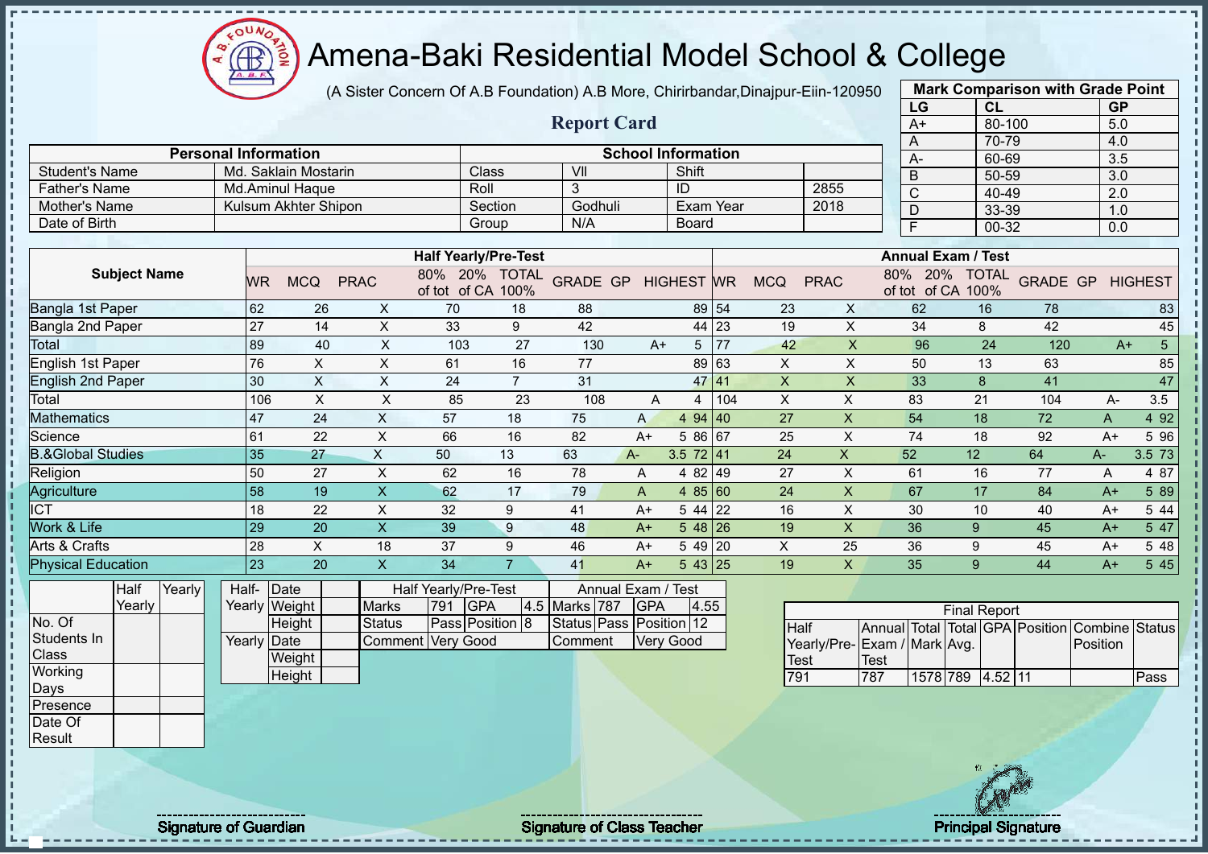# Amena-Baki Residential Model School & College

(A Sister Concern Of A.B Foundation) A.B More, Chirirbandar,Dinajpur-Eiin-120950

## Report Card

| Mark Comparison with Grade Point | | |
|---|---|---|
| LG | CL | GP |
| A+ | 80-100 | 5.0 |
| A | 70-79 | 4.0 |
| A- | 60-69 | 3.5 |
| B | 50-59 | 3.0 |
| C | 40-49 | 2.0 |
| D | 33-39 | 1.0 |
| F | 00-32 | 0.0 |

| Personal Information | | School Information | | | |
|---|---|---|---|---|---|
| Student's Name | Md. Saklain Mostarin | Class | VII | Shift | |
| Father's Name | Md.Aminul Haque | Roll | 3 | ID | 2855 |
| Mother's Name | Kulsum Akhter Shipon | Section | Godhuli | Exam Year | 2018 |
| Date of Birth | | Group | N/A | Board | |

| Subject Name | Half Yearly/Pre-Test | | | | | | | | | Annual Exam / Test | | | | | | | | |
|---|---|---|---|---|---|---|---|---|---|---|---|---|---|---|---|---|---|---|
| | WR | MCQ | PRAC | 80% of tot | 20% of CA | TOTAL 100% | GRADE | GP | HIGHEST | WR | MCQ | PRAC | 80% of tot | 20% of CA | TOTAL 100% | GRADE | GP | HIGHEST |
| Bangla 1st Paper | 62 | 26 | X | 70 | 18 | 88 | | | 89 | 54 | 23 | X | 62 | 16 | 78 | | | 83 |
| Bangla 2nd Paper | 27 | 14 | X | 33 | 9 | 42 | | | 44 | 23 | 19 | X | 34 | 8 | 42 | | | 45 |
| Total | 89 | 40 | X | 103 | 27 | 130 | A+ | 5 | | 77 | 42 | X | 96 | 24 | 120 | A+ | 5 | |
| English 1st Paper | 76 | X | X | 61 | 16 | 77 | | | 89 | 63 | X | X | 50 | 13 | 63 | | | 85 |
| English 2nd Paper | 30 | X | X | 24 | 7 | 31 | | | 47 | 41 | X | X | 33 | 8 | 41 | | | 47 |
| Total | 106 | X | X | 85 | 23 | 108 | A | 4 | | 104 | X | X | 83 | 21 | 104 | A- | 3.5 | |
| Mathematics | 47 | 24 | X | 57 | 18 | 75 | A | 4 | 94 | 40 | 27 | X | 54 | 18 | 72 | A | 4 | 92 |
| Science | 61 | 22 | X | 66 | 16 | 82 | A+ | 5 | 86 | 67 | 25 | X | 74 | 18 | 92 | A+ | 5 | 96 |
| B.&Global Studies | 35 | 27 | X | 50 | 13 | 63 | A- | 3.5 | 72 | 41 | 24 | X | 52 | 12 | 64 | A- | 3.5 | 73 |
| Religion | 50 | 27 | X | 62 | 16 | 78 | A | 4 | 82 | 49 | 27 | X | 61 | 16 | 77 | A | 4 | 87 |
| Agriculture | 58 | 19 | X | 62 | 17 | 79 | A | 4 | 85 | 60 | 24 | X | 67 | 17 | 84 | A+ | 5 | 89 |
| ICT | 18 | 22 | X | 32 | 9 | 41 | A+ | 5 | 44 | 22 | 16 | X | 30 | 10 | 40 | A+ | 5 | 44 |
| Work & Life | 29 | 20 | X | 39 | 9 | 48 | A+ | 5 | 48 | 26 | 19 | X | 36 | 9 | 45 | A+ | 5 | 47 |
| Arts & Crafts | 28 | X | 18 | 37 | 9 | 46 | A+ | 5 | 49 | 20 | X | 25 | 36 | 9 | 45 | A+ | 5 | 48 |
| Physical Education | 23 | 20 | X | 34 | 7 | 41 | A+ | 5 | 43 | 25 | 19 | X | 35 | 9 | 44 | A+ | 5 | 45 |

| | Half Yearly | Yearly |
|---|---|---|
| No. Of Students In Class | | |
| Working Days | | |
| Presence | | |
| Date Of Result | | |

| | | |
|---|---|---|
| Half-Yearly | Date | |
| | Weight | |
| | Height | |
| Yearly | Date | |
| | Weight | |
| | Height | |

| Half Yearly/Pre-Test | | | | Annual Exam / Test | | | |
|---|---|---|---|---|---|---|---|
| Marks | 791 | GPA | 4.5 | Marks | 787 | GPA | 4.55 |
| Status | Pass | Position | 8 | Status | Pass | Position | 12 |
| Comment | Very Good | | | Comment | Very Good | | |

| Final Report | | | | | | | |
|---|---|---|---|---|---|---|---|
| Half Yearly/Pre-Test | Annual Exam / Test | Total Mark | Total Avg. | GPA | Position | Combine Position | Status |
| 791 | 787 | 1578 | 789 | 4.52 | 11 | | Pass |

Signature of Guardian

Signature of Class Teacher

Principal Signature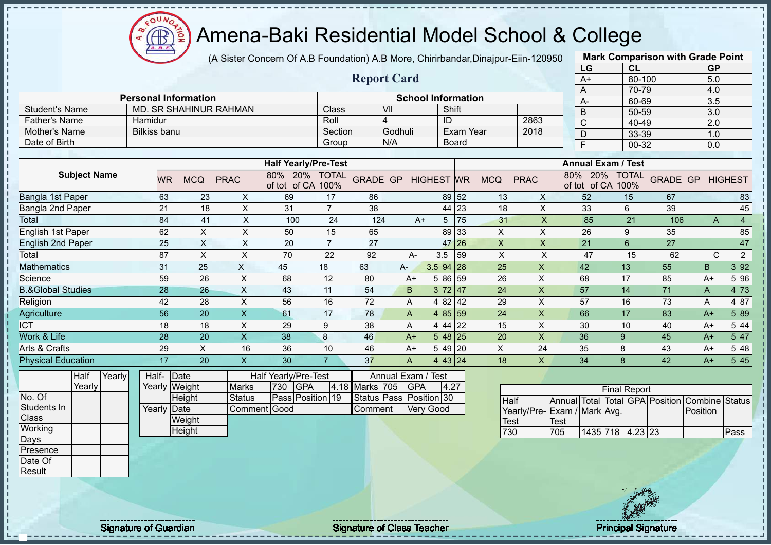# Amena-Baki Residential Model School & College

(A Sister Concern Of A.B Foundation) A.B More, Chirirbandar,Dinajpur-Eiin-120950

## Report Card

| Mark Comparison with Grade Point | | |
|---|---|---|
| LG | CL | GP |
| A+ | 80-100 | 5.0 |
| A | 70-79 | 4.0 |
| A- | 60-69 | 3.5 |
| B | 50-59 | 3.0 |
| C | 40-49 | 2.0 |
| D | 33-39 | 1.0 |
| F | 00-32 | 0.0 |

| Personal Information | | School Information | | | |
|---|---|---|---|---|---|
| Student's Name | MD. SR SHAHINUR RAHMAN | Class | VII | Shift | |
| Father's Name | Hamidur | Roll | 4 | ID | 2863 |
| Mother's Name | Bilkiss banu | Section | Godhuli | Exam Year | 2018 |
| Date of Birth | | Group | N/A | Board | |

| Subject Name | Half Yearly/Pre-Test | | | | | | | | | Annual Exam / Test | | | | | | | | |
|---|---|---|---|---|---|---|---|---|---|---|---|---|---|---|---|---|---|---|
| | WR | MCQ | PRAC | 80% of tot | 20% of CA | TOTAL 100% | GRADE | GP | HIGHEST | WR | MCQ | PRAC | 80% of tot | 20% of CA | TOTAL 100% | GRADE | GP | HIGHEST |
| Bangla 1st Paper | 63 | 23 | X | 69 | 17 | 86 | | | 89 | 52 | 13 | X | 52 | 15 | 67 | | | 83 |
| Bangla 2nd Paper | 21 | 18 | X | 31 | 7 | 38 | | | 44 | 23 | 18 | X | 33 | 6 | 39 | | | 45 |
| Total | 84 | 41 | X | 100 | 24 | 124 | A+ | 5 | | 75 | 31 | X | 85 | 21 | 106 | A | 4 | |
| English 1st Paper | 62 | X | X | 50 | 15 | 65 | | | 89 | 33 | X | X | 26 | 9 | 35 | | | 85 |
| English 2nd Paper | 25 | X | X | 20 | 7 | 27 | | | 47 | 26 | X | X | 21 | 6 | 27 | | | 47 |
| Total | 87 | X | X | 70 | 22 | 92 | A- | 3.5 | | 59 | X | X | 47 | 15 | 62 | C | 2 | |
| Mathematics | 31 | 25 | X | 45 | 18 | 63 | A- | 3.5 | 94 | 28 | 25 | X | 42 | 13 | 55 | B | 3 | 92 |
| Science | 59 | 26 | X | 68 | 12 | 80 | A+ | 5 | 86 | 59 | 26 | X | 68 | 17 | 85 | A+ | 5 | 96 |
| B.&Global Studies | 28 | 26 | X | 43 | 11 | 54 | B | 3 | 72 | 47 | 24 | X | 57 | 14 | 71 | A | 4 | 73 |
| Religion | 42 | 28 | X | 56 | 16 | 72 | A | 4 | 82 | 42 | 29 | X | 57 | 16 | 73 | A | 4 | 87 |
| Agriculture | 56 | 20 | X | 61 | 17 | 78 | A | 4 | 85 | 59 | 24 | X | 66 | 17 | 83 | A+ | 5 | 89 |
| ICT | 18 | 18 | X | 29 | 9 | 38 | A | 4 | 44 | 22 | 15 | X | 30 | 10 | 40 | A+ | 5 | 44 |
| Work & Life | 28 | 20 | X | 38 | 8 | 46 | A+ | 5 | 48 | 25 | 20 | X | 36 | 9 | 45 | A+ | 5 | 47 |
| Arts & Crafts | 29 | X | 16 | 36 | 10 | 46 | A+ | 5 | 49 | 20 | X | 24 | 35 | 8 | 43 | A+ | 5 | 48 |
| Physical Education | 17 | 20 | X | 30 | 7 | 37 | A | 4 | 43 | 24 | 18 | X | 34 | 8 | 42 | A+ | 5 | 45 |

| | Half Yearly | Yearly |
|---|---|---|
| No. Of Students In Class | | |
| Working Days | | |
| Presence | | |
| Date Of Result | | |

| | | |
|---|---|---|
| Half-Yearly | Date | |
| | Weight | |
| | Height | |
| Yearly | Date | |
| | Weight | |
| | Height | |

| Half Yearly/Pre-Test | | | | Annual Exam / Test | | | |
|---|---|---|---|---|---|---|---|
| Marks | 730 | GPA | 4.18 | Marks | 705 | GPA | 4.27 |
| Status | Pass | Position | 19 | Status | Pass | Position | 30 |
| Comment | Good | | | Comment | Very Good | | |

| Final Report | | | | | | | |
|---|---|---|---|---|---|---|---|
| Half Yearly/Pre-Test | Annual Exam / Test | Total Mark | Total Avg. | GPA | Position | Combine Position | Status |
| 730 | 705 | 1435 | 718 | 4.23 | 23 | | Pass |

Signature of Guardian

Signature of Class Teacher

Principal Signature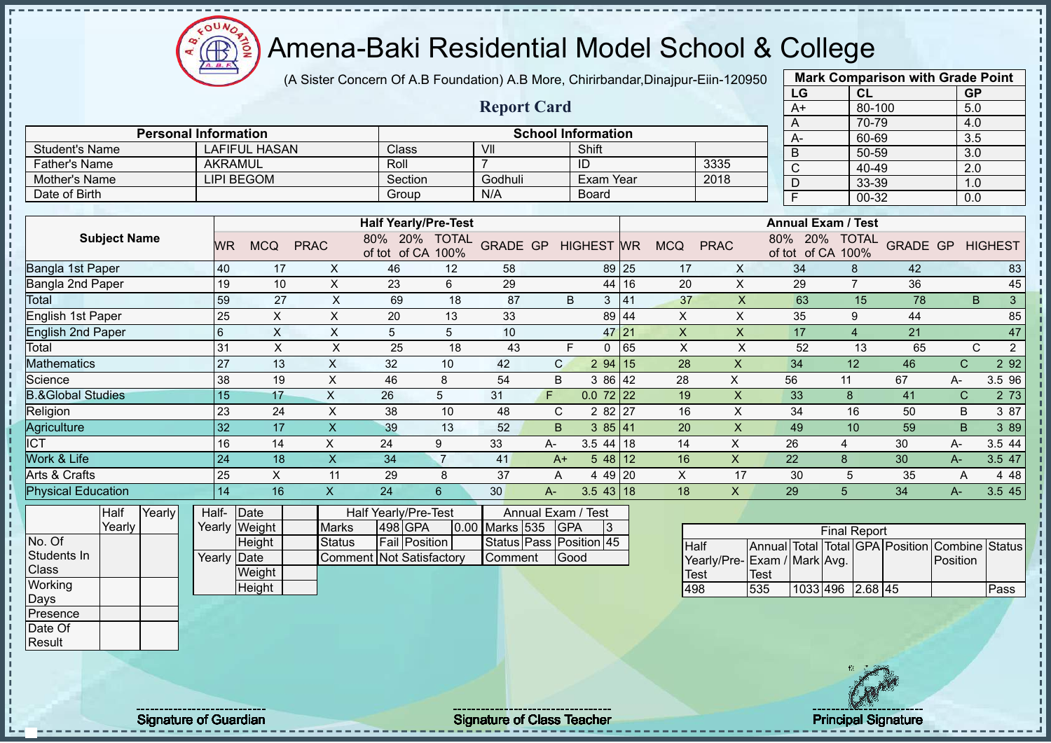# Amena-Baki Residential Model School & College

(A Sister Concern Of A.B Foundation) A.B More, Chirirbandar,Dinajpur-Eiin-120950

## Report Card

| Mark Comparison with Grade Point | | |
|---|---|---|
| LG | CL | GP |
| A+ | 80-100 | 5.0 |
| A | 70-79 | 4.0 |
| A- | 60-69 | 3.5 |
| B | 50-59 | 3.0 |
| C | 40-49 | 2.0 |
| D | 33-39 | 1.0 |
| F | 00-32 | 0.0 |

| Personal Information | | School Information | | | |
|---|---|---|---|---|---|
| Student's Name | LAFIFUL HASAN | Class | VII | Shift | |
| Father's Name | AKRAMUL | Roll | 7 | ID | 3335 |
| Mother's Name | LIPI BEGOM | Section | Godhuli | Exam Year | 2018 |
| Date of Birth | | Group | N/A | Board | |

| Subject Name | Half Yearly/Pre-Test | | | | | | | | | Annual Exam / Test | | | | | | | | |
|---|---|---|---|---|---|---|---|---|---|---|---|---|---|---|---|---|---|---|
| | WR | MCQ | PRAC | 80% of tot | 20% of CA | TOTAL 100% | GRADE | GP | HIGHEST | WR | MCQ | PRAC | 80% of tot | 20% of CA | TOTAL 100% | GRADE | GP | HIGHEST |
| Bangla 1st Paper | 40 | 17 | X | 46 | 12 | 58 | | | 89 | 25 | 17 | X | 34 | 8 | 42 | | | 83 |
| Bangla 2nd Paper | 19 | 10 | X | 23 | 6 | 29 | | | 44 | 16 | 20 | X | 29 | 7 | 36 | | | 45 |
| Total | 59 | 27 | X | 69 | 18 | 87 | B | 3 | | 41 | 37 | X | 63 | 15 | 78 | B | 3 | |
| English 1st Paper | 25 | X | X | 20 | 13 | 33 | | | 89 | 44 | X | X | 35 | 9 | 44 | | | 85 |
| English 2nd Paper | 6 | X | X | 5 | 5 | 10 | | | 47 | 21 | X | X | 17 | 4 | 21 | | | 47 |
| Total | 31 | X | X | 25 | 18 | 43 | F | 0 | | 65 | X | X | 52 | 13 | 65 | C | 2 | |
| Mathematics | 27 | 13 | X | 32 | 10 | 42 | C | 2 | 94 | 15 | 28 | X | 34 | 12 | 46 | C | 2 | 92 |
| Science | 38 | 19 | X | 46 | 8 | 54 | B | 3 | 86 | 42 | 28 | X | 56 | 11 | 67 | A- | 3.5 | 96 |
| B.&Global Studies | 15 | 17 | X | 26 | 5 | 31 | F | 0.0 | 72 | 22 | 19 | X | 33 | 8 | 41 | C | 2 | 73 |
| Religion | 23 | 24 | X | 38 | 10 | 48 | C | 2 | 82 | 27 | 16 | X | 34 | 16 | 50 | B | 3 | 87 |
| Agriculture | 32 | 17 | X | 39 | 13 | 52 | B | 3 | 85 | 41 | 20 | X | 49 | 10 | 59 | B | 3 | 89 |
| ICT | 16 | 14 | X | 24 | 9 | 33 | A- | 3.5 | 44 | 18 | 14 | X | 26 | 4 | 30 | A- | 3.5 | 44 |
| Work & Life | 24 | 18 | X | 34 | 7 | 41 | A+ | 5 | 48 | 12 | 16 | X | 22 | 8 | 30 | A- | 3.5 | 47 |
| Arts & Crafts | 25 | X | 11 | 29 | 8 | 37 | A | 4 | 49 | 20 | X | 17 | 30 | 5 | 35 | A | 4 | 48 |
| Physical Education | 14 | 16 | X | 24 | 6 | 30 | A- | 3.5 | 43 | 18 | 18 | X | 29 | 5 | 34 | A- | 3.5 | 45 |

| | Half Yearly | Yearly |
|---|---|---|
| No. Of Students In Class | | |
| Working Days | | |
| Presence | | |
| Date Of Result | | |

| | | |
|---|---|---|
| Half-Yearly | Date | |
| | Weight | |
| | Height | |
| Yearly | Date | |
| | Weight | |
| | Height | |

| Half Yearly/Pre-Test | | | | Annual Exam / Test | | | |
|---|---|---|---|---|---|---|---|
| Marks | 498 | GPA | 0.00 | Marks | 535 | GPA | 3 |
| Status | Fail | Position | | Status | Pass | Position | 45 |
| Comment | Not Satisfactory | | | Comment | Good | | |

| Final Report | | | | | | | |
|---|---|---|---|---|---|---|---|
| Half Yearly/Pre-Test | Annual Exam / Test | Total Mark | Total Avg. | GPA | Position | Combine Position | Status |
| 498 | 535 | 1033 | 496 | 2.68 | 45 | | Pass |

Signature of Guardian

Signature of Class Teacher

Principal Signature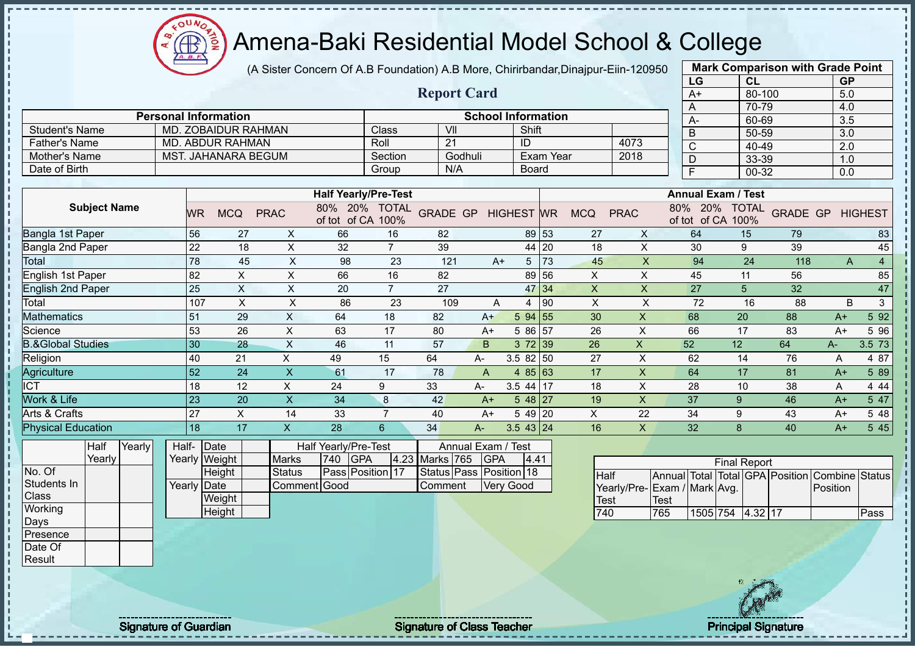# Amena-Baki Residential Model School & College

(A Sister Concern Of A.B Foundation) A.B More, Chirirbandar,Dinajpur-Eiin-120950

## Report Card

| Mark Comparison with Grade Point | | |
|---|---|---|
| LG | CL | GP |
| A+ | 80-100 | 5.0 |
| A | 70-79 | 4.0 |
| A- | 60-69 | 3.5 |
| B | 50-59 | 3.0 |
| C | 40-49 | 2.0 |
| D | 33-39 | 1.0 |
| F | 00-32 | 0.0 |

| Personal Information | | School Information | | | |
|---|---|---|---|---|---|
| Student's Name | MD. ZOBAIDUR RAHMAN | Class | VII | Shift | |
| Father's Name | MD. ABDUR RAHMAN | Roll | 21 | ID | 4073 |
| Mother's Name | MST. JAHANARA BEGUM | Section | Godhuli | Exam Year | 2018 |
| Date of Birth | | Group | N/A | Board | |

| Subject Name | Half Yearly/Pre-Test | | | | | | | | | Annual Exam / Test | | | | | | | | |
|---|---|---|---|---|---|---|---|---|---|---|---|---|---|---|---|---|---|---|
| | WR | MCQ | PRAC | 80% of tot | 20% of CA | TOTAL 100% | GRADE | GP | HIGHEST | WR | MCQ | PRAC | 80% of tot | 20% of CA | TOTAL 100% | GRADE | GP | HIGHEST |
| Bangla 1st Paper | 56 | 27 | X | 66 | 16 | 82 | | | 89 | 53 | 27 | X | 64 | 15 | 79 | | | 83 |
| Bangla 2nd Paper | 22 | 18 | X | 32 | 7 | 39 | | | 44 | 20 | 18 | X | 30 | 9 | 39 | | | 45 |
| Total | 78 | 45 | X | 98 | 23 | 121 | A+ | 5 | | 73 | 45 | X | 94 | 24 | 118 | A | 4 | |
| English 1st Paper | 82 | X | X | 66 | 16 | 82 | | | 89 | 56 | X | X | 45 | 11 | 56 | | | 85 |
| English 2nd Paper | 25 | X | X | 20 | 7 | 27 | | | 47 | 34 | X | X | 27 | 5 | 32 | | | 47 |
| Total | 107 | X | X | 86 | 23 | 109 | A | 4 | | 90 | X | X | 72 | 16 | 88 | B | 3 | |
| Mathematics | 51 | 29 | X | 64 | 18 | 82 | A+ | 5 | 94 | 55 | 30 | X | 68 | 20 | 88 | A+ | 5 | 92 |
| Science | 53 | 26 | X | 63 | 17 | 80 | A+ | 5 | 86 | 57 | 26 | X | 66 | 17 | 83 | A+ | 5 | 96 |
| B.&Global Studies | 30 | 28 | X | 46 | 11 | 57 | B | 3 | 72 | 39 | 26 | X | 52 | 12 | 64 | A- | 3.5 | 73 |
| Religion | 40 | 21 | X | 49 | 15 | 64 | A- | 3.5 | 82 | 50 | 27 | X | 62 | 14 | 76 | A | 4 | 87 |
| Agriculture | 52 | 24 | X | 61 | 17 | 78 | A | 4 | 85 | 63 | 17 | X | 64 | 17 | 81 | A+ | 5 | 89 |
| ICT | 18 | 12 | X | 24 | 9 | 33 | A- | 3.5 | 44 | 17 | 18 | X | 28 | 10 | 38 | A | 4 | 44 |
| Work & Life | 23 | 20 | X | 34 | 8 | 42 | A+ | 5 | 48 | 27 | 19 | X | 37 | 9 | 46 | A+ | 5 | 47 |
| Arts & Crafts | 27 | X | 14 | 33 | 7 | 40 | A+ | 5 | 49 | 20 | X | 22 | 34 | 9 | 43 | A+ | 5 | 48 |
| Physical Education | 18 | 17 | X | 28 | 6 | 34 | A- | 3.5 | 43 | 24 | 16 | X | 32 | 8 | 40 | A+ | 5 | 45 |

| | Half Yearly | Yearly |
|---|---|---|
| No. Of Students In Class | | |
| Working Days | | |
| Presence | | |
| Date Of Result | | |

| | | |
|---|---|---|
| Half-Yearly | Date | |
| | Weight | |
| | Height | |
| Yearly | Date | |
| | Weight | |
| | Height | |

| Half Yearly/Pre-Test | | | | Annual Exam / Test | | | |
|---|---|---|---|---|---|---|---|
| Marks | 740 | GPA | 4.23 | Marks | 765 | GPA | 4.41 |
| Status | Pass | Position | 17 | Status | Pass | Position | 18 |
| Comment | Good | | | Comment | Very Good | | |

| Final Report | | | | | | | |
|---|---|---|---|---|---|---|---|
| Half Yearly/Pre-Test | Annual Exam / Test | Total Mark | Total Avg. | GPA | Position | Combine Position | Status |
| 740 | 765 | 1505 | 754 | 4.32 | 17 | | Pass |

Signature of Guardian

Signature of Class Teacher

Principal Signature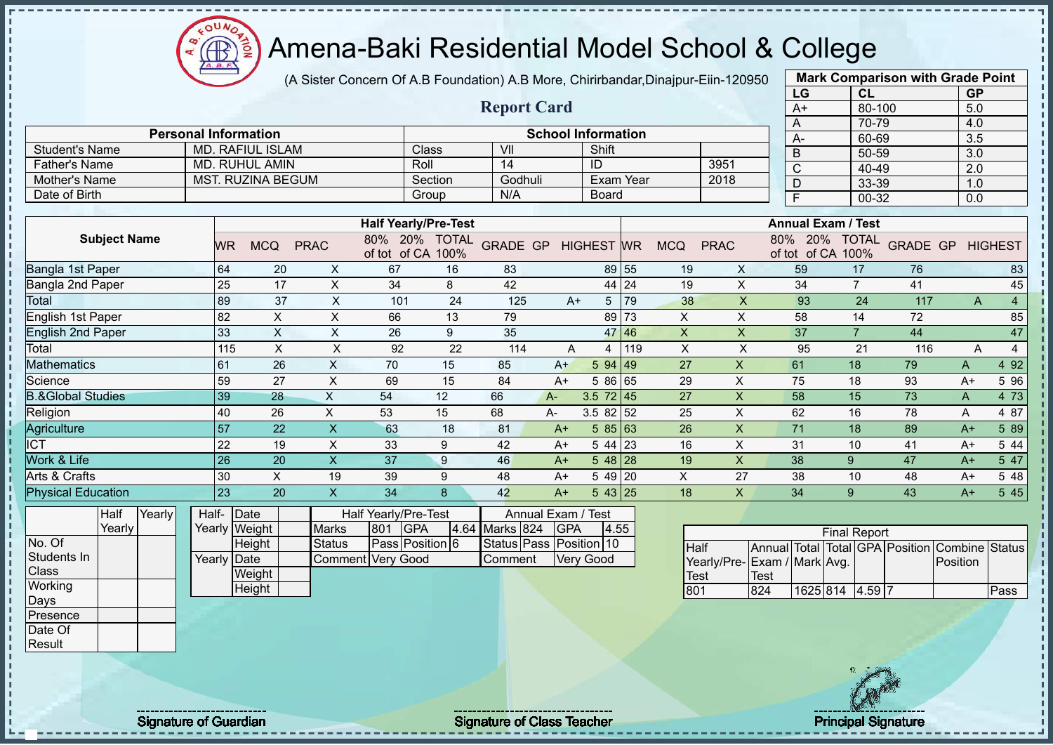# Amena-Baki Residential Model School & College

(A Sister Concern Of A.B Foundation) A.B More, Chirirbandar,Dinajpur-Eiin-120950

## Report Card

| Mark Comparison with Grade Point | | |
|---|---|---|
| LG | CL | GP |
| A+ | 80-100 | 5.0 |
| A | 70-79 | 4.0 |
| A- | 60-69 | 3.5 |
| B | 50-59 | 3.0 |
| C | 40-49 | 2.0 |
| D | 33-39 | 1.0 |
| F | 00-32 | 0.0 |

| Personal Information | | School Information | | | |
|---|---|---|---|---|---|
| Student's Name | MD. RAFIUL ISLAM | Class | VII | Shift | |
| Father's Name | MD. RUHUL AMIN | Roll | 14 | ID | 3951 |
| Mother's Name | MST. RUZINA BEGUM | Section | Godhuli | Exam Year | 2018 |
| Date of Birth | | Group | N/A | Board | |

| Subject Name | Half Yearly/Pre-Test | | | | | | | | | Annual Exam / Test | | | | | | | | |
|---|---|---|---|---|---|---|---|---|---|---|---|---|---|---|---|---|---|---|
| | WR | MCQ | PRAC | 80% of tot | 20% of CA | TOTAL 100% | GRADE | GP | HIGHEST | WR | MCQ | PRAC | 80% of tot | 20% of CA | TOTAL 100% | GRADE | GP | HIGHEST |
| Bangla 1st Paper | 64 | 20 | X | 67 | 16 | 83 | | | 89 | 55 | 19 | X | 59 | 17 | 76 | | | 83 |
| Bangla 2nd Paper | 25 | 17 | X | 34 | 8 | 42 | | | 44 | 24 | 19 | X | 34 | 7 | 41 | | | 45 |
| Total | 89 | 37 | X | 101 | 24 | 125 | A+ | 5 | | 79 | 38 | X | 93 | 24 | 117 | A | 4 | |
| English 1st Paper | 82 | X | X | 66 | 13 | 79 | | | 89 | 73 | X | X | 58 | 14 | 72 | | | 85 |
| English 2nd Paper | 33 | X | X | 26 | 9 | 35 | | | 47 | 46 | X | X | 37 | 7 | 44 | | | 47 |
| Total | 115 | X | X | 92 | 22 | 114 | A | 4 | | 119 | X | X | 95 | 21 | 116 | A | 4 | |
| Mathematics | 61 | 26 | X | 70 | 15 | 85 | A+ | 5 | 94 | 49 | 27 | X | 61 | 18 | 79 | A | 4 | 92 |
| Science | 59 | 27 | X | 69 | 15 | 84 | A+ | 5 | 86 | 65 | 29 | X | 75 | 18 | 93 | A+ | 5 | 96 |
| B.&Global Studies | 39 | 28 | X | 54 | 12 | 66 | A- | 3.5 | 72 | 45 | 27 | X | 58 | 15 | 73 | A | 4 | 73 |
| Religion | 40 | 26 | X | 53 | 15 | 68 | A- | 3.5 | 82 | 52 | 25 | X | 62 | 16 | 78 | A | 4 | 87 |
| Agriculture | 57 | 22 | X | 63 | 18 | 81 | A+ | 5 | 85 | 63 | 26 | X | 71 | 18 | 89 | A+ | 5 | 89 |
| ICT | 22 | 19 | X | 33 | 9 | 42 | A+ | 5 | 44 | 23 | 16 | X | 31 | 10 | 41 | A+ | 5 | 44 |
| Work & Life | 26 | 20 | X | 37 | 9 | 46 | A+ | 5 | 48 | 28 | 19 | X | 38 | 9 | 47 | A+ | 5 | 47 |
| Arts & Crafts | 30 | X | 19 | 39 | 9 | 48 | A+ | 5 | 49 | 20 | X | 27 | 38 | 10 | 48 | A+ | 5 | 48 |
| Physical Education | 23 | 20 | X | 34 | 8 | 42 | A+ | 5 | 43 | 25 | 18 | X | 34 | 9 | 43 | A+ | 5 | 45 |

| | Half Yearly | Yearly |
|---|---|---|
| No. Of Students In Class | | |
| Working Days | | |
| Presence | | |
| Date Of Result | | |

| | | |
|---|---|---|
| Half-Yearly | Date | |
| | Weight | |
| | Height | |
| Yearly | Date | |
| | Weight | |
| | Height | |

| Half Yearly/Pre-Test | | | | Annual Exam / Test | | | |
|---|---|---|---|---|---|---|---|
| Marks | 801 | GPA | 4.64 | Marks | 824 | GPA | 4.55 |
| Status | Pass | Position | 6 | Status | Pass | Position | 10 |
| Comment | Very Good | | | Comment | Very Good | | |

| Final Report | | | | | | | |
|---|---|---|---|---|---|---|---|
| Half Yearly/Pre-Test | Annual Exam / Test | Total Mark | Total Avg. | GPA | Position | Combine Position | Status |
| 801 | 824 | 1625 | 814 | 4.59 | 7 | | Pass |

Signature of Guardian

Signature of Class Teacher

Principal Signature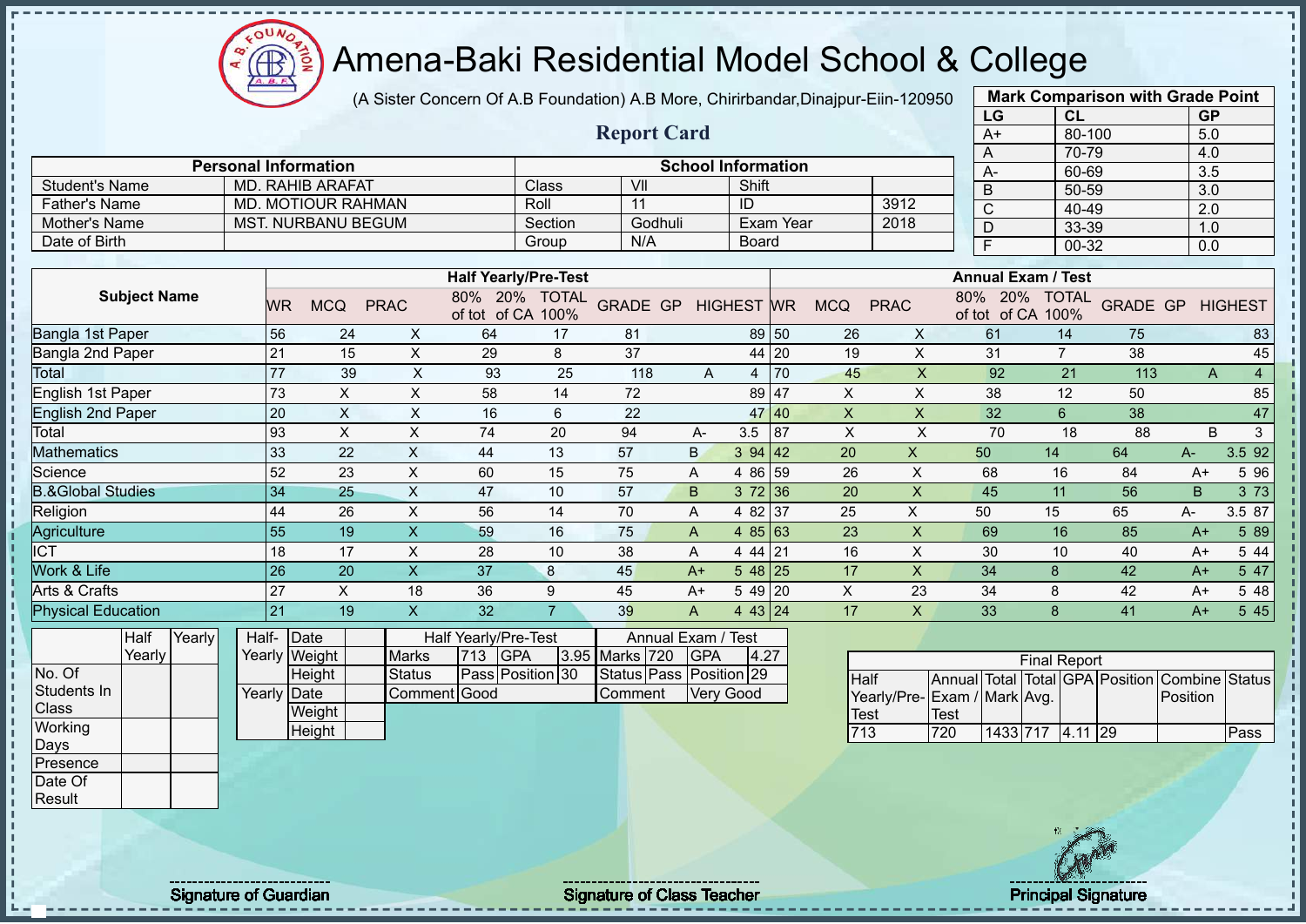# Amena-Baki Residential Model School & College

(A Sister Concern Of A.B Foundation) A.B More, Chirirbandar,Dinajpur-Eiin-120950

## Report Card

| Mark Comparison with Grade Point | | |
|---|---|---|
| LG | CL | GP |
| A+ | 80-100 | 5.0 |
| A | 70-79 | 4.0 |
| A- | 60-69 | 3.5 |
| B | 50-59 | 3.0 |
| C | 40-49 | 2.0 |
| D | 33-39 | 1.0 |
| F | 00-32 | 0.0 |

| Personal Information | | School Information | | | |
|---|---|---|---|---|---|
| Student's Name | MD. RAHIB ARAFAT | Class | VII | Shift | |
| Father's Name | MD. MOTIOUR RAHMAN | Roll | 11 | ID | 3912 |
| Mother's Name | MST. NURBANU BEGUM | Section | Godhuli | Exam Year | 2018 |
| Date of Birth | | Group | N/A | Board | |

| Subject Name | Half Yearly/Pre-Test | | | | | | | | | Annual Exam / Test | | | | | | | | |
|---|---|---|---|---|---|---|---|---|---|---|---|---|---|---|---|---|---|---|
| | WR | MCQ | PRAC | 80% of tot | 20% of CA | TOTAL 100% | GRADE | GP | HIGHEST | WR | MCQ | PRAC | 80% of tot | 20% of CA | TOTAL 100% | GRADE | GP | HIGHEST |
| Bangla 1st Paper | 56 | 24 | X | 64 | 17 | 81 | | | 89 | 50 | 26 | X | 61 | 14 | 75 | | | 83 |
| Bangla 2nd Paper | 21 | 15 | X | 29 | 8 | 37 | | | 44 | 20 | 19 | X | 31 | 7 | 38 | | | 45 |
| Total | 77 | 39 | X | 93 | 25 | 118 | A | 4 | | 70 | 45 | X | 92 | 21 | 113 | A | 4 | |
| English 1st Paper | 73 | X | X | 58 | 14 | 72 | | | 89 | 47 | X | X | 38 | 12 | 50 | | | 85 |
| English 2nd Paper | 20 | X | X | 16 | 6 | 22 | | | 47 | 40 | X | X | 32 | 6 | 38 | | | 47 |
| Total | 93 | X | X | 74 | 20 | 94 | A- | 3.5 | | 87 | X | X | 70 | 18 | 88 | B | 3 | |
| Mathematics | 33 | 22 | X | 44 | 13 | 57 | B | 3 | 94 | 42 | 20 | X | 50 | 14 | 64 | A- | 3.5 | 92 |
| Science | 52 | 23 | X | 60 | 15 | 75 | A | 4 | 86 | 59 | 26 | X | 68 | 16 | 84 | A+ | 5 | 96 |
| B.&Global Studies | 34 | 25 | X | 47 | 10 | 57 | B | 3 | 72 | 36 | 20 | X | 45 | 11 | 56 | B | 3 | 73 |
| Religion | 44 | 26 | X | 56 | 14 | 70 | A | 4 | 82 | 37 | 25 | X | 50 | 15 | 65 | A- | 3.5 | 87 |
| Agriculture | 55 | 19 | X | 59 | 16 | 75 | A | 4 | 85 | 63 | 23 | X | 69 | 16 | 85 | A+ | 5 | 89 |
| ICT | 18 | 17 | X | 28 | 10 | 38 | A | 4 | 44 | 21 | 16 | X | 30 | 10 | 40 | A+ | 5 | 44 |
| Work & Life | 26 | 20 | X | 37 | 8 | 45 | A+ | 5 | 48 | 25 | 17 | X | 34 | 8 | 42 | A+ | 5 | 47 |
| Arts & Crafts | 27 | X | 18 | 36 | 9 | 45 | A+ | 5 | 49 | 20 | X | 23 | 34 | 8 | 42 | A+ | 5 | 48 |
| Physical Education | 21 | 19 | X | 32 | 7 | 39 | A | 4 | 43 | 24 | 17 | X | 33 | 8 | 41 | A+ | 5 | 45 |

| | Half Yearly | Yearly |
|---|---|---|
| No. Of Students In Class | | |
| Working Days | | |
| Presence | | |
| Date Of Result | | |

| | | |
|---|---|---|
| Half-Yearly | Date | |
| | Weight | |
| | Height | |
| Yearly | Date | |
| | Weight | |
| | Height | |

| Half Yearly/Pre-Test | | | | Annual Exam / Test | | | |
|---|---|---|---|---|---|---|---|
| Marks | 713 | GPA | 3.95 | Marks | 720 | GPA | 4.27 |
| Status | Pass | Position | 30 | Status | Pass | Position | 29 |
| Comment | Good | | | Comment | Very Good | | |

| Final Report | | | | | | | |
|---|---|---|---|---|---|---|---|
| Half Yearly/Pre-Test | Annual Exam / Test | Total Mark | Total Avg. | GPA | Position | Combine Position | Status |
| 713 | 720 | 1433 | 717 | 4.11 | 29 | | Pass |

Signature of Guardian

Signature of Class Teacher

Principal Signature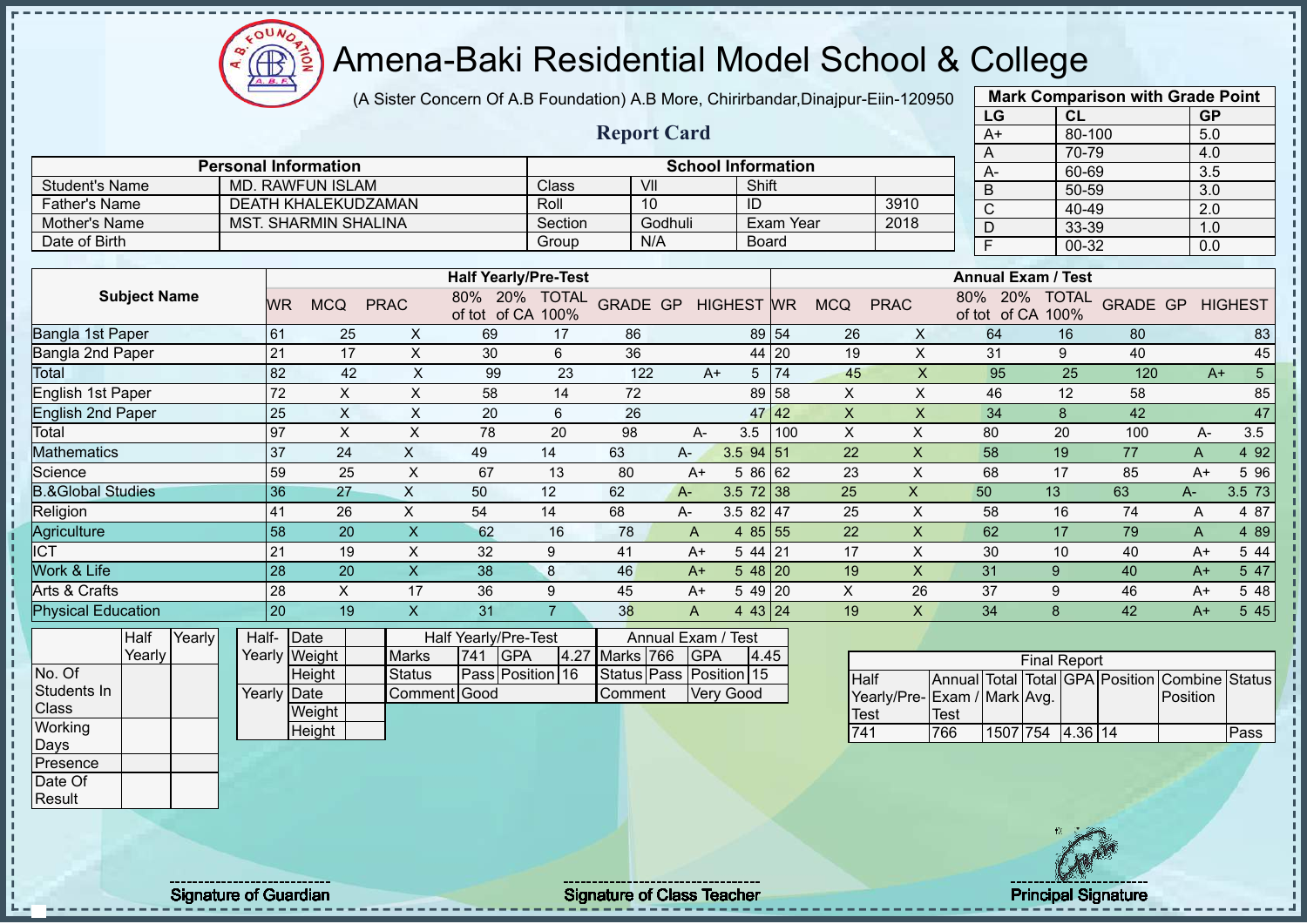# Amena-Baki Residential Model School & College

(A Sister Concern Of A.B Foundation) A.B More, Chirirbandar,Dinajpur-Eiin-120950

## Report Card

| Mark Comparison with Grade Point | | |
|---|---|---|
| LG | CL | GP |
| A+ | 80-100 | 5.0 |
| A | 70-79 | 4.0 |
| A- | 60-69 | 3.5 |
| B | 50-59 | 3.0 |
| C | 40-49 | 2.0 |
| D | 33-39 | 1.0 |
| F | 00-32 | 0.0 |

| Personal Information | | School Information | | | |
|---|---|---|---|---|---|
| Student's Name | MD. RAWFUN ISLAM | Class | VII | Shift | |
| Father's Name | DEATH KHALEKUDZAMAN | Roll | 10 | ID | 3910 |
| Mother's Name | MST. SHARMIN SHALINA | Section | Godhuli | Exam Year | 2018 |
| Date of Birth | | Group | N/A | Board | |

| Subject Name | Half Yearly/Pre-Test | | | | | | | | | Annual Exam / Test | | | | | | | | |
|---|---|---|---|---|---|---|---|---|---|---|---|---|---|---|---|---|---|---|
| | WR | MCQ | PRAC | 80% of tot | 20% of CA | TOTAL 100% | GRADE | GP | HIGHEST | WR | MCQ | PRAC | 80% of tot | 20% of CA | TOTAL 100% | GRADE | GP | HIGHEST |
| Bangla 1st Paper | 61 | 25 | X | 69 | 17 | 86 | | | 89 | 54 | 26 | X | 64 | 16 | 80 | | | 83 |
| Bangla 2nd Paper | 21 | 17 | X | 30 | 6 | 36 | | | 44 | 20 | 19 | X | 31 | 9 | 40 | | | 45 |
| Total | 82 | 42 | X | 99 | 23 | 122 | A+ | 5 | | 74 | 45 | X | 95 | 25 | 120 | A+ | 5 | |
| English 1st Paper | 72 | X | X | 58 | 14 | 72 | | | 89 | 58 | X | X | 46 | 12 | 58 | | | 85 |
| English 2nd Paper | 25 | X | X | 20 | 6 | 26 | | | 47 | 42 | X | X | 34 | 8 | 42 | | | 47 |
| Total | 97 | X | X | 78 | 20 | 98 | A- | 3.5 | | 100 | X | X | 80 | 20 | 100 | A- | 3.5 | |
| Mathematics | 37 | 24 | X | 49 | 14 | 63 | A- | 3.5 | 94 | 51 | 22 | X | 58 | 19 | 77 | A | 4 | 92 |
| Science | 59 | 25 | X | 67 | 13 | 80 | A+ | 5 | 86 | 62 | 23 | X | 68 | 17 | 85 | A+ | 5 | 96 |
| B.&Global Studies | 36 | 27 | X | 50 | 12 | 62 | A- | 3.5 | 72 | 38 | 25 | X | 50 | 13 | 63 | A- | 3.5 | 73 |
| Religion | 41 | 26 | X | 54 | 14 | 68 | A- | 3.5 | 82 | 47 | 25 | X | 58 | 16 | 74 | A | 4 | 87 |
| Agriculture | 58 | 20 | X | 62 | 16 | 78 | A | 4 | 85 | 55 | 22 | X | 62 | 17 | 79 | A | 4 | 89 |
| ICT | 21 | 19 | X | 32 | 9 | 41 | A+ | 5 | 44 | 21 | 17 | X | 30 | 10 | 40 | A+ | 5 | 44 |
| Work & Life | 28 | 20 | X | 38 | 8 | 46 | A+ | 5 | 48 | 20 | 19 | X | 31 | 9 | 40 | A+ | 5 | 47 |
| Arts & Crafts | 28 | X | 17 | 36 | 9 | 45 | A+ | 5 | 49 | 20 | X | 26 | 37 | 9 | 46 | A+ | 5 | 48 |
| Physical Education | 20 | 19 | X | 31 | 7 | 38 | A | 4 | 43 | 24 | 19 | X | 34 | 8 | 42 | A+ | 5 | 45 |

| | Half Yearly | Yearly |
|---|---|---|
| No. Of Students In Class | | |
| Working Days | | |
| Presence | | |
| Date Of Result | | |

| | | |
|---|---|---|
| Half-Yearly | Date | |
| | Weight | |
| | Height | |
| Yearly | Date | |
| | Weight | |
| | Height | |

| Half Yearly/Pre-Test | | | | Annual Exam / Test | | | |
|---|---|---|---|---|---|---|---|
| Marks | 741 | GPA | 4.27 | Marks | 766 | GPA | 4.45 |
| Status | Pass | Position | 16 | Status | Pass | Position | 15 |
| Comment | Good | | | Comment | Very Good | | |

| Final Report | | | | | | | |
|---|---|---|---|---|---|---|---|
| Half Yearly/Pre-Test | Annual Exam / Test | Total Mark | Total Avg. | GPA | Position | Combine Position | Status |
| 741 | 766 | 1507 | 754 | 4.36 | 14 | | Pass |

Signature of Guardian — Signature of Class Teacher — Principal Signature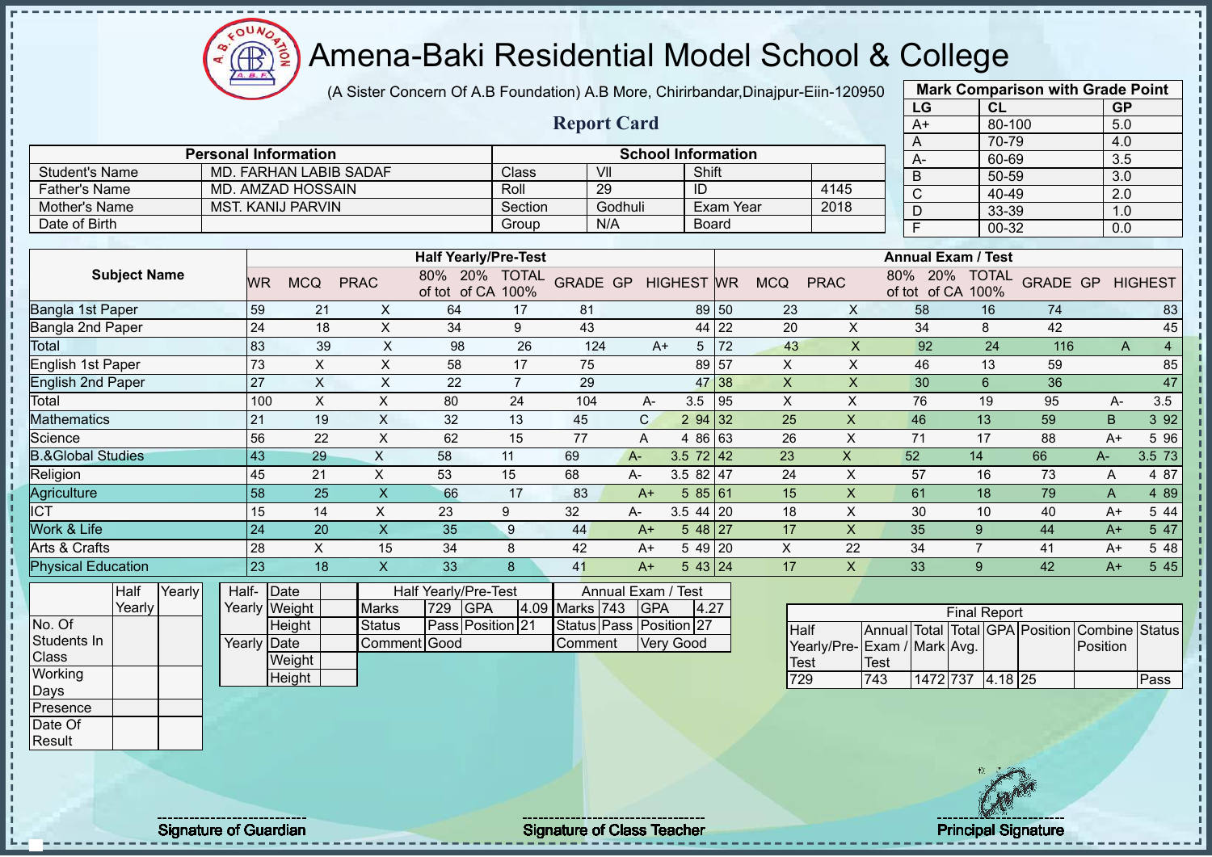# Amena-Baki Residential Model School & College

(A Sister Concern Of A.B Foundation) A.B More, Chirirbandar,Dinajpur-Eiin-120950

## Report Card

| Mark Comparison with Grade Point | | |
|---|---|---|
| LG | CL | GP |
| A+ | 80-100 | 5.0 |
| A | 70-79 | 4.0 |
| A- | 60-69 | 3.5 |
| B | 50-59 | 3.0 |
| C | 40-49 | 2.0 |
| D | 33-39 | 1.0 |
| F | 00-32 | 0.0 |

| Personal Information | | School Information | | | |
|---|---|---|---|---|---|
| Student's Name | MD. FARHAN LABIB SADAF | Class | VII | Shift | |
| Father's Name | MD. AMZAD HOSSAIN | Roll | 29 | ID | 4145 |
| Mother's Name | MST. KANIJ PARVIN | Section | Godhuli | Exam Year | 2018 |
| Date of Birth | | Group | N/A | Board | |

| Subject Name | Half Yearly/Pre-Test | | | | | | | | | Annual Exam / Test | | | | | | | | |
|---|---|---|---|---|---|---|---|---|---|---|---|---|---|---|---|---|---|---|
| | WR | MCQ | PRAC | 80% of tot | 20% of CA | TOTAL 100% | GRADE | GP | HIGHEST | WR | MCQ | PRAC | 80% of tot | 20% of CA | TOTAL 100% | GRADE | GP | HIGHEST |
| Bangla 1st Paper | 59 | 21 | X | 64 | 17 | 81 | | | 89 | 50 | 23 | X | 58 | 16 | 74 | | | 83 |
| Bangla 2nd Paper | 24 | 18 | X | 34 | 9 | 43 | | | 44 | 22 | 20 | X | 34 | 8 | 42 | | | 45 |
| Total | 83 | 39 | X | 98 | 26 | 124 | A+ | 5 | | 72 | 43 | X | 92 | 24 | 116 | A | 4 | |
| English 1st Paper | 73 | X | X | 58 | 17 | 75 | | | 89 | 57 | X | X | 46 | 13 | 59 | | | 85 |
| English 2nd Paper | 27 | X | X | 22 | 7 | 29 | | | 47 | 38 | X | X | 30 | 6 | 36 | | | 47 |
| Total | 100 | X | X | 80 | 24 | 104 | A- | 3.5 | | 95 | X | X | 76 | 19 | 95 | A- | 3.5 | |
| Mathematics | 21 | 19 | X | 32 | 13 | 45 | C | 2 | 94 | 32 | 25 | X | 46 | 13 | 59 | B | 3 | 92 |
| Science | 56 | 22 | X | 62 | 15 | 77 | A | 4 | 86 | 63 | 26 | X | 71 | 17 | 88 | A+ | 5 | 96 |
| B.&Global Studies | 43 | 29 | X | 58 | 11 | 69 | A- | 3.5 | 72 | 42 | 23 | X | 52 | 14 | 66 | A- | 3.5 | 73 |
| Religion | 45 | 21 | X | 53 | 15 | 68 | A- | 3.5 | 82 | 47 | 24 | X | 57 | 16 | 73 | A | 4 | 87 |
| Agriculture | 58 | 25 | X | 66 | 17 | 83 | A+ | 5 | 85 | 61 | 15 | X | 61 | 18 | 79 | A | 4 | 89 |
| ICT | 15 | 14 | X | 23 | 9 | 32 | A- | 3.5 | 44 | 20 | 18 | X | 30 | 10 | 40 | A+ | 5 | 44 |
| Work & Life | 24 | 20 | X | 35 | 9 | 44 | A+ | 5 | 48 | 27 | 17 | X | 35 | 9 | 44 | A+ | 5 | 47 |
| Arts & Crafts | 28 | X | 15 | 34 | 8 | 42 | A+ | 5 | 49 | 20 | X | 22 | 34 | 7 | 41 | A+ | 5 | 48 |
| Physical Education | 23 | 18 | X | 33 | 8 | 41 | A+ | 5 | 43 | 24 | 17 | X | 33 | 9 | 42 | A+ | 5 | 45 |

| | Half Yearly | Yearly |
|---|---|---|
| No. Of Students In Class | | |
| Working Days | | |
| Presence | | |
| Date Of Result | | |

| | | |
|---|---|---|
| Half-Yearly | Date | |
| | Weight | |
| | Height | |
| Yearly | Date | |
| | Weight | |
| | Height | |

| Half Yearly/Pre-Test | | | | Annual Exam / Test | | | |
|---|---|---|---|---|---|---|---|
| Marks | 729 | GPA | 4.09 | Marks | 743 | GPA | 4.27 |
| Status | Pass | Position | 21 | Status | Pass | Position | 27 |
| Comment | Good | | | Comment | Very Good | | |

| Final Report | | | | | | | |
|---|---|---|---|---|---|---|---|
| Half Yearly/Pre-Test | Annual Exam / Test | Total Mark | Total Avg. | GPA | Position | Combine Position | Status |
| 729 | 743 | 1472 | 737 | 4.18 | 25 | | Pass |

Signature of Guardian

Signature of Class Teacher

Principal Signature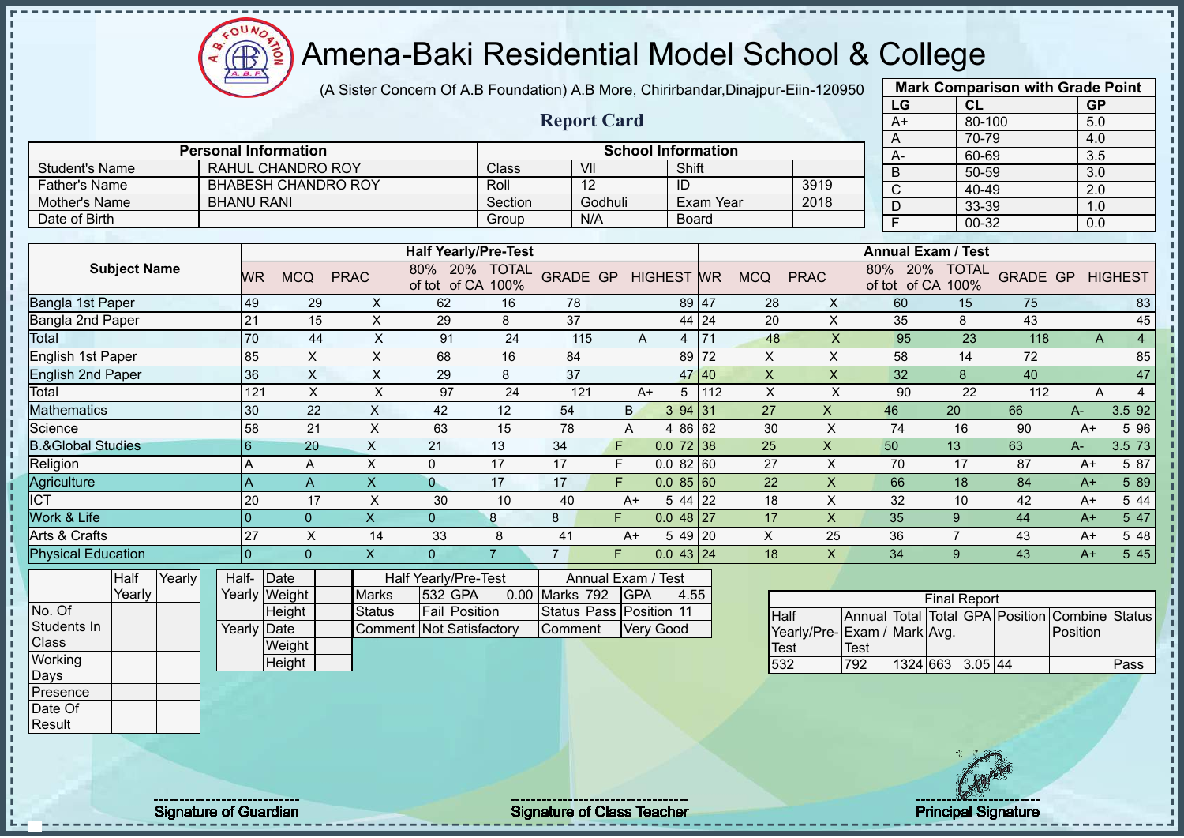# Amena-Baki Residential Model School & College

(A Sister Concern Of A.B Foundation) A.B More, Chirirbandar,Dinajpur-Eiin-120950

## Report Card

| Mark Comparison with Grade Point | | |
|---|---|---|
| LG | CL | GP |
| A+ | 80-100 | 5.0 |
| A | 70-79 | 4.0 |
| A- | 60-69 | 3.5 |
| B | 50-59 | 3.0 |
| C | 40-49 | 2.0 |
| D | 33-39 | 1.0 |
| F | 00-32 | 0.0 |

| Personal Information | | School Information | | | |
|---|---|---|---|---|---|
| Student's Name | RAHUL CHANDRO ROY | Class | VII | Shift | |
| Father's Name | BHABESH CHANDRO ROY | Roll | 12 | ID | 3919 |
| Mother's Name | BHANU RANI | Section | Godhuli | Exam Year | 2018 |
| Date of Birth | | Group | N/A | Board | |

| Subject Name | Half Yearly/Pre-Test | | | | | | | | | Annual Exam / Test | | | | | | | | |
|---|---|---|---|---|---|---|---|---|---|---|---|---|---|---|---|---|---|---|
| | WR | MCQ | PRAC | 80% of tot | 20% of CA | TOTAL 100% | GRADE | GP | HIGHEST | WR | MCQ | PRAC | 80% of tot | 20% of CA | TOTAL 100% | GRADE | GP | HIGHEST |
| Bangla 1st Paper | 49 | 29 | X | 62 | 16 | 78 | | | 89 | 47 | 28 | X | 60 | 15 | 75 | | | 83 |
| Bangla 2nd Paper | 21 | 15 | X | 29 | 8 | 37 | | | 44 | 24 | 20 | X | 35 | 8 | 43 | | | 45 |
| Total | 70 | 44 | X | 91 | 24 | 115 | A | 4 | | 71 | 48 | X | 95 | 23 | 118 | A | 4 | |
| English 1st Paper | 85 | X | X | 68 | 16 | 84 | | | 89 | 72 | X | X | 58 | 14 | 72 | | | 85 |
| English 2nd Paper | 36 | X | X | 29 | 8 | 37 | | | 47 | 40 | X | X | 32 | 8 | 40 | | | 47 |
| Total | 121 | X | X | 97 | 24 | 121 | A+ | 5 | | 112 | X | X | 90 | 22 | 112 | A | 4 | |
| Mathematics | 30 | 22 | X | 42 | 12 | 54 | B | 3 | 94 | 31 | 27 | X | 46 | 20 | 66 | A- | 3.5 | 92 |
| Science | 58 | 21 | X | 63 | 15 | 78 | A | 4 | 86 | 62 | 30 | X | 74 | 16 | 90 | A+ | 5 | 96 |
| B.&Global Studies | 6 | 20 | X | 21 | 13 | 34 | F | 0.0 | 72 | 38 | 25 | X | 50 | 13 | 63 | A- | 3.5 | 73 |
| Religion | A | A | X | 0 | 17 | 17 | F | 0.0 | 82 | 60 | 27 | X | 70 | 17 | 87 | A+ | 5 | 87 |
| Agriculture | A | A | X | 0 | 17 | 17 | F | 0.0 | 85 | 60 | 22 | X | 66 | 18 | 84 | A+ | 5 | 89 |
| ICT | 20 | 17 | X | 30 | 10 | 40 | A+ | 5 | 44 | 22 | 18 | X | 32 | 10 | 42 | A+ | 5 | 44 |
| Work & Life | 0 | 0 | X | 0 | 8 | 8 | F | 0.0 | 48 | 27 | 17 | X | 35 | 9 | 44 | A+ | 5 | 47 |
| Arts & Crafts | 27 | X | 14 | 33 | 8 | 41 | A+ | 5 | 49 | 20 | X | 25 | 36 | 7 | 43 | A+ | 5 | 48 |
| Physical Education | 0 | 0 | X | 0 | 7 | 7 | F | 0.0 | 43 | 24 | 18 | X | 34 | 9 | 43 | A+ | 5 | 45 |

| | Half Yearly | Yearly |
|---|---|---|
| No. Of Students In Class | | |
| Working Days | | |
| Presence | | |
| Date Of Result | | |

| | | |
|---|---|---|
| Half-Yearly | Date | |
| | Weight | |
| | Height | |
| Yearly | Date | |
| | Weight | |
| | Height | |

| Half Yearly/Pre-Test | | | | Annual Exam / Test | | | |
|---|---|---|---|---|---|---|---|
| Marks | 532 | GPA | 0.00 | Marks | 792 | GPA | 4.55 |
| Status | Fail | Position | | Status | Pass | Position | 11 |
| Comment | Not Satisfactory | | | Comment | Very Good | | |

| Final Report | | | | | | | |
|---|---|---|---|---|---|---|---|
| Half Yearly/Pre-Test | Annual Exam / Test | Total Mark | Total Avg. | GPA | Position | Combine Position | Status |
| 532 | 792 | 1324 | 663 | 3.05 | 44 | | Pass |

Signature of Guardian

Signature of Class Teacher

Principal Signature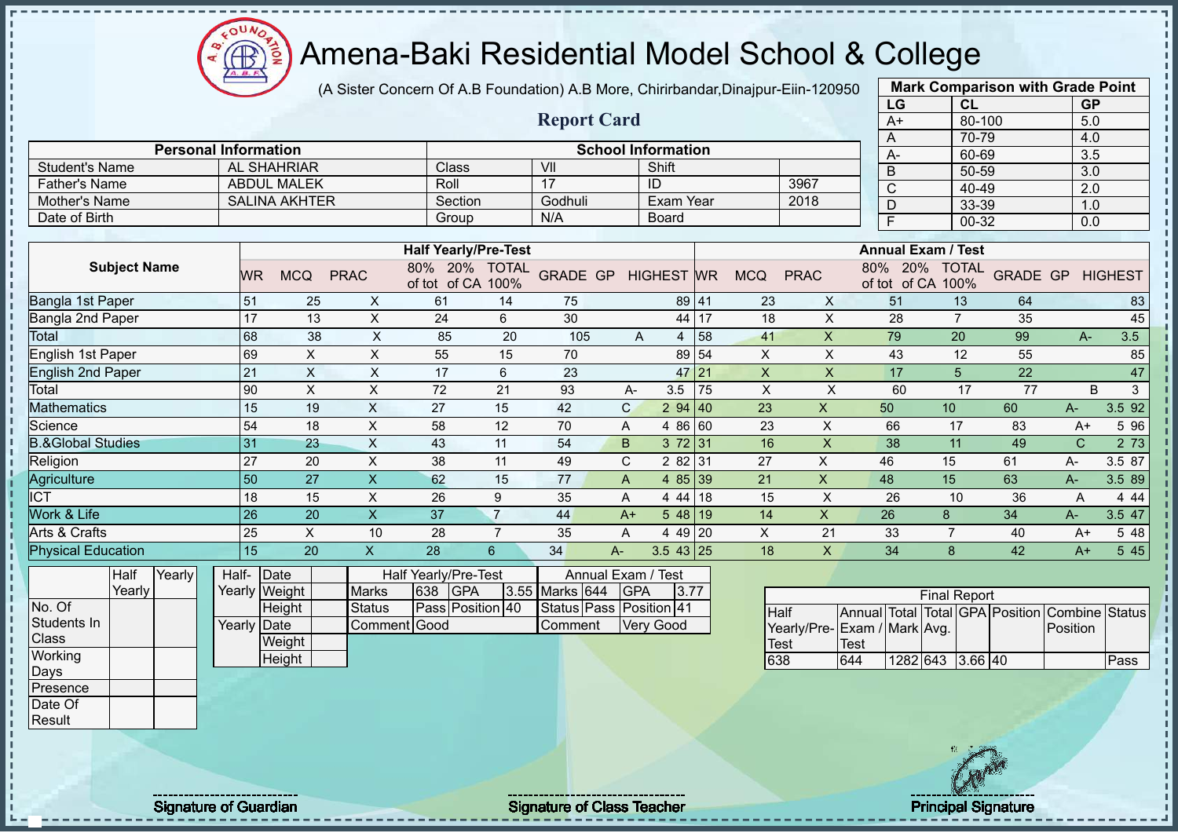# Amena-Baki Residential Model School & College

(A Sister Concern Of A.B Foundation) A.B More, Chirirbandar,Dinajpur-Eiin-120950

## Report Card

| Mark Comparison with Grade Point | | |
|---|---|---|
| LG | CL | GP |
| A+ | 80-100 | 5.0 |
| A | 70-79 | 4.0 |
| A- | 60-69 | 3.5 |
| B | 50-59 | 3.0 |
| C | 40-49 | 2.0 |
| D | 33-39 | 1.0 |
| F | 00-32 | 0.0 |

| Personal Information | | School Information | | | |
|---|---|---|---|---|---|
| Student's Name | AL SHAHRIAR | Class | VII | Shift | |
| Father's Name | ABDUL MALEK | Roll | 17 | ID | 3967 |
| Mother's Name | SALINA AKHTER | Section | Godhuli | Exam Year | 2018 |
| Date of Birth | | Group | N/A | Board | |

| Subject Name | Half Yearly/Pre-Test | | | | | | | | | Annual Exam / Test | | | | | | | | |
|---|---|---|---|---|---|---|---|---|---|---|---|---|---|---|---|---|---|---|
| | WR | MCQ | PRAC | 80% of tot | 20% of CA | TOTAL 100% | GRADE | GP | HIGHEST | WR | MCQ | PRAC | 80% of tot | 20% of CA | TOTAL 100% | GRADE | GP | HIGHEST |
| Bangla 1st Paper | 51 | 25 | X | 61 | 14 | 75 | | | 89 | 41 | 23 | X | 51 | 13 | 64 | | | 83 |
| Bangla 2nd Paper | 17 | 13 | X | 24 | 6 | 30 | | | 44 | 17 | 18 | X | 28 | 7 | 35 | | | 45 |
| Total | 68 | 38 | X | 85 | 20 | 105 | A | 4 | | 58 | 41 | X | 79 | 20 | 99 | A- | 3.5 | |
| English 1st Paper | 69 | X | X | 55 | 15 | 70 | | | 89 | 54 | X | X | 43 | 12 | 55 | | | 85 |
| English 2nd Paper | 21 | X | X | 17 | 6 | 23 | | | 47 | 21 | X | X | 17 | 5 | 22 | | | 47 |
| Total | 90 | X | X | 72 | 21 | 93 | A- | 3.5 | | 75 | X | X | 60 | 17 | 77 | B | 3 | |
| Mathematics | 15 | 19 | X | 27 | 15 | 42 | C | 2 | 94 | 40 | 23 | X | 50 | 10 | 60 | A- | 3.5 | 92 |
| Science | 54 | 18 | X | 58 | 12 | 70 | A | 4 | 86 | 60 | 23 | X | 66 | 17 | 83 | A+ | 5 | 96 |
| B.&Global Studies | 31 | 23 | X | 43 | 11 | 54 | B | 3 | 72 | 31 | 16 | X | 38 | 11 | 49 | C | 2 | 73 |
| Religion | 27 | 20 | X | 38 | 11 | 49 | C | 2 | 82 | 31 | 27 | X | 46 | 15 | 61 | A- | 3.5 | 87 |
| Agriculture | 50 | 27 | X | 62 | 15 | 77 | A | 4 | 85 | 39 | 21 | X | 48 | 15 | 63 | A- | 3.5 | 89 |
| ICT | 18 | 15 | X | 26 | 9 | 35 | A | 4 | 44 | 18 | 15 | X | 26 | 10 | 36 | A | 4 | 44 |
| Work & Life | 26 | 20 | X | 37 | 7 | 44 | A+ | 5 | 48 | 19 | 14 | X | 26 | 8 | 34 | A- | 3.5 | 47 |
| Arts & Crafts | 25 | X | 10 | 28 | 7 | 35 | A | 4 | 49 | 20 | X | 21 | 33 | 7 | 40 | A+ | 5 | 48 |
| Physical Education | 15 | 20 | X | 28 | 6 | 34 | A- | 3.5 | 43 | 25 | 18 | X | 34 | 8 | 42 | A+ | 5 | 45 |

| | Half Yearly | Yearly |
|---|---|---|
| No. Of Students In Class | | |
| Working Days | | |
| Presence | | |
| Date Of Result | | |

| | | |
|---|---|---|
| Half-Yearly | Date | |
| | Weight | |
| | Height | |
| Yearly | Date | |
| | Weight | |
| | Height | |

| Half Yearly/Pre-Test | | | | Annual Exam / Test | | | |
|---|---|---|---|---|---|---|---|
| Marks | 638 | GPA | 3.55 | Marks | 644 | GPA | 3.77 |
| Status | Pass | Position | 40 | Status | Pass | Position | 41 |
| Comment | Good | | | Comment | Very Good | | |

| Final Report | | | | | | | |
|---|---|---|---|---|---|---|---|
| Half Yearly/Pre-Test | Annual Exam / Test | Total Mark | Total Avg. | GPA | Position | Combine Position | Status |
| 638 | 644 | 1282 | 643 | 3.66 | 40 | | Pass |

Signature of Guardian | Signature of Class Teacher | Principal Signature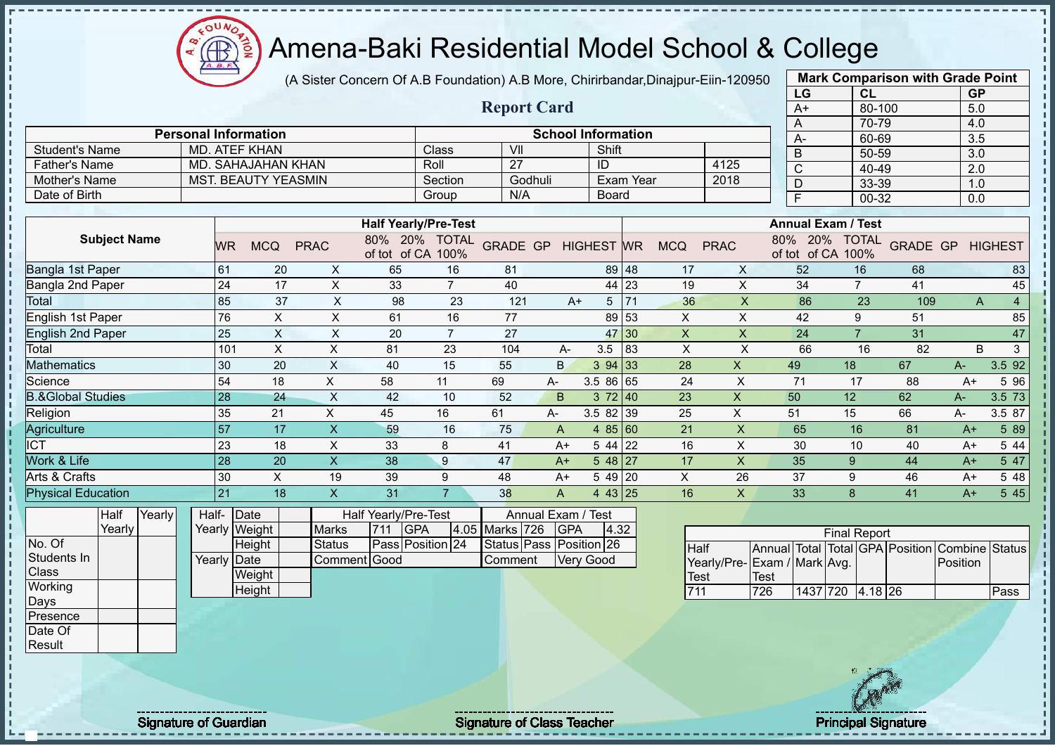# Amena-Baki Residential Model School & College

(A Sister Concern Of A.B Foundation) A.B More, Chirirbandar,Dinajpur-Eiin-120950

## Report Card

| Mark Comparison with Grade Point | | |
|---|---|---|
| LG | CL | GP |
| A+ | 80-100 | 5.0 |
| A | 70-79 | 4.0 |
| A- | 60-69 | 3.5 |
| B | 50-59 | 3.0 |
| C | 40-49 | 2.0 |
| D | 33-39 | 1.0 |
| F | 00-32 | 0.0 |

| Personal Information | | School Information | | | |
|---|---|---|---|---|---|
| Student's Name | MD. ATEF KHAN | Class | VII | Shift | |
| Father's Name | MD. SAHAJAHAN KHAN | Roll | 27 | ID | 4125 |
| Mother's Name | MST. BEAUTY YEASMIN | Section | Godhuli | Exam Year | 2018 |
| Date of Birth | | Group | N/A | Board | |

| Subject Name | Half Yearly/Pre-Test | | | | | | | | | Annual Exam / Test | | | | | | | | |
|---|---|---|---|---|---|---|---|---|---|---|---|---|---|---|---|---|---|---|
| | WR | MCQ | PRAC | 80% of tot | 20% of CA | TOTAL 100% | GRADE | GP | HIGHEST | WR | MCQ | PRAC | 80% of tot | 20% of CA | TOTAL 100% | GRADE | GP | HIGHEST |
| Bangla 1st Paper | 61 | 20 | X | 65 | 16 | 81 | | | 89 | 48 | 17 | X | 52 | 16 | 68 | | | 83 |
| Bangla 2nd Paper | 24 | 17 | X | 33 | 7 | 40 | | | 44 | 23 | 19 | X | 34 | 7 | 41 | | | 45 |
| Total | 85 | 37 | X | 98 | 23 | 121 | A+ | 5 | | 71 | 36 | X | 86 | 23 | 109 | A | 4 | |
| English 1st Paper | 76 | X | X | 61 | 16 | 77 | | | 89 | 53 | X | X | 42 | 9 | 51 | | | 85 |
| English 2nd Paper | 25 | X | X | 20 | 7 | 27 | | | 47 | 30 | X | X | 24 | 7 | 31 | | | 47 |
| Total | 101 | X | X | 81 | 23 | 104 | A- | 3.5 | | 83 | X | X | 66 | 16 | 82 | B | 3 | |
| Mathematics | 30 | 20 | X | 40 | 15 | 55 | B | 3 | 94 | 33 | 28 | X | 49 | 18 | 67 | A- | 3.5 | 92 |
| Science | 54 | 18 | X | 58 | 11 | 69 | A- | 3.5 | 86 | 65 | 24 | X | 71 | 17 | 88 | A+ | 5 | 96 |
| B.&Global Studies | 28 | 24 | X | 42 | 10 | 52 | B | 3 | 72 | 40 | 23 | X | 50 | 12 | 62 | A- | 3.5 | 73 |
| Religion | 35 | 21 | X | 45 | 16 | 61 | A- | 3.5 | 82 | 39 | 25 | X | 51 | 15 | 66 | A- | 3.5 | 87 |
| Agriculture | 57 | 17 | X | 59 | 16 | 75 | A | 4 | 85 | 60 | 21 | X | 65 | 16 | 81 | A+ | 5 | 89 |
| ICT | 23 | 18 | X | 33 | 8 | 41 | A+ | 5 | 44 | 22 | 16 | X | 30 | 10 | 40 | A+ | 5 | 44 |
| Work & Life | 28 | 20 | X | 38 | 9 | 47 | A+ | 5 | 48 | 27 | 17 | X | 35 | 9 | 44 | A+ | 5 | 47 |
| Arts & Crafts | 30 | X | 19 | 39 | 9 | 48 | A+ | 5 | 49 | 20 | X | 26 | 37 | 9 | 46 | A+ | 5 | 48 |
| Physical Education | 21 | 18 | X | 31 | 7 | 38 | A | 4 | 43 | 25 | 16 | X | 33 | 8 | 41 | A+ | 5 | 45 |

| | Half Yearly | Yearly |
|---|---|---|
| No. Of Students In Class | | |
| Working Days | | |
| Presence | | |
| Date Of Result | | |

| | | |
|---|---|---|
| Half-Yearly | Date | |
| | Weight | |
| | Height | |
| Yearly | Date | |
| | Weight | |
| | Height | |

| Half Yearly/Pre-Test | | | | Annual Exam / Test | | | |
|---|---|---|---|---|---|---|---|
| Marks | 711 | GPA | 4.05 | Marks | 726 | GPA | 4.32 |
| Status | Pass | Position | 24 | Status | Pass | Position | 26 |
| Comment | Good | | | Comment | Very Good | | |

| Final Report | | | | | | | |
|---|---|---|---|---|---|---|---|
| Half Yearly/Pre-Test | Annual Exam / Test | Total Mark | Total Avg. | GPA | Position | Combine Position | Status |
| 711 | 726 | 1437 | 720 | 4.18 | 26 | | Pass |

Signature of Guardian

Signature of Class Teacher

Principal Signature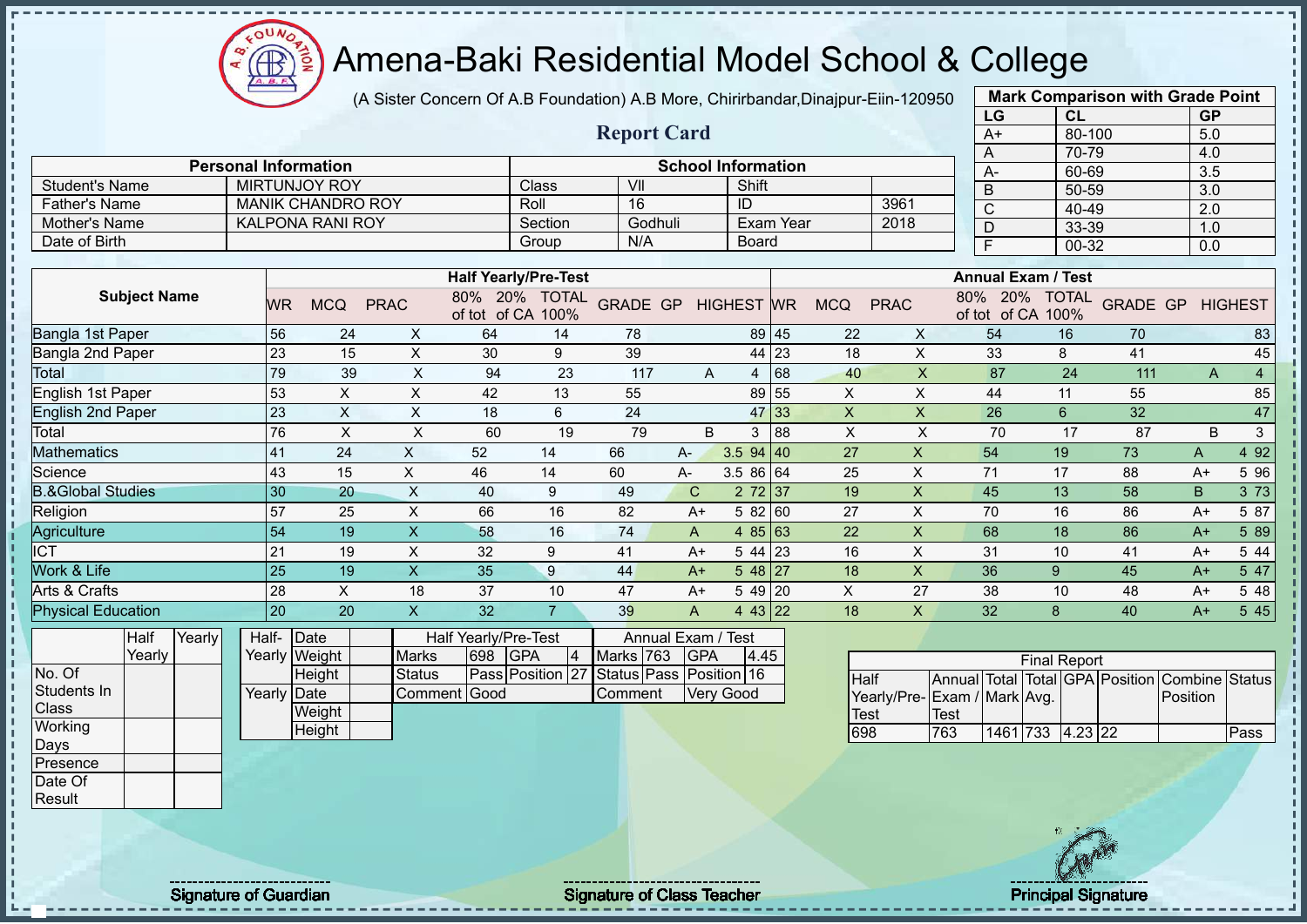# Amena-Baki Residential Model School & College

(A Sister Concern Of A.B Foundation) A.B More, Chirirbandar,Dinajpur-Eiin-120950

## Report Card

| Mark Comparison with Grade Point | | |
|---|---|---|
| LG | CL | GP |
| A+ | 80-100 | 5.0 |
| A | 70-79 | 4.0 |
| A- | 60-69 | 3.5 |
| B | 50-59 | 3.0 |
| C | 40-49 | 2.0 |
| D | 33-39 | 1.0 |
| F | 00-32 | 0.0 |

| Personal Information | | School Information | | | |
|---|---|---|---|---|---|
| Student's Name | MIRTUNJOY ROY | Class | VII | Shift | |
| Father's Name | MANIK CHANDRO ROY | Roll | 16 | ID | 3961 |
| Mother's Name | KALPONA RANI ROY | Section | Godhuli | Exam Year | 2018 |
| Date of Birth | | Group | N/A | Board | |

| Subject Name | Half Yearly/Pre-Test | | | | | | | | | Annual Exam / Test | | | | | | | | |
|---|---|---|---|---|---|---|---|---|---|---|---|---|---|---|---|---|---|---|
| | WR | MCQ | PRAC | 80% of tot | 20% of CA | TOTAL 100% | GRADE | GP | HIGHEST | WR | MCQ | PRAC | 80% of tot | 20% of CA | TOTAL 100% | GRADE | GP | HIGHEST |
| Bangla 1st Paper | 56 | 24 | X | 64 | 14 | 78 | | | 89 | 45 | 22 | X | 54 | 16 | 70 | | | 83 |
| Bangla 2nd Paper | 23 | 15 | X | 30 | 9 | 39 | | | 44 | 23 | 18 | X | 33 | 8 | 41 | | | 45 |
| Total | 79 | 39 | X | 94 | 23 | 117 | A | 4 | | 68 | 40 | X | 87 | 24 | 111 | A | 4 | |
| English 1st Paper | 53 | X | X | 42 | 13 | 55 | | | 89 | 55 | X | X | 44 | 11 | 55 | | | 85 |
| English 2nd Paper | 23 | X | X | 18 | 6 | 24 | | | 47 | 33 | X | X | 26 | 6 | 32 | | | 47 |
| Total | 76 | X | X | 60 | 19 | 79 | B | 3 | | 88 | X | X | 70 | 17 | 87 | B | 3 | |
| Mathematics | 41 | 24 | X | 52 | 14 | 66 | A- | 3.5 | 94 | 40 | 27 | X | 54 | 19 | 73 | A | 4 | 92 |
| Science | 43 | 15 | X | 46 | 14 | 60 | A- | 3.5 | 86 | 64 | 25 | X | 71 | 17 | 88 | A+ | 5 | 96 |
| B.&Global Studies | 30 | 20 | X | 40 | 9 | 49 | C | 2 | 72 | 37 | 19 | X | 45 | 13 | 58 | B | 3 | 73 |
| Religion | 57 | 25 | X | 66 | 16 | 82 | A+ | 5 | 82 | 60 | 27 | X | 70 | 16 | 86 | A+ | 5 | 87 |
| Agriculture | 54 | 19 | X | 58 | 16 | 74 | A | 4 | 85 | 63 | 22 | X | 68 | 18 | 86 | A+ | 5 | 89 |
| ICT | 21 | 19 | X | 32 | 9 | 41 | A+ | 5 | 44 | 23 | 16 | X | 31 | 10 | 41 | A+ | 5 | 44 |
| Work & Life | 25 | 19 | X | 35 | 9 | 44 | A+ | 5 | 48 | 27 | 18 | X | 36 | 9 | 45 | A+ | 5 | 47 |
| Arts & Crafts | 28 | X | 18 | 37 | 10 | 47 | A+ | 5 | 49 | 20 | X | 27 | 38 | 10 | 48 | A+ | 5 | 48 |
| Physical Education | 20 | 20 | X | 32 | 7 | 39 | A | 4 | 43 | 22 | 18 | X | 32 | 8 | 40 | A+ | 5 | 45 |

| | Half Yearly | Yearly |
|---|---|---|
| No. Of Students In Class | | |
| Working Days | | |
| Presence | | |
| Date Of Result | | |

| | | |
|---|---|---|
| Half-Yearly | Date | |
| | Weight | |
| | Height | |
| Yearly | Date | |
| | Weight | |
| | Height | |

| Half Yearly/Pre-Test | | | | Annual Exam / Test | | | |
|---|---|---|---|---|---|---|---|
| Marks | 698 | GPA | 4 | Marks | 763 | GPA | 4.45 |
| Status | Pass | Position | 27 | Status | Pass | Position | 16 |
| Comment | Good | | | Comment | Very Good | | |

| Final Report | | | | | | | |
|---|---|---|---|---|---|---|---|
| Half Yearly/Pre-Test | Annual Exam / Test | Total Mark | Total Avg. | GPA | Position | Combine Position | Status |
| 698 | 763 | 1461 | 733 | 4.23 | 22 | | Pass |

Signature of Guardian

Signature of Class Teacher

Principal Signature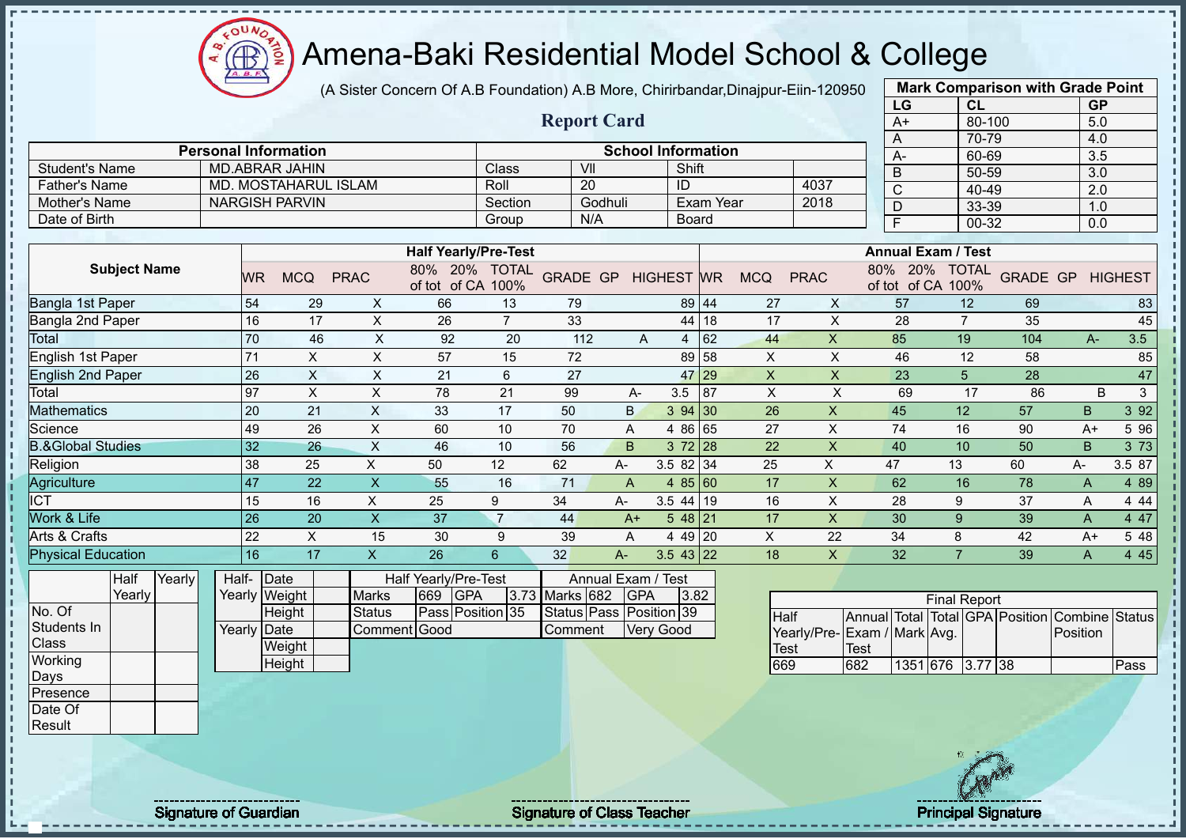# Amena-Baki Residential Model School & College

(A Sister Concern Of A.B Foundation) A.B More, Chirirbandar,Dinajpur-Eiin-120950

## Report Card

| Mark Comparison with Grade Point | | |
|---|---|---|
| LG | CL | GP |
| A+ | 80-100 | 5.0 |
| A | 70-79 | 4.0 |
| A- | 60-69 | 3.5 |
| B | 50-59 | 3.0 |
| C | 40-49 | 2.0 |
| D | 33-39 | 1.0 |
| F | 00-32 | 0.0 |

| Personal Information | | School Information | | | |
|---|---|---|---|---|---|
| Student's Name | MD.ABRAR JAHIN | Class | VII | Shift | |
| Father's Name | MD. MOSTAHARUL ISLAM | Roll | 20 | ID | 4037 |
| Mother's Name | NARGISH PARVIN | Section | Godhuli | Exam Year | 2018 |
| Date of Birth | | Group | N/A | Board | |

| Subject Name | Half Yearly/Pre-Test | | | | | | | | | Annual Exam / Test | | | | | | | | |
|---|---|---|---|---|---|---|---|---|---|---|---|---|---|---|---|---|---|---|
| | WR | MCQ | PRAC | 80% of tot | 20% of CA | TOTAL 100% | GRADE | GP | HIGHEST | WR | MCQ | PRAC | 80% of tot | 20% of CA | TOTAL 100% | GRADE | GP | HIGHEST |
| Bangla 1st Paper | 54 | 29 | X | 66 | 13 | 79 | | | 89 | 44 | 27 | X | 57 | 12 | 69 | | | 83 |
| Bangla 2nd Paper | 16 | 17 | X | 26 | 7 | 33 | | | 44 | 18 | 17 | X | 28 | 7 | 35 | | | 45 |
| Total | 70 | 46 | X | 92 | 20 | 112 | A | 4 | | 62 | 44 | X | 85 | 19 | 104 | A- | 3.5 | |
| English 1st Paper | 71 | X | X | 57 | 15 | 72 | | | 89 | 58 | X | X | 46 | 12 | 58 | | | 85 |
| English 2nd Paper | 26 | X | X | 21 | 6 | 27 | | | 47 | 29 | X | X | 23 | 5 | 28 | | | 47 |
| Total | 97 | X | X | 78 | 21 | 99 | A- | 3.5 | | 87 | X | X | 69 | 17 | 86 | B | 3 | |
| Mathematics | 20 | 21 | X | 33 | 17 | 50 | B | 3 | 94 | 30 | 26 | X | 45 | 12 | 57 | B | 3 | 92 |
| Science | 49 | 26 | X | 60 | 10 | 70 | A | 4 | 86 | 65 | 27 | X | 74 | 16 | 90 | A+ | 5 | 96 |
| B.&Global Studies | 32 | 26 | X | 46 | 10 | 56 | B | 3 | 72 | 28 | 22 | X | 40 | 10 | 50 | B | 3 | 73 |
| Religion | 38 | 25 | X | 50 | 12 | 62 | A- | 3.5 | 82 | 34 | 25 | X | 47 | 13 | 60 | A- | 3.5 | 87 |
| Agriculture | 47 | 22 | X | 55 | 16 | 71 | A | 4 | 85 | 60 | 17 | X | 62 | 16 | 78 | A | 4 | 89 |
| ICT | 15 | 16 | X | 25 | 9 | 34 | A- | 3.5 | 44 | 19 | 16 | X | 28 | 9 | 37 | A | 4 | 44 |
| Work & Life | 26 | 20 | X | 37 | 7 | 44 | A+ | 5 | 48 | 21 | 17 | X | 30 | 9 | 39 | A | 4 | 47 |
| Arts & Crafts | 22 | X | 15 | 30 | 9 | 39 | A | 4 | 49 | 20 | X | 22 | 34 | 8 | 42 | A+ | 5 | 48 |
| Physical Education | 16 | 17 | X | 26 | 6 | 32 | A- | 3.5 | 43 | 22 | 18 | X | 32 | 7 | 39 | A | 4 | 45 |

| | Half Yearly | Yearly |
|---|---|---|
| No. Of Students In Class | | |
| Working Days | | |
| Presence | | |
| Date Of Result | | |

| | | |
|---|---|---|
| Half-Yearly | Date | |
| | Weight | |
| | Height | |
| Yearly | Date | |
| | Weight | |
| | Height | |

| Half Yearly/Pre-Test | | | | Annual Exam / Test | | | |
|---|---|---|---|---|---|---|---|
| Marks | 669 | GPA | 3.73 | Marks | 682 | GPA | 3.82 |
| Status | Pass | Position | 35 | Status | Pass | Position | 39 |
| Comment | Good | | | Comment | Very Good | | |

| Final Report | | | | | | | |
|---|---|---|---|---|---|---|---|
| Half Yearly/Pre-Test | Annual Exam / Test | Total Mark | Total Avg. | GPA | Position | Combine Position | Status |
| 669 | 682 | 1351 | 676 | 3.77 | 38 | | Pass |

Signature of Guardian

Signature of Class Teacher

Principal Signature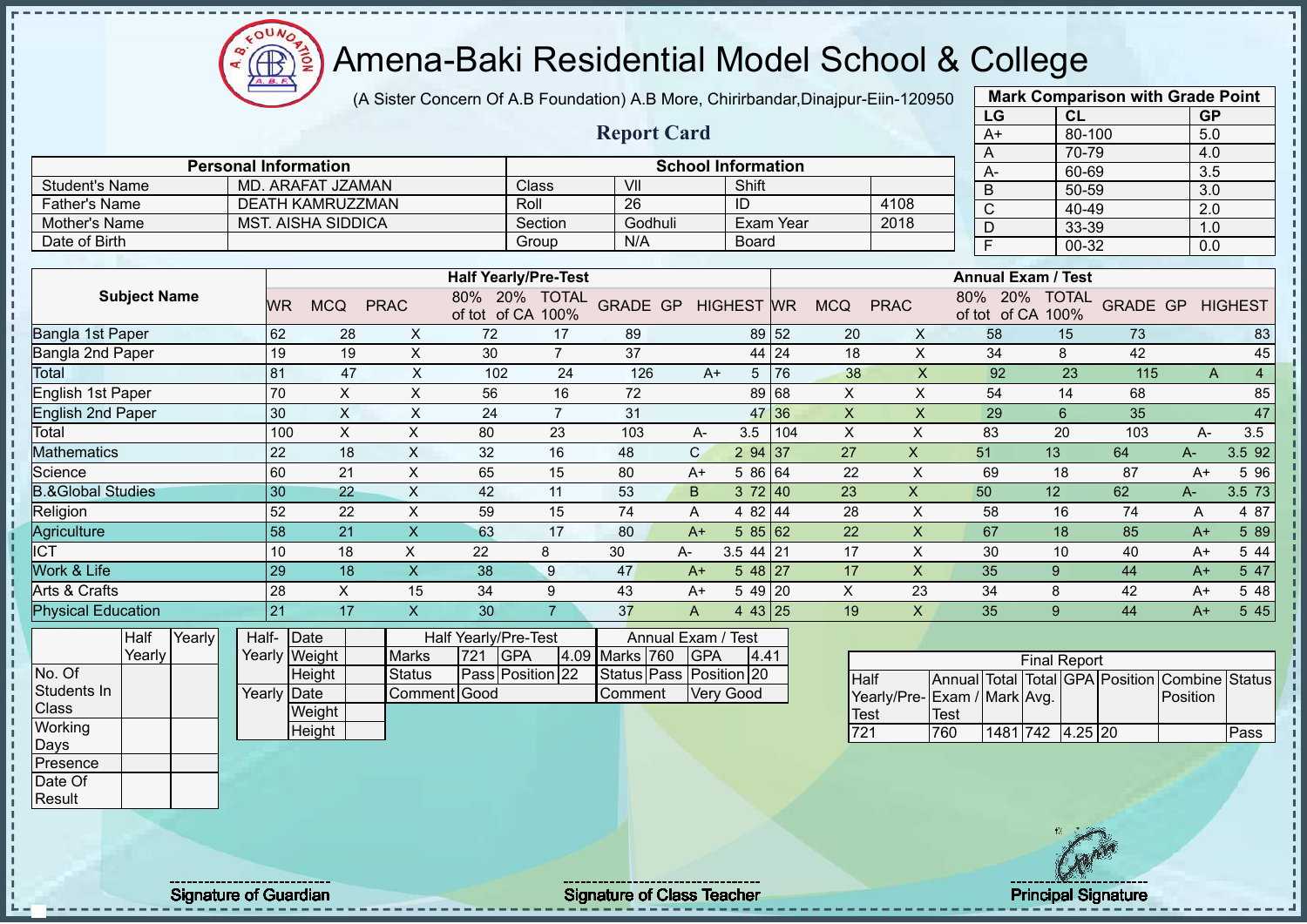# Amena-Baki Residential Model School & College

(A Sister Concern Of A.B Foundation) A.B More, Chirirbandar,Dinajpur-Eiin-120950

## Report Card

| Mark Comparison with Grade Point | | |
|---|---|---|
| LG | CL | GP |
| A+ | 80-100 | 5.0 |
| A | 70-79 | 4.0 |
| A- | 60-69 | 3.5 |
| B | 50-59 | 3.0 |
| C | 40-49 | 2.0 |
| D | 33-39 | 1.0 |
| F | 00-32 | 0.0 |

| Personal Information | | School Information | | | |
|---|---|---|---|---|---|
| Student's Name | MD. ARAFAT JZAMAN | Class | VII | Shift | |
| Father's Name | DEATH KAMRUZZMAN | Roll | 26 | ID | 4108 |
| Mother's Name | MST. AISHA SIDDICA | Section | Godhuli | Exam Year | 2018 |
| Date of Birth | | Group | N/A | Board | |

| Subject Name | Half Yearly/Pre-Test | | | | | | | | | Annual Exam / Test | | | | | | | | |
|---|---|---|---|---|---|---|---|---|---|---|---|---|---|---|---|---|---|---|
| | WR | MCQ | PRAC | 80% of tot | 20% of CA | TOTAL 100% | GRADE | GP | HIGHEST | WR | MCQ | PRAC | 80% of tot | 20% of CA | TOTAL 100% | GRADE | GP | HIGHEST |
| Bangla 1st Paper | 62 | 28 | X | 72 | 17 | 89 | | | 89 | 52 | 20 | X | 58 | 15 | 73 | | | 83 |
| Bangla 2nd Paper | 19 | 19 | X | 30 | 7 | 37 | | | 44 | 24 | 18 | X | 34 | 8 | 42 | | | 45 |
| Total | 81 | 47 | X | 102 | 24 | 126 | A+ | 5 | | 76 | 38 | X | 92 | 23 | 115 | A | 4 | |
| English 1st Paper | 70 | X | X | 56 | 16 | 72 | | | 89 | 68 | X | X | 54 | 14 | 68 | | | 85 |
| English 2nd Paper | 30 | X | X | 24 | 7 | 31 | | | 47 | 36 | X | X | 29 | 6 | 35 | | | 47 |
| Total | 100 | X | X | 80 | 23 | 103 | A- | 3.5 | | 104 | X | X | 83 | 20 | 103 | A- | 3.5 | |
| Mathematics | 22 | 18 | X | 32 | 16 | 48 | C | 2 | 94 | 37 | 27 | X | 51 | 13 | 64 | A- | 3.5 | 92 |
| Science | 60 | 21 | X | 65 | 15 | 80 | A+ | 5 | 86 | 64 | 22 | X | 69 | 18 | 87 | A+ | 5 | 96 |
| B.&Global Studies | 30 | 22 | X | 42 | 11 | 53 | B | 3 | 72 | 40 | 23 | X | 50 | 12 | 62 | A- | 3.5 | 73 |
| Religion | 52 | 22 | X | 59 | 15 | 74 | A | 4 | 82 | 44 | 28 | X | 58 | 16 | 74 | A | 4 | 87 |
| Agriculture | 58 | 21 | X | 63 | 17 | 80 | A+ | 5 | 85 | 62 | 22 | X | 67 | 18 | 85 | A+ | 5 | 89 |
| ICT | 10 | 18 | X | 22 | 8 | 30 | A- | 3.5 | 44 | 21 | 17 | X | 30 | 10 | 40 | A+ | 5 | 44 |
| Work & Life | 29 | 18 | X | 38 | 9 | 47 | A+ | 5 | 48 | 27 | 17 | X | 35 | 9 | 44 | A+ | 5 | 47 |
| Arts & Crafts | 28 | X | 15 | 34 | 9 | 43 | A+ | 5 | 49 | 20 | X | 23 | 34 | 8 | 42 | A+ | 5 | 48 |
| Physical Education | 21 | 17 | X | 30 | 7 | 37 | A | 4 | 43 | 25 | 19 | X | 35 | 9 | 44 | A+ | 5 | 45 |

| | Half Yearly | Yearly |
|---|---|---|
| No. Of Students In Class | | |
| Working Days | | |
| Presence | | |
| Date Of Result | | |

| | | |
|---|---|---|
| Half-Yearly | Date | |
| | Weight | |
| | Height | |
| Yearly | Date | |
| | Weight | |
| | Height | |

| Half Yearly/Pre-Test | | | | Annual Exam / Test | | | |
|---|---|---|---|---|---|---|---|
| Marks | 721 | GPA | 4.09 | Marks | 760 | GPA | 4.41 |
| Status | Pass | Position | 22 | Status | Pass | Position | 20 |
| Comment | Good | | | Comment | Very Good | | |

| Final Report | | | | | | | |
|---|---|---|---|---|---|---|---|
| Half Yearly/Pre-Test | Annual Exam / Test | Total Mark | Total Avg. | GPA | Position | Combine Position | Status |
| 721 | 760 | 1481 | 742 | 4.25 | 20 | | Pass |

Signature of Guardian

Signature of Class Teacher

Principal Signature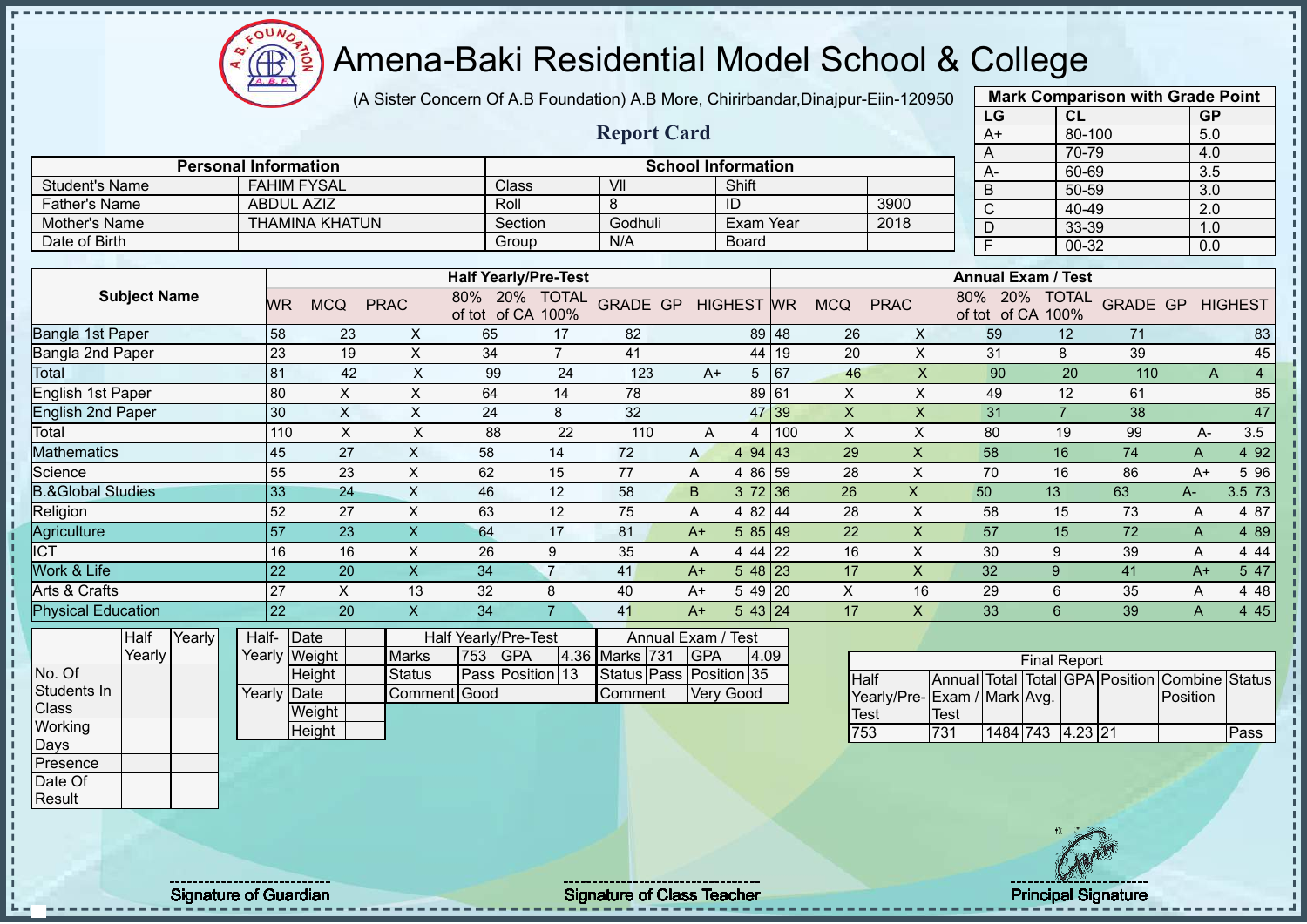# Amena-Baki Residential Model School & College

(A Sister Concern Of A.B Foundation) A.B More, Chirirbandar,Dinajpur-Eiin-120950

## Report Card

| Mark Comparison with Grade Point | | |
|---|---|---|
| LG | CL | GP |
| A+ | 80-100 | 5.0 |
| A | 70-79 | 4.0 |
| A- | 60-69 | 3.5 |
| B | 50-59 | 3.0 |
| C | 40-49 | 2.0 |
| D | 33-39 | 1.0 |
| F | 00-32 | 0.0 |

| Personal Information | | School Information | | | |
|---|---|---|---|---|---|
| Student's Name | FAHIM FYSAL | Class | VII | Shift | |
| Father's Name | ABDUL AZIZ | Roll | 8 | ID | 3900 |
| Mother's Name | THAMINA KHATUN | Section | Godhuli | Exam Year | 2018 |
| Date of Birth | | Group | N/A | Board | |

| Subject Name | Half Yearly/Pre-Test | | | | | | | | | Annual Exam / Test | | | | | | | | |
|---|---|---|---|---|---|---|---|---|---|---|---|---|---|---|---|---|---|---|
| | WR | MCQ | PRAC | 80% of tot | 20% of CA | TOTAL 100% | GRADE | GP | HIGHEST | WR | MCQ | PRAC | 80% of tot | 20% of CA | TOTAL 100% | GRADE | GP | HIGHEST |
| Bangla 1st Paper | 58 | 23 | X | 65 | 17 | 82 | | | 89 | 48 | 26 | X | 59 | 12 | 71 | | | 83 |
| Bangla 2nd Paper | 23 | 19 | X | 34 | 7 | 41 | | | 44 | 19 | 20 | X | 31 | 8 | 39 | | | 45 |
| Total | 81 | 42 | X | 99 | 24 | 123 | A+ | 5 | | 67 | 46 | X | 90 | 20 | 110 | A | 4 | |
| English 1st Paper | 80 | X | X | 64 | 14 | 78 | | | 89 | 61 | X | X | 49 | 12 | 61 | | | 85 |
| English 2nd Paper | 30 | X | X | 24 | 8 | 32 | | | 47 | 39 | X | X | 31 | 7 | 38 | | | 47 |
| Total | 110 | X | X | 88 | 22 | 110 | A | 4 | | 100 | X | X | 80 | 19 | 99 | A- | 3.5 | |
| Mathematics | 45 | 27 | X | 58 | 14 | 72 | A | 4 | 94 | 43 | 29 | X | 58 | 16 | 74 | A | 4 | 92 |
| Science | 55 | 23 | X | 62 | 15 | 77 | A | 4 | 86 | 59 | 28 | X | 70 | 16 | 86 | A+ | 5 | 96 |
| B.&Global Studies | 33 | 24 | X | 46 | 12 | 58 | B | 3 | 72 | 36 | 26 | X | 50 | 13 | 63 | A- | 3.5 | 73 |
| Religion | 52 | 27 | X | 63 | 12 | 75 | A | 4 | 82 | 44 | 28 | X | 58 | 15 | 73 | A | 4 | 87 |
| Agriculture | 57 | 23 | X | 64 | 17 | 81 | A+ | 5 | 85 | 49 | 22 | X | 57 | 15 | 72 | A | 4 | 89 |
| ICT | 16 | 16 | X | 26 | 9 | 35 | A | 4 | 44 | 22 | 16 | X | 30 | 9 | 39 | A | 4 | 44 |
| Work & Life | 22 | 20 | X | 34 | 7 | 41 | A+ | 5 | 48 | 23 | 17 | X | 32 | 9 | 41 | A+ | 5 | 47 |
| Arts & Crafts | 27 | X | 13 | 32 | 8 | 40 | A+ | 5 | 49 | 20 | X | 16 | 29 | 6 | 35 | A | 4 | 48 |
| Physical Education | 22 | 20 | X | 34 | 7 | 41 | A+ | 5 | 43 | 24 | 17 | X | 33 | 6 | 39 | A | 4 | 45 |

| | Half Yearly | Yearly |
|---|---|---|
| No. Of Students In Class | | |
| Working Days | | |
| Presence | | |
| Date Of Result | | |

| | | |
|---|---|---|
| Half-Yearly | Date | |
| | Weight | |
| | Height | |
| Yearly | Date | |
| | Weight | |
| | Height | |

| Half Yearly/Pre-Test | | | | Annual Exam / Test | | | |
|---|---|---|---|---|---|---|---|
| Marks | 753 | GPA | 4.36 | Marks | 731 | GPA | 4.09 |
| Status | Pass | Position | 13 | Status | Pass | Position | 35 |
| Comment | Good | | | Comment | Very Good | | |

| Final Report | | | | | | | |
|---|---|---|---|---|---|---|---|
| Half Yearly/Pre-Test | Annual Exam / Test | Total Mark | Total Avg. | GPA | Position | Combine Position | Status |
| 753 | 731 | 1484 | 743 | 4.23 | 21 | | Pass |

Signature of Guardian

Signature of Class Teacher

Principal Signature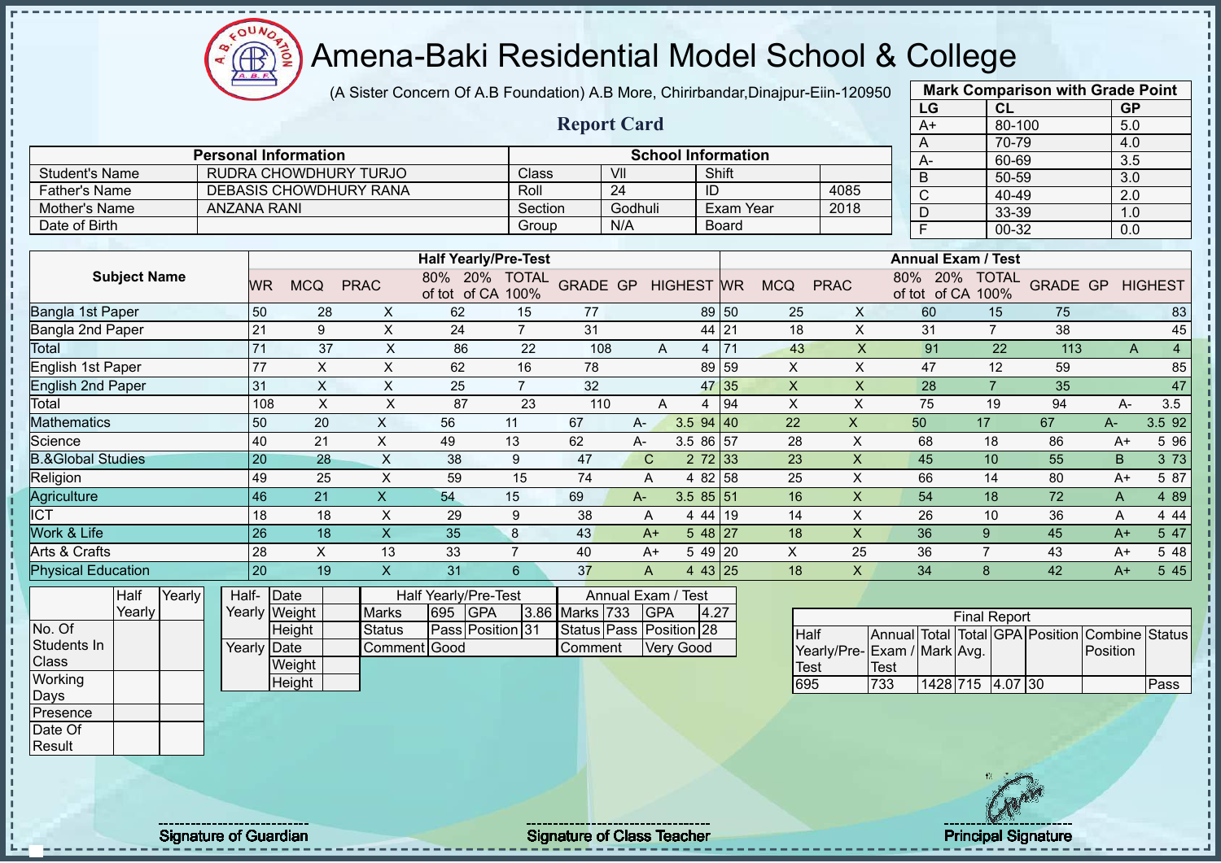# Amena-Baki Residential Model School & College

(A Sister Concern Of A.B Foundation) A.B More, Chirirbandar,Dinajpur-Eiin-120950

## Report Card

| Mark Comparison with Grade Point | | |
|---|---|---|
| LG | CL | GP |
| A+ | 80-100 | 5.0 |
| A | 70-79 | 4.0 |
| A- | 60-69 | 3.5 |
| B | 50-59 | 3.0 |
| C | 40-49 | 2.0 |
| D | 33-39 | 1.0 |
| F | 00-32 | 0.0 |

| Personal Information | | School Information | | | |
|---|---|---|---|---|---|
| Student's Name | RUDRA CHOWDHURY TURJO | Class | VII | Shift | |
| Father's Name | DEBASIS CHOWDHURY RANA | Roll | 24 | ID | 4085 |
| Mother's Name | ANZANA RANI | Section | Godhuli | Exam Year | 2018 |
| Date of Birth | | Group | N/A | Board | |

| Subject Name | Half Yearly/Pre-Test | | | | | | | | | Annual Exam / Test | | | | | | | | |
|---|---|---|---|---|---|---|---|---|---|---|---|---|---|---|---|---|---|---|
| | WR | MCQ | PRAC | 80% of tot | 20% of CA | TOTAL 100% | GRADE | GP | HIGHEST | WR | MCQ | PRAC | 80% of tot | 20% of CA | TOTAL 100% | GRADE | GP | HIGHEST |
| Bangla 1st Paper | 50 | 28 | X | 62 | 15 | 77 | | | 89 | 50 | 25 | X | 60 | 15 | 75 | | | 83 |
| Bangla 2nd Paper | 21 | 9 | X | 24 | 7 | 31 | | | 44 | 21 | 18 | X | 31 | 7 | 38 | | | 45 |
| Total | 71 | 37 | X | 86 | 22 | 108 | A | 4 | | 71 | 43 | X | 91 | 22 | 113 | A | 4 | |
| English 1st Paper | 77 | X | X | 62 | 16 | 78 | | | 89 | 59 | X | X | 47 | 12 | 59 | | | 85 |
| English 2nd Paper | 31 | X | X | 25 | 7 | 32 | | | 47 | 35 | X | X | 28 | 7 | 35 | | | 47 |
| Total | 108 | X | X | 87 | 23 | 110 | A | 4 | | 94 | X | X | 75 | 19 | 94 | A- | 3.5 | |
| Mathematics | 50 | 20 | X | 56 | 11 | 67 | A- | 3.5 | 94 | 40 | 22 | X | 50 | 17 | 67 | A- | 3.5 | 92 |
| Science | 40 | 21 | X | 49 | 13 | 62 | A- | 3.5 | 86 | 57 | 28 | X | 68 | 18 | 86 | A+ | 5 | 96 |
| B.&Global Studies | 20 | 28 | X | 38 | 9 | 47 | C | 2 | 72 | 33 | 23 | X | 45 | 10 | 55 | B | 3 | 73 |
| Religion | 49 | 25 | X | 59 | 15 | 74 | A | 4 | 82 | 58 | 25 | X | 66 | 14 | 80 | A+ | 5 | 87 |
| Agriculture | 46 | 21 | X | 54 | 15 | 69 | A- | 3.5 | 85 | 51 | 16 | X | 54 | 18 | 72 | A | 4 | 89 |
| ICT | 18 | 18 | X | 29 | 9 | 38 | A | 4 | 44 | 19 | 14 | X | 26 | 10 | 36 | A | 4 | 44 |
| Work & Life | 26 | 18 | X | 35 | 8 | 43 | A+ | 5 | 48 | 27 | 18 | X | 36 | 9 | 45 | A+ | 5 | 47 |
| Arts & Crafts | 28 | X | 13 | 33 | 7 | 40 | A+ | 5 | 49 | 20 | X | 25 | 36 | 7 | 43 | A+ | 5 | 48 |
| Physical Education | 20 | 19 | X | 31 | 6 | 37 | A | 4 | 43 | 25 | 18 | X | 34 | 8 | 42 | A+ | 5 | 45 |

| | Half Yearly | Yearly |
|---|---|---|
| No. Of Students In Class | | |
| Working Days | | |
| Presence | | |
| Date Of Result | | |

| | | |
|---|---|---|
| Half-Yearly | Date | |
| | Weight | |
| | Height | |
| Yearly | Date | |
| | Weight | |
| | Height | |

| Half Yearly/Pre-Test | | | | Annual Exam / Test | | | |
|---|---|---|---|---|---|---|---|
| Marks | 695 | GPA | 3.86 | Marks | 733 | GPA | 4.27 |
| Status | Pass | Position | 31 | Status | Pass | Position | 28 |
| Comment | Good | | | Comment | Very Good | | |

| Final Report | | | | | | | |
|---|---|---|---|---|---|---|---|
| Half Yearly/Pre-Test | Annual Exam / Test | Total Mark | Total Avg. | GPA | Position | Combine Position | Status |
| 695 | 733 | 1428 | 715 | 4.07 | 30 | | Pass |

Signature of Guardian

Signature of Class Teacher

Principal Signature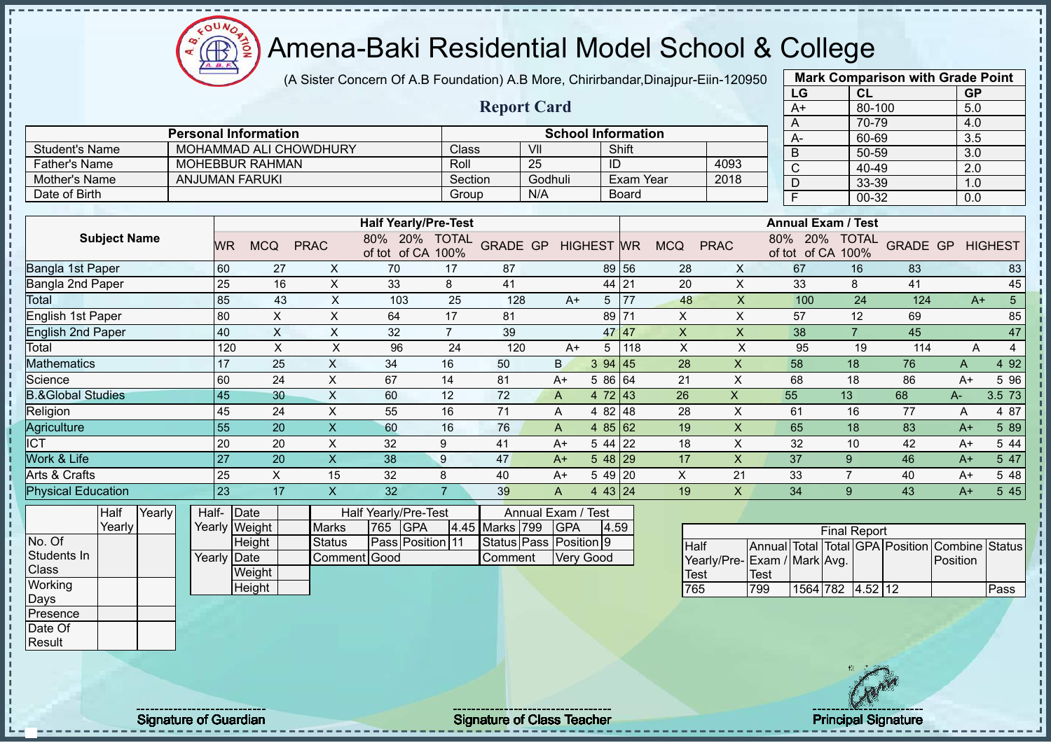# Amena-Baki Residential Model School & College

(A Sister Concern Of A.B Foundation) A.B More, Chirirbandar,Dinajpur-Eiin-120950

## Report Card

| Mark Comparison with Grade Point | | |
|---|---|---|
| LG | CL | GP |
| A+ | 80-100 | 5.0 |
| A | 70-79 | 4.0 |
| A- | 60-69 | 3.5 |
| B | 50-59 | 3.0 |
| C | 40-49 | 2.0 |
| D | 33-39 | 1.0 |
| F | 00-32 | 0.0 |

| Personal Information | | School Information | | | |
|---|---|---|---|---|---|
| Student's Name | MOHAMMAD ALI CHOWDHURY | Class | VII | Shift | |
| Father's Name | MOHEBBUR RAHMAN | Roll | 25 | ID | 4093 |
| Mother's Name | ANJUMAN FARUKI | Section | Godhuli | Exam Year | 2018 |
| Date of Birth | | Group | N/A | Board | |

| Subject Name | Half Yearly/Pre-Test WR | MCQ | PRAC | 80% of tot | 20% of CA | TOTAL 100% | GRADE | GP | HIGHEST | Annual Exam / Test WR | MCQ | PRAC | 80% of tot | 20% of CA | TOTAL 100% | GRADE | GP | HIGHEST |
|---|---|---|---|---|---|---|---|---|---|---|---|---|---|---|---|---|---|---|
| Bangla 1st Paper | 60 | 27 | X | 70 | 17 | 87 | | | 89 | 56 | 28 | X | 67 | 16 | 83 | | | 83 |
| Bangla 2nd Paper | 25 | 16 | X | 33 | 8 | 41 | | | 44 | 21 | 20 | X | 33 | 8 | 41 | | | 45 |
| Total | 85 | 43 | X | 103 | 25 | 128 | A+ | 5 | | 77 | 48 | X | 100 | 24 | 124 | A+ | 5 | |
| English 1st Paper | 80 | X | X | 64 | 17 | 81 | | | 89 | 71 | X | X | 57 | 12 | 69 | | | 85 |
| English 2nd Paper | 40 | X | X | 32 | 7 | 39 | | | 47 | 47 | X | X | 38 | 7 | 45 | | | 47 |
| Total | 120 | X | X | 96 | 24 | 120 | A+ | 5 | | 118 | X | X | 95 | 19 | 114 | A | 4 | |
| Mathematics | 17 | 25 | X | 34 | 16 | 50 | B | 3 | 94 | 45 | 28 | X | 58 | 18 | 76 | A | 4 | 92 |
| Science | 60 | 24 | X | 67 | 14 | 81 | A+ | 5 | 86 | 64 | 21 | X | 68 | 18 | 86 | A+ | 5 | 96 |
| B.&Global Studies | 45 | 30 | X | 60 | 12 | 72 | A | 4 | 72 | 43 | 26 | X | 55 | 13 | 68 | A- | 3.5 | 73 |
| Religion | 45 | 24 | X | 55 | 16 | 71 | A | 4 | 82 | 48 | 28 | X | 61 | 16 | 77 | A | 4 | 87 |
| Agriculture | 55 | 20 | X | 60 | 16 | 76 | A | 4 | 85 | 62 | 19 | X | 65 | 18 | 83 | A+ | 5 | 89 |
| ICT | 20 | 20 | X | 32 | 9 | 41 | A+ | 5 | 44 | 22 | 18 | X | 32 | 10 | 42 | A+ | 5 | 44 |
| Work & Life | 27 | 20 | X | 38 | 9 | 47 | A+ | 5 | 48 | 29 | 17 | X | 37 | 9 | 46 | A+ | 5 | 47 |
| Arts & Crafts | 25 | X | 15 | 32 | 8 | 40 | A+ | 5 | 49 | 20 | X | 21 | 33 | 7 | 40 | A+ | 5 | 48 |
| Physical Education | 23 | 17 | X | 32 | 7 | 39 | A | 4 | 43 | 24 | 19 | X | 34 | 9 | 43 | A+ | 5 | 45 |

| | Half Yearly | Yearly |
|---|---|---|
| No. Of Students In Class | | |
| Working Days | | |
| Presence | | |
| Date Of Result | | |

| | | |
|---|---|---|
| Half-Yearly | Date | |
| | Weight | |
| | Height | |
| Yearly | Date | |
| | Weight | |
| | Height | |

| Half Yearly/Pre-Test | | | | Annual Exam / Test | | | |
|---|---|---|---|---|---|---|---|
| Marks | 765 | GPA | 4.45 | Marks | 799 | GPA | 4.59 |
| Status | Pass | Position | 11 | Status | Pass | Position | 9 |
| Comment | Good | | | Comment | Very Good | | |

| Final Report | | | | | | | |
|---|---|---|---|---|---|---|---|
| Half Yearly/Pre-Test | Annual Exam / Test | Total Mark | Total Avg. | GPA | Position | Combine Position | Status |
| 765 | 799 | 1564 | 782 | 4.52 | 12 | | Pass |

Signature of Guardian

Signature of Class Teacher

Principal Signature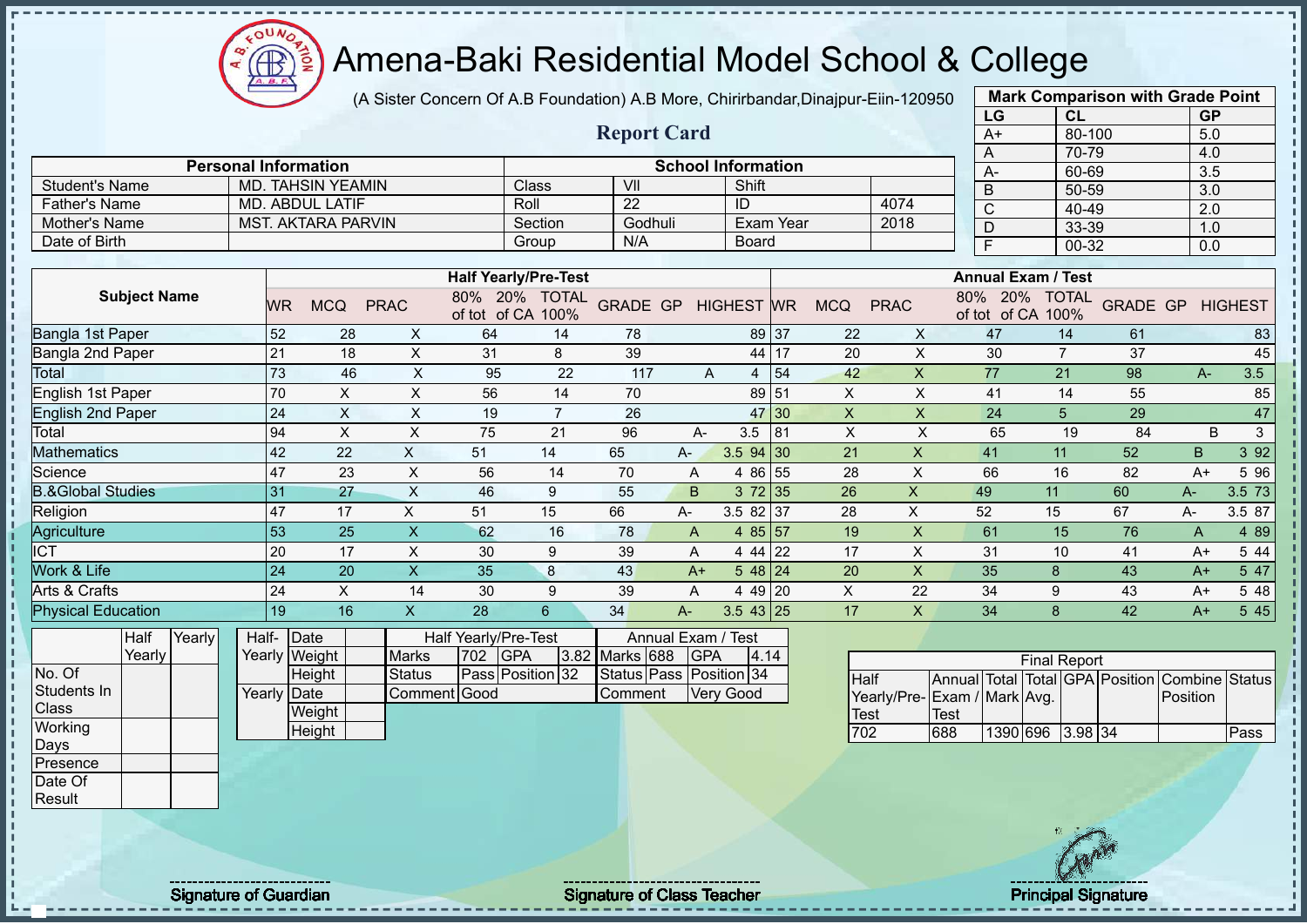# Amena-Baki Residential Model School & College

(A Sister Concern Of A.B Foundation) A.B More, Chirirbandar,Dinajpur-Eiin-120950

## Report Card

| Mark Comparison with Grade Point | | |
|---|---|---|
| LG | CL | GP |
| A+ | 80-100 | 5.0 |
| A | 70-79 | 4.0 |
| A- | 60-69 | 3.5 |
| B | 50-59 | 3.0 |
| C | 40-49 | 2.0 |
| D | 33-39 | 1.0 |
| F | 00-32 | 0.0 |

| Personal Information | | School Information | | | |
|---|---|---|---|---|---|
| Student's Name | MD. TAHSIN YEAMIN | Class | VII | Shift | |
| Father's Name | MD. ABDUL LATIF | Roll | 22 | ID | 4074 |
| Mother's Name | MST. AKTARA PARVIN | Section | Godhuli | Exam Year | 2018 |
| Date of Birth | | Group | N/A | Board | |

| Subject Name | Half Yearly/Pre-Test | | | | | | | | | Annual Exam / Test | | | | | | | | |
|---|---|---|---|---|---|---|---|---|---|---|---|---|---|---|---|---|---|---|
| | WR | MCQ | PRAC | 80% of tot | 20% of CA | TOTAL 100% | GRADE | GP | HIGHEST | WR | MCQ | PRAC | 80% of tot | 20% of CA | TOTAL 100% | GRADE | GP | HIGHEST |
| Bangla 1st Paper | 52 | 28 | X | 64 | 14 | 78 | | | 89 | 37 | 22 | X | 47 | 14 | 61 | | | 83 |
| Bangla 2nd Paper | 21 | 18 | X | 31 | 8 | 39 | | | 44 | 17 | 20 | X | 30 | 7 | 37 | | | 45 |
| Total | 73 | 46 | X | 95 | 22 | 117 | A | 4 | | 54 | 42 | X | 77 | 21 | 98 | A- | 3.5 | |
| English 1st Paper | 70 | X | X | 56 | 14 | 70 | | | 89 | 51 | X | X | 41 | 14 | 55 | | | 85 |
| English 2nd Paper | 24 | X | X | 19 | 7 | 26 | | | 47 | 30 | X | X | 24 | 5 | 29 | | | 47 |
| Total | 94 | X | X | 75 | 21 | 96 | A- | 3.5 | | 81 | X | X | 65 | 19 | 84 | B | 3 | |
| Mathematics | 42 | 22 | X | 51 | 14 | 65 | A- | 3.5 | 94 | 30 | 21 | X | 41 | 11 | 52 | B | 3 | 92 |
| Science | 47 | 23 | X | 56 | 14 | 70 | A | 4 | 86 | 55 | 28 | X | 66 | 16 | 82 | A+ | 5 | 96 |
| B.&Global Studies | 31 | 27 | X | 46 | 9 | 55 | B | 3 | 72 | 35 | 26 | X | 49 | 11 | 60 | A- | 3.5 | 73 |
| Religion | 47 | 17 | X | 51 | 15 | 66 | A- | 3.5 | 82 | 37 | 28 | X | 52 | 15 | 67 | A- | 3.5 | 87 |
| Agriculture | 53 | 25 | X | 62 | 16 | 78 | A | 4 | 85 | 57 | 19 | X | 61 | 15 | 76 | A | 4 | 89 |
| ICT | 20 | 17 | X | 30 | 9 | 39 | A | 4 | 44 | 22 | 17 | X | 31 | 10 | 41 | A+ | 5 | 44 |
| Work & Life | 24 | 20 | X | 35 | 8 | 43 | A+ | 5 | 48 | 24 | 20 | X | 35 | 8 | 43 | A+ | 5 | 47 |
| Arts & Crafts | 24 | X | 14 | 30 | 9 | 39 | A | 4 | 49 | 20 | X | 22 | 34 | 9 | 43 | A+ | 5 | 48 |
| Physical Education | 19 | 16 | X | 28 | 6 | 34 | A- | 3.5 | 43 | 25 | 17 | X | 34 | 8 | 42 | A+ | 5 | 45 |

| | Half Yearly | Yearly |
|---|---|---|
| No. Of Students In Class | | |
| Working Days | | |
| Presence | | |
| Date Of Result | | |

| | | |
|---|---|---|
| Half-Yearly | Date | |
| | Weight | |
| | Height | |
| Yearly | Date | |
| | Weight | |
| | Height | |

| Half Yearly/Pre-Test | | | | Annual Exam / Test | | | |
|---|---|---|---|---|---|---|---|
| Marks | 702 | GPA | 3.82 | Marks | 688 | GPA | 4.14 |
| Status | Pass | Position | 32 | Status | Pass | Position | 34 |
| Comment | Good | | | Comment | Very Good | | |

| Final Report | | | | | | | |
|---|---|---|---|---|---|---|---|
| Half Yearly/Pre-Test | Annual Exam / Test | Total Mark | Total Avg. | GPA | Position | Combine Position | Status |
| 702 | 688 | 1390 | 696 | 3.98 | 34 | | Pass |

Signature of Guardian — Signature of Class Teacher — Principal Signature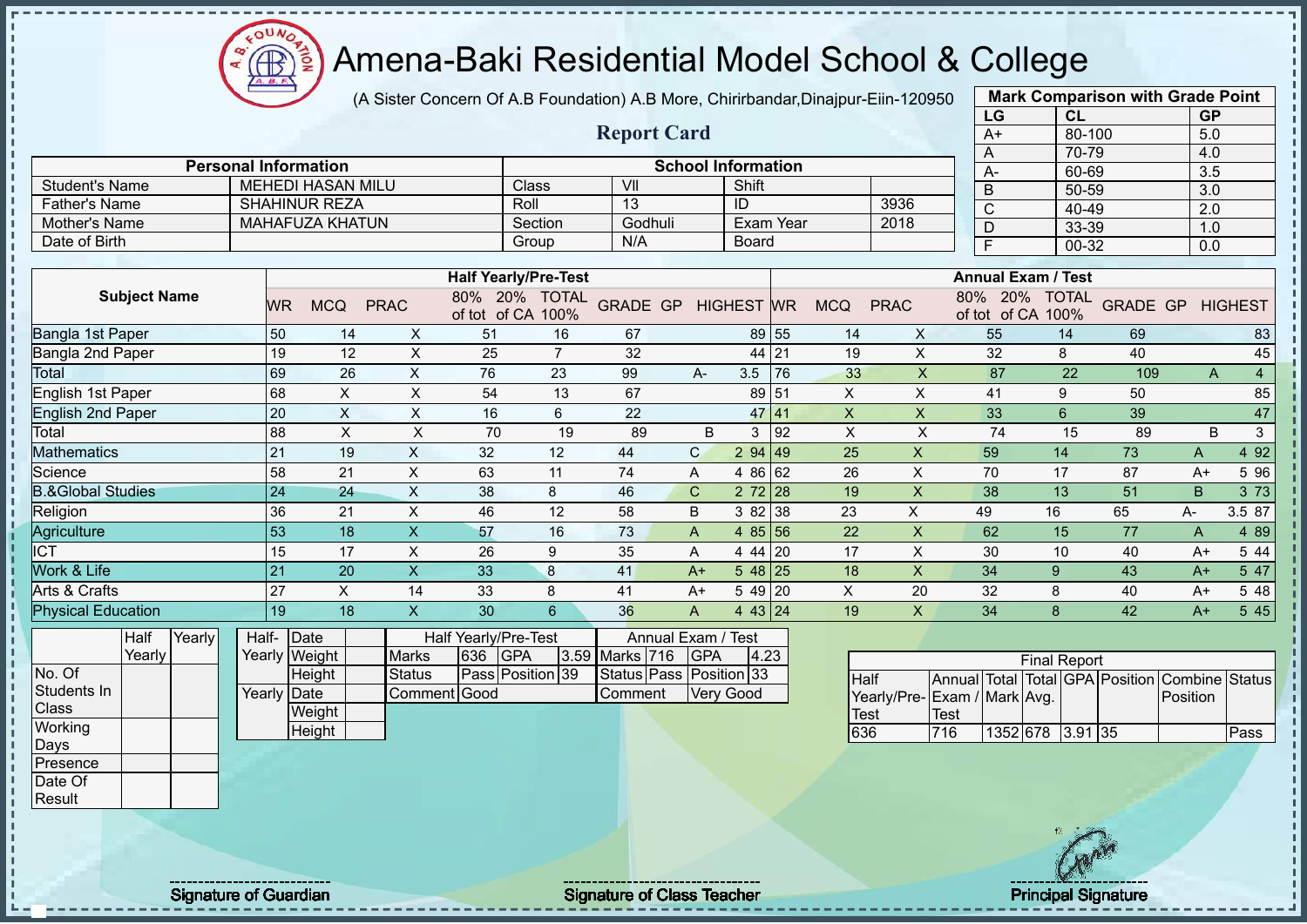# Amena-Baki Residential Model School & College

(A Sister Concern Of A.B Foundation) A.B More, Chirirbandar,Dinajpur-Eiin-120950

## Report Card

| Mark Comparison with Grade Point | | |
|---|---|---|
| LG | CL | GP |
| A+ | 80-100 | 5.0 |
| A | 70-79 | 4.0 |
| A- | 60-69 | 3.5 |
| B | 50-59 | 3.0 |
| C | 40-49 | 2.0 |
| D | 33-39 | 1.0 |
| F | 00-32 | 0.0 |

| Personal Information | | School Information | | | |
|---|---|---|---|---|---|
| Student's Name | MEHEDI HASAN MILU | Class | VII | Shift | |
| Father's Name | SHAHINUR REZA | Roll | 13 | ID | 3936 |
| Mother's Name | MAHAFUZA KHATUN | Section | Godhuli | Exam Year | 2018 |
| Date of Birth | | Group | N/A | Board | |

| Subject Name | Half Yearly/Pre-Test | | | | | | | | | Annual Exam / Test | | | | | | | | |
|---|---|---|---|---|---|---|---|---|---|---|---|---|---|---|---|---|---|---|
| | WR | MCQ | PRAC | 80% of tot | 20% of CA | TOTAL 100% | GRADE | GP | HIGHEST | WR | MCQ | PRAC | 80% of tot | 20% of CA | TOTAL 100% | GRADE | GP | HIGHEST |
| Bangla 1st Paper | 50 | 14 | X | 51 | 16 | 67 | | | 89 | 55 | 14 | X | 55 | 14 | 69 | | | 83 |
| Bangla 2nd Paper | 19 | 12 | X | 25 | 7 | 32 | | | 44 | 21 | 19 | X | 32 | 8 | 40 | | | 45 |
| Total | 69 | 26 | X | 76 | 23 | 99 | A- | 3.5 | | 76 | 33 | X | 87 | 22 | 109 | A | 4 | |
| English 1st Paper | 68 | X | X | 54 | 13 | 67 | | | 89 | 51 | X | X | 41 | 9 | 50 | | | 85 |
| English 2nd Paper | 20 | X | X | 16 | 6 | 22 | | | 47 | 41 | X | X | 33 | 6 | 39 | | | 47 |
| Total | 88 | X | X | 70 | 19 | 89 | B | 3 | | 92 | X | X | 74 | 15 | 89 | B | 3 | |
| Mathematics | 21 | 19 | X | 32 | 12 | 44 | C | 2 | 94 | 49 | 25 | X | 59 | 14 | 73 | A | 4 | 92 |
| Science | 58 | 21 | X | 63 | 11 | 74 | A | 4 | 86 | 62 | 26 | X | 70 | 17 | 87 | A+ | 5 | 96 |
| B.&Global Studies | 24 | 24 | X | 38 | 8 | 46 | C | 2 | 72 | 28 | 19 | X | 38 | 13 | 51 | B | 3 | 73 |
| Religion | 36 | 21 | X | 46 | 12 | 58 | B | 3 | 82 | 38 | 23 | X | 49 | 16 | 65 | A- | 3.5 | 87 |
| Agriculture | 53 | 18 | X | 57 | 16 | 73 | A | 4 | 85 | 56 | 22 | X | 62 | 15 | 77 | A | 4 | 89 |
| ICT | 15 | 17 | X | 26 | 9 | 35 | A | 4 | 44 | 20 | 17 | X | 30 | 10 | 40 | A+ | 5 | 44 |
| Work & Life | 21 | 20 | X | 33 | 8 | 41 | A+ | 5 | 48 | 25 | 18 | X | 34 | 9 | 43 | A+ | 5 | 47 |
| Arts & Crafts | 27 | X | 14 | 33 | 8 | 41 | A+ | 5 | 49 | 20 | X | 20 | 32 | 8 | 40 | A+ | 5 | 48 |
| Physical Education | 19 | 18 | X | 30 | 6 | 36 | A | 4 | 43 | 24 | 19 | X | 34 | 8 | 42 | A+ | 5 | 45 |

| | Half Yearly | Yearly |
|---|---|---|
| No. Of Students In Class | | |
| Working Days | | |
| Presence | | |
| Date Of Result | | |

| | | |
|---|---|---|
| Half-Yearly | Date | |
| | Weight | |
| | Height | |
| Yearly | Date | |
| | Weight | |
| | Height | |

| Half Yearly/Pre-Test | | | | Annual Exam / Test | | | |
|---|---|---|---|---|---|---|---|
| Marks | 636 | GPA | 3.59 | Marks | 716 | GPA | 4.23 |
| Status | Pass | Position | 39 | Status | Pass | Position | 33 |
| Comment | Good | | | Comment | Very Good | | |

| Final Report | | | | | | | |
|---|---|---|---|---|---|---|---|
| Half Yearly/Pre-Test | Annual Exam / Test | Total Mark | Total Avg. | GPA | Position | Combine Position | Status |
| 636 | 716 | 1352 | 678 | 3.91 | 35 | | Pass |

Signature of Guardian | Signature of Class Teacher | Principal Signature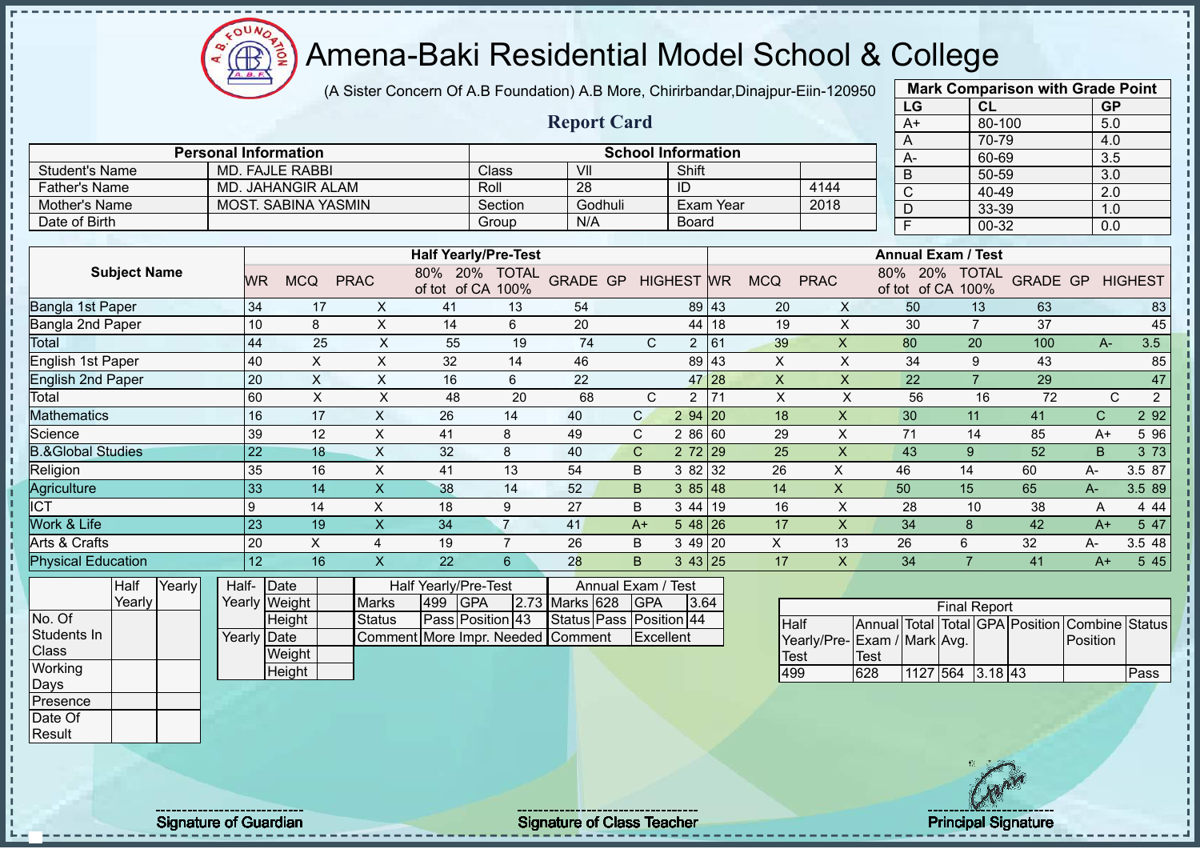# Amena-Baki Residential Model School & College

(A Sister Concern Of A.B Foundation) A.B More, Chirirbandar,Dinajpur-Eiin-120950

## Report Card

| Mark Comparison with Grade Point | | |
|---|---|---|
| LG | CL | GP |
| A+ | 80-100 | 5.0 |
| A | 70-79 | 4.0 |
| A- | 60-69 | 3.5 |
| B | 50-59 | 3.0 |
| C | 40-49 | 2.0 |
| D | 33-39 | 1.0 |
| F | 00-32 | 0.0 |

| Personal Information | | School Information | | | |
|---|---|---|---|---|---|
| Student's Name | MD. FAJLE RABBI | Class | VII | Shift | |
| Father's Name | MD. JAHANGIR ALAM | Roll | 28 | ID | 4144 |
| Mother's Name | MOST. SABINA YASMIN | Section | Godhuli | Exam Year | 2018 |
| Date of Birth | | Group | N/A | Board | |

| Subject Name | Half Yearly/Pre-Test | | | | | | | | | Annual Exam / Test | | | | | | | | |
|---|---|---|---|---|---|---|---|---|---|---|---|---|---|---|---|---|---|---|
| | WR | MCQ | PRAC | 80% of tot | 20% of CA | TOTAL 100% | GRADE | GP | HIGHEST | WR | MCQ | PRAC | 80% of tot | 20% of CA | TOTAL 100% | GRADE | GP | HIGHEST |
| Bangla 1st Paper | 34 | 17 | X | 41 | 13 | 54 | | | 89 | 43 | 20 | X | 50 | 13 | 63 | | | 83 |
| Bangla 2nd Paper | 10 | 8 | X | 14 | 6 | 20 | | | 44 | 18 | 19 | X | 30 | 7 | 37 | | | 45 |
| Total | 44 | 25 | X | 55 | 19 | 74 | C | 2 | | 61 | 39 | X | 80 | 20 | 100 | A- | 3.5 | |
| English 1st Paper | 40 | X | X | 32 | 14 | 46 | | | 89 | 43 | X | X | 34 | 9 | 43 | | | 85 |
| English 2nd Paper | 20 | X | X | 16 | 6 | 22 | | | 47 | 28 | X | X | 22 | 7 | 29 | | | 47 |
| Total | 60 | X | X | 48 | 20 | 68 | C | 2 | | 71 | X | X | 56 | 16 | 72 | C | 2 | |
| Mathematics | 16 | 17 | X | 26 | 14 | 40 | C | 2 | 94 | 20 | 18 | X | 30 | 11 | 41 | C | 2 | 92 |
| Science | 39 | 12 | X | 41 | 8 | 49 | C | 2 | 86 | 60 | 29 | X | 71 | 14 | 85 | A+ | 5 | 96 |
| B.&Global Studies | 22 | 18 | X | 32 | 8 | 40 | C | 2 | 72 | 29 | 25 | X | 43 | 9 | 52 | B | 3 | 73 |
| Religion | 35 | 16 | X | 41 | 13 | 54 | B | 3 | 82 | 32 | 26 | X | 46 | 14 | 60 | A- | 3.5 | 87 |
| Agriculture | 33 | 14 | X | 38 | 14 | 52 | B | 3 | 85 | 48 | 14 | X | 50 | 15 | 65 | A- | 3.5 | 89 |
| ICT | 9 | 14 | X | 18 | 9 | 27 | B | 3 | 44 | 19 | 16 | X | 28 | 10 | 38 | A | 4 | 44 |
| Work & Life | 23 | 19 | X | 34 | 7 | 41 | A+ | 5 | 48 | 26 | 17 | X | 34 | 8 | 42 | A+ | 5 | 47 |
| Arts & Crafts | 20 | X | 4 | 19 | 7 | 26 | B | 3 | 49 | 20 | X | 13 | 26 | 6 | 32 | A- | 3.5 | 48 |
| Physical Education | 12 | 16 | X | 22 | 6 | 28 | B | 3 | 43 | 25 | 17 | X | 34 | 7 | 41 | A+ | 5 | 45 |

| | Half Yearly | Yearly |
|---|---|---|
| No. Of Students In Class | | |
| Working Days | | |
| Presence | | |
| Date Of Result | | |

| | | |
|---|---|---|
| Half-Yearly | Date | |
| | Weight | |
| | Height | |
| Yearly | Date | |
| | Weight | |
| | Height | |

| Half Yearly/Pre-Test | | | | Annual Exam / Test | | | |
|---|---|---|---|---|---|---|---|
| Marks | 499 | GPA | 2.73 | Marks | 628 | GPA | 3.64 |
| Status | Pass | Position | 43 | Status | Pass | Position | 44 |
| Comment | More Impr. Needed | | | Comment | Excellent | | |

| Final Report | | | | | | | |
|---|---|---|---|---|---|---|---|
| Half Yearly/Pre-Test | Annual Exam / Test | Total Mark | Total Avg. | GPA | Position | Combine Position | Status |
| 499 | 628 | 1127 | 564 | 3.18 | 43 | | Pass |

Signature of Guardian

Signature of Class Teacher

Principal Signature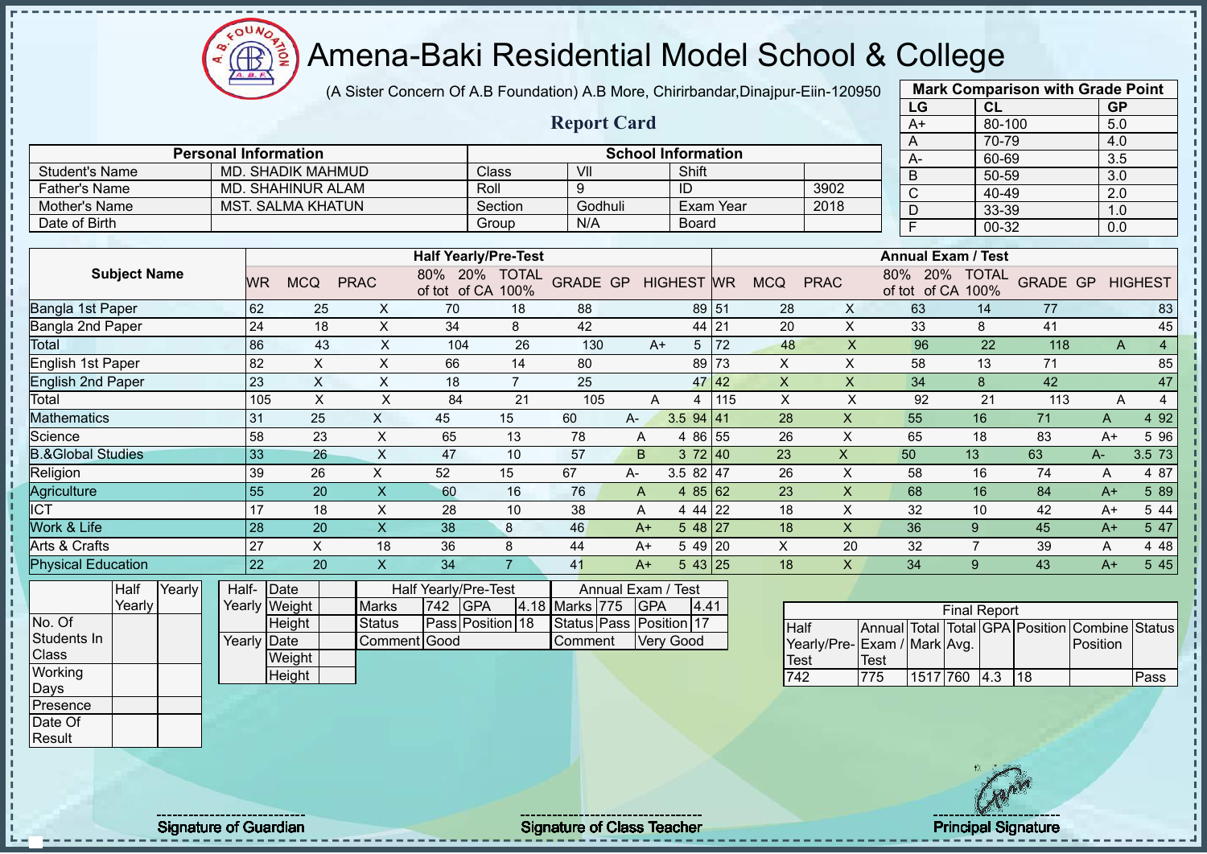# Amena-Baki Residential Model School & College

(A Sister Concern Of A.B Foundation) A.B More, Chirirbandar,Dinajpur-Eiin-120950

## Report Card

| Mark Comparison with Grade Point | | |
|---|---|---|
| LG | CL | GP |
| A+ | 80-100 | 5.0 |
| A | 70-79 | 4.0 |
| A- | 60-69 | 3.5 |
| B | 50-59 | 3.0 |
| C | 40-49 | 2.0 |
| D | 33-39 | 1.0 |
| F | 00-32 | 0.0 |

| Personal Information | | School Information | | | |
|---|---|---|---|---|---|
| Student's Name | MD. SHADIK MAHMUD | Class | VII | Shift | |
| Father's Name | MD. SHAHINUR ALAM | Roll | 9 | ID | 3902 |
| Mother's Name | MST. SALMA KHATUN | Section | Godhuli | Exam Year | 2018 |
| Date of Birth | | Group | N/A | Board | |

| Subject Name | Half Yearly/Pre-Test | | | | | | | | | Annual Exam / Test | | | | | | | | |
|---|---|---|---|---|---|---|---|---|---|---|---|---|---|---|---|---|---|---|
| | WR | MCQ | PRAC | 80% of tot | 20% of CA | TOTAL 100% | GRADE | GP | HIGHEST | WR | MCQ | PRAC | 80% of tot | 20% of CA | TOTAL 100% | GRADE | GP | HIGHEST |
| Bangla 1st Paper | 62 | 25 | X | 70 | 18 | 88 | | | 89 | 51 | 28 | X | 63 | 14 | 77 | | | 83 |
| Bangla 2nd Paper | 24 | 18 | X | 34 | 8 | 42 | | | 44 | 21 | 20 | X | 33 | 8 | 41 | | | 45 |
| Total | 86 | 43 | X | 104 | 26 | 130 | A+ | 5 | | 72 | 48 | X | 96 | 22 | 118 | A | 4 | |
| English 1st Paper | 82 | X | X | 66 | 14 | 80 | | | 89 | 73 | X | X | 58 | 13 | 71 | | | 85 |
| English 2nd Paper | 23 | X | X | 18 | 7 | 25 | | | 47 | 42 | X | X | 34 | 8 | 42 | | | 47 |
| Total | 105 | X | X | 84 | 21 | 105 | A | 4 | | 115 | X | X | 92 | 21 | 113 | A | 4 | |
| Mathematics | 31 | 25 | X | 45 | 15 | 60 | A- | 3.5 | 94 | 41 | 28 | X | 55 | 16 | 71 | A | 4 | 92 |
| Science | 58 | 23 | X | 65 | 13 | 78 | A | 4 | 86 | 55 | 26 | X | 65 | 18 | 83 | A+ | 5 | 96 |
| B.&Global Studies | 33 | 26 | X | 47 | 10 | 57 | B | 3 | 72 | 40 | 23 | X | 50 | 13 | 63 | A- | 3.5 | 73 |
| Religion | 39 | 26 | X | 52 | 15 | 67 | A- | 3.5 | 82 | 47 | 26 | X | 58 | 16 | 74 | A | 4 | 87 |
| Agriculture | 55 | 20 | X | 60 | 16 | 76 | A | 4 | 85 | 62 | 23 | X | 68 | 16 | 84 | A+ | 5 | 89 |
| ICT | 17 | 18 | X | 28 | 10 | 38 | A | 4 | 44 | 22 | 18 | X | 32 | 10 | 42 | A+ | 5 | 44 |
| Work & Life | 28 | 20 | X | 38 | 8 | 46 | A+ | 5 | 48 | 27 | 18 | X | 36 | 9 | 45 | A+ | 5 | 47 |
| Arts & Crafts | 27 | X | 18 | 36 | 8 | 44 | A+ | 5 | 49 | 20 | X | 20 | 32 | 7 | 39 | A | 4 | 48 |
| Physical Education | 22 | 20 | X | 34 | 7 | 41 | A+ | 5 | 43 | 25 | 18 | X | 34 | 9 | 43 | A+ | 5 | 45 |

| | Half Yearly | Yearly |
|---|---|---|
| No. Of Students In Class | | |
| Working Days | | |
| Presence | | |
| Date Of Result | | |

| | | |
|---|---|---|
| Half-Yearly | Date | |
| | Weight | |
| | Height | |
| Yearly | Date | |
| | Weight | |
| | Height | |

| Half Yearly/Pre-Test | | | | Annual Exam / Test | | | |
|---|---|---|---|---|---|---|---|
| Marks | 742 | GPA | 4.18 | Marks | 775 | GPA | 4.41 |
| Status | Pass | Position | 18 | Status | Pass | Position | 17 |
| Comment | Good | | | Comment | Very Good | | |

| Final Report | | | | | | | |
|---|---|---|---|---|---|---|---|
| Half Yearly/Pre-Test | Annual Exam / Test | Total Mark | Total Avg. | GPA | Position | Combine Position | Status |
| 742 | 775 | 1517 | 760 | 4.3 | 18 | | Pass |

Signature of Guardian — Signature of Class Teacher — Principal Signature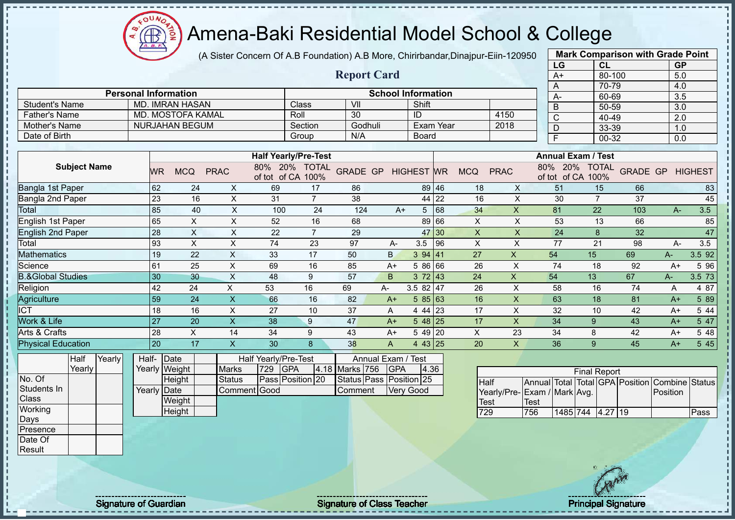# Amena-Baki Residential Model School & College

(A Sister Concern Of A.B Foundation) A.B More, Chirirbandar,Dinajpur-Eiin-120950

## Report Card

| Mark Comparison with Grade Point | | |
|---|---|---|
| LG | CL | GP |
| A+ | 80-100 | 5.0 |
| A | 70-79 | 4.0 |
| A- | 60-69 | 3.5 |
| B | 50-59 | 3.0 |
| C | 40-49 | 2.0 |
| D | 33-39 | 1.0 |
| F | 00-32 | 0.0 |

| Personal Information | | School Information | | | |
|---|---|---|---|---|---|
| Student's Name | MD. IMRAN HASAN | Class | VII | Shift | |
| Father's Name | MD. MOSTOFA KAMAL | Roll | 30 | ID | 4150 |
| Mother's Name | NURJAHAN BEGUM | Section | Godhuli | Exam Year | 2018 |
| Date of Birth | | Group | N/A | Board | |

| Subject Name | Half Yearly/Pre-Test | | | | | | | | | Annual Exam / Test | | | | | | | | |
|---|---|---|---|---|---|---|---|---|---|---|---|---|---|---|---|---|---|---|
| | WR | MCQ | PRAC | 80% of tot | 20% of CA | TOTAL 100% | GRADE | GP | HIGHEST | WR | MCQ | PRAC | 80% of tot | 20% of CA | TOTAL 100% | GRADE | GP | HIGHEST |
| Bangla 1st Paper | 62 | 24 | X | 69 | 17 | 86 | | | 89 | 46 | 18 | X | 51 | 15 | 66 | | | 83 |
| Bangla 2nd Paper | 23 | 16 | X | 31 | 7 | 38 | | | 44 | 22 | 16 | X | 30 | 7 | 37 | | | 45 |
| Total | 85 | 40 | X | 100 | 24 | 124 | A+ | 5 | | 68 | 34 | X | 81 | 22 | 103 | A- | 3.5 | |
| English 1st Paper | 65 | X | X | 52 | 16 | 68 | | | 89 | 66 | X | X | 53 | 13 | 66 | | | 85 |
| English 2nd Paper | 28 | X | X | 22 | 7 | 29 | | | 47 | 30 | X | X | 24 | 8 | 32 | | | 47 |
| Total | 93 | X | X | 74 | 23 | 97 | A- | 3.5 | | 96 | X | X | 77 | 21 | 98 | A- | 3.5 | |
| Mathematics | 19 | 22 | X | 33 | 17 | 50 | B | 3 | 94 | 41 | 27 | X | 54 | 15 | 69 | A- | 3.5 | 92 |
| Science | 61 | 25 | X | 69 | 16 | 85 | A+ | 5 | 86 | 66 | 26 | X | 74 | 18 | 92 | A+ | 5 | 96 |
| B.&Global Studies | 30 | 30 | X | 48 | 9 | 57 | B | 3 | 72 | 43 | 24 | X | 54 | 13 | 67 | A- | 3.5 | 73 |
| Religion | 42 | 24 | X | 53 | 16 | 69 | A- | 3.5 | 82 | 47 | 26 | X | 58 | 16 | 74 | A | 4 | 87 |
| Agriculture | 59 | 24 | X | 66 | 16 | 82 | A+ | 5 | 85 | 63 | 16 | X | 63 | 18 | 81 | A+ | 5 | 89 |
| ICT | 18 | 16 | X | 27 | 10 | 37 | A | 4 | 44 | 23 | 17 | X | 32 | 10 | 42 | A+ | 5 | 44 |
| Work & Life | 27 | 20 | X | 38 | 9 | 47 | A+ | 5 | 48 | 25 | 17 | X | 34 | 9 | 43 | A+ | 5 | 47 |
| Arts & Crafts | 28 | X | 14 | 34 | 9 | 43 | A+ | 5 | 49 | 20 | X | 23 | 34 | 8 | 42 | A+ | 5 | 48 |
| Physical Education | 20 | 17 | X | 30 | 8 | 38 | A | 4 | 43 | 25 | 20 | X | 36 | 9 | 45 | A+ | 5 | 45 |

| | Half Yearly | Yearly |
|---|---|---|
| No. Of Students In Class | | |
| Working Days | | |
| Presence | | |
| Date Of Result | | |

| | | |
|---|---|---|
| Half-Yearly | Date | |
| | Weight | |
| | Height | |
| Yearly | Date | |
| | Weight | |
| | Height | |

| Half Yearly/Pre-Test | | | | Annual Exam / Test | | | |
|---|---|---|---|---|---|---|---|
| Marks | 729 | GPA | 4.18 | Marks | 756 | GPA | 4.36 |
| Status | Pass | Position | 20 | Status | Pass | Position | 25 |
| Comment | Good | | | Comment | Very Good | | |

| Final Report | | | | | | | |
|---|---|---|---|---|---|---|---|
| Half Yearly/Pre-Test | Annual Exam / Test | Total Mark | Total Avg. | GPA | Position | Combine Position | Status |
| 729 | 756 | 1485 | 744 | 4.27 | 19 | | Pass |

Signature of Guardian    Signature of Class Teacher    Principal Signature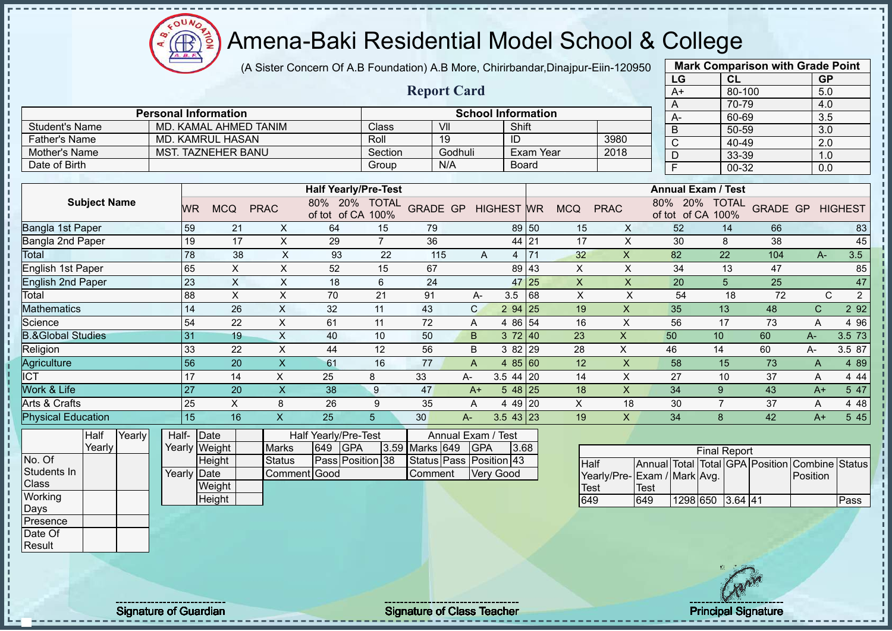# Amena-Baki Residential Model School & College

(A Sister Concern Of A.B Foundation) A.B More, Chirirbandar,Dinajpur-Eiin-120950

## Report Card

| Mark Comparison with Grade Point | | |
|---|---|---|
| LG | CL | GP |
| A+ | 80-100 | 5.0 |
| A | 70-79 | 4.0 |
| A- | 60-69 | 3.5 |
| B | 50-59 | 3.0 |
| C | 40-49 | 2.0 |
| D | 33-39 | 1.0 |
| F | 00-32 | 0.0 |

| Personal Information | | School Information | | | |
|---|---|---|---|---|---|
| Student's Name | MD. KAMAL AHMED TANIM | Class | VII | Shift | |
| Father's Name | MD. KAMRUL HASAN | Roll | 19 | ID | 3980 |
| Mother's Name | MST. TAZNEHER BANU | Section | Godhuli | Exam Year | 2018 |
| Date of Birth | | Group | N/A | Board | |

| Subject Name | Half Yearly/Pre-Test | | | | | | | | | Annual Exam / Test | | | | | | | | |
|---|---|---|---|---|---|---|---|---|---|---|---|---|---|---|---|---|---|---|
| | WR | MCQ | PRAC | 80% of tot | 20% of CA | TOTAL 100% | GRADE | GP | HIGHEST | WR | MCQ | PRAC | 80% of tot | 20% of CA | TOTAL 100% | GRADE | GP | HIGHEST |
| Bangla 1st Paper | 59 | 21 | X | 64 | 15 | 79 | | | 89 | 50 | 15 | X | 52 | 14 | 66 | | | 83 |
| Bangla 2nd Paper | 19 | 17 | X | 29 | 7 | 36 | | | 44 | 21 | 17 | X | 30 | 8 | 38 | | | 45 |
| Total | 78 | 38 | X | 93 | 22 | 115 | A | 4 | | 71 | 32 | X | 82 | 22 | 104 | A- | 3.5 | |
| English 1st Paper | 65 | X | X | 52 | 15 | 67 | | | 89 | 43 | X | X | 34 | 13 | 47 | | | 85 |
| English 2nd Paper | 23 | X | X | 18 | 6 | 24 | | | 47 | 25 | X | X | 20 | 5 | 25 | | | 47 |
| Total | 88 | X | X | 70 | 21 | 91 | A- | 3.5 | | 68 | X | X | 54 | 18 | 72 | C | 2 | |
| Mathematics | 14 | 26 | X | 32 | 11 | 43 | C | 2 | 94 | 25 | 19 | X | 35 | 13 | 48 | C | 2 | 92 |
| Science | 54 | 22 | X | 61 | 11 | 72 | A | 4 | 86 | 54 | 16 | X | 56 | 17 | 73 | A | 4 | 96 |
| B.&Global Studies | 31 | 19 | X | 40 | 10 | 50 | B | 3 | 72 | 40 | 23 | X | 50 | 10 | 60 | A- | 3.5 | 73 |
| Religion | 33 | 22 | X | 44 | 12 | 56 | B | 3 | 82 | 29 | 28 | X | 46 | 14 | 60 | A- | 3.5 | 87 |
| Agriculture | 56 | 20 | X | 61 | 16 | 77 | A | 4 | 85 | 60 | 12 | X | 58 | 15 | 73 | A | 4 | 89 |
| ICT | 17 | 14 | X | 25 | 8 | 33 | A- | 3.5 | 44 | 20 | 14 | X | 27 | 10 | 37 | A | 4 | 44 |
| Work & Life | 27 | 20 | X | 38 | 9 | 47 | A+ | 5 | 48 | 25 | 18 | X | 34 | 9 | 43 | A+ | 5 | 47 |
| Arts & Crafts | 25 | X | 8 | 26 | 9 | 35 | A | 4 | 49 | 20 | X | 18 | 30 | 7 | 37 | A | 4 | 48 |
| Physical Education | 15 | 16 | X | 25 | 5 | 30 | A- | 3.5 | 43 | 23 | 19 | X | 34 | 8 | 42 | A+ | 5 | 45 |

| | Half Yearly | Yearly |
|---|---|---|
| No. Of Students In Class | | |
| Working Days | | |
| Presence | | |
| Date Of Result | | |

| | | |
|---|---|---|
| Half-Yearly | Date | |
| | Weight | |
| | Height | |
| Yearly | Date | |
| | Weight | |
| | Height | |

| Half Yearly/Pre-Test | | | | Annual Exam / Test | | | |
|---|---|---|---|---|---|---|---|
| Marks | 649 | GPA | 3.59 | Marks | 649 | GPA | 3.68 |
| Status | Pass | Position | 38 | Status | Pass | Position | 43 |
| Comment | Good | | | Comment | Very Good | | |

| Final Report | | | | | | | |
|---|---|---|---|---|---|---|---|
| Half Yearly/Pre-Test | Annual Exam / Test | Total Mark | Total Avg. | GPA | Position | Combine Position | Status |
| 649 | 649 | 1298 | 650 | 3.64 | 41 | | Pass |

Signature of Guardian

Signature of Class Teacher

Principal Signature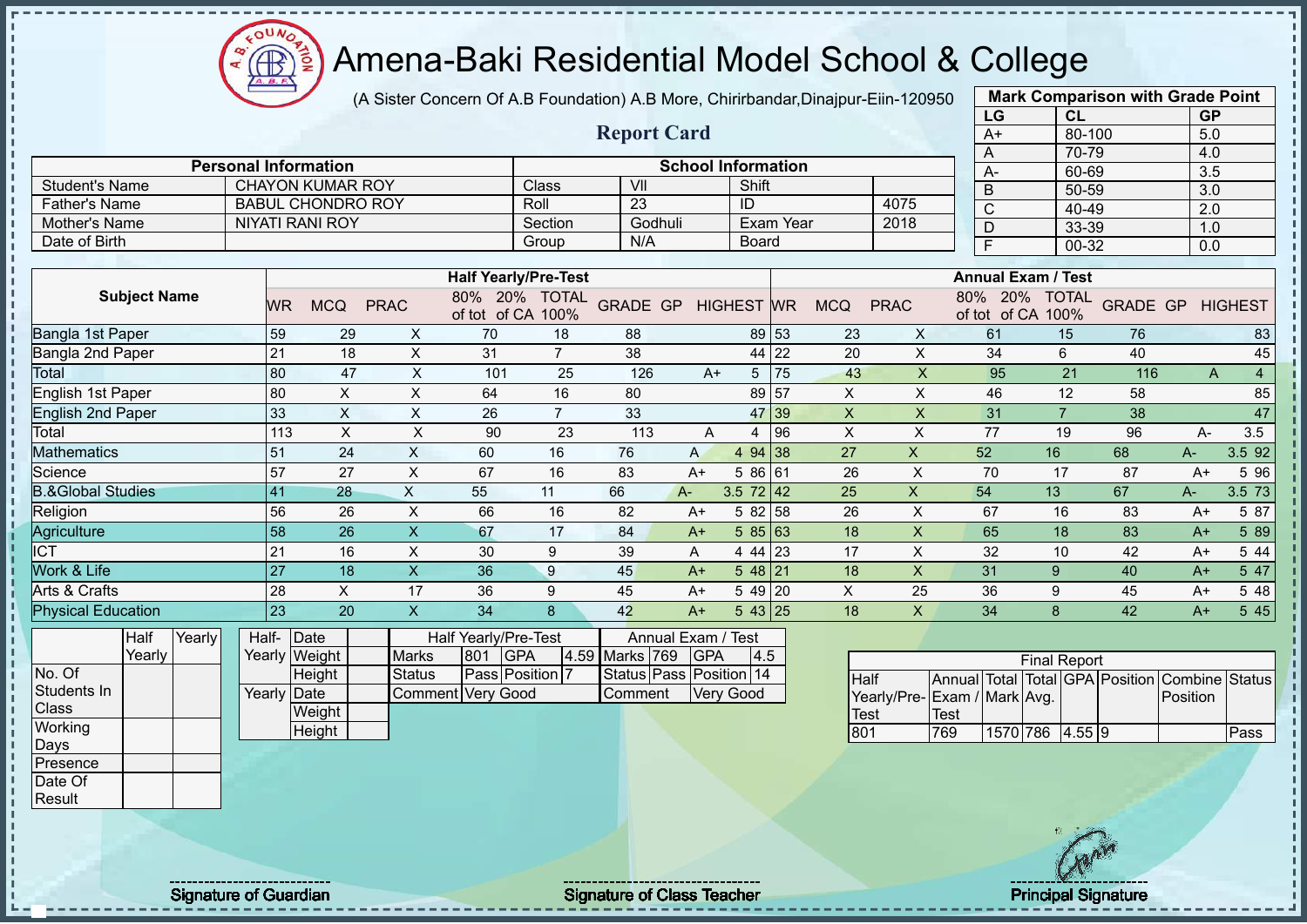# Amena-Baki Residential Model School & College

(A Sister Concern Of A.B Foundation) A.B More, Chirirbandar,Dinajpur-Eiin-120950

## Report Card

| Mark Comparison with Grade Point | | |
|---|---|---|
| LG | CL | GP |
| A+ | 80-100 | 5.0 |
| A | 70-79 | 4.0 |
| A- | 60-69 | 3.5 |
| B | 50-59 | 3.0 |
| C | 40-49 | 2.0 |
| D | 33-39 | 1.0 |
| F | 00-32 | 0.0 |

| Personal Information | | School Information | | | |
|---|---|---|---|---|---|
| Student's Name | CHAYON KUMAR ROY | Class | VII | Shift | |
| Father's Name | BABUL CHONDRO ROY | Roll | 23 | ID | 4075 |
| Mother's Name | NIYATI RANI ROY | Section | Godhuli | Exam Year | 2018 |
| Date of Birth | | Group | N/A | Board | |

| Subject Name | Half Yearly/Pre-Test | | | | | | | | | Annual Exam / Test | | | | | | | | |
|---|---|---|---|---|---|---|---|---|---|---|---|---|---|---|---|---|---|---|
| | WR | MCQ | PRAC | 80% of tot | 20% of CA | TOTAL 100% | GRADE | GP | HIGHEST | WR | MCQ | PRAC | 80% of tot | 20% of CA | TOTAL 100% | GRADE | GP | HIGHEST |
| Bangla 1st Paper | 59 | 29 | X | 70 | 18 | 88 | | | 89 | 53 | 23 | X | 61 | 15 | 76 | | | 83 |
| Bangla 2nd Paper | 21 | 18 | X | 31 | 7 | 38 | | | 44 | 22 | 20 | X | 34 | 6 | 40 | | | 45 |
| Total | 80 | 47 | X | 101 | 25 | 126 | A+ | 5 | | 75 | 43 | X | 95 | 21 | 116 | A | 4 | |
| English 1st Paper | 80 | X | X | 64 | 16 | 80 | | | 89 | 57 | X | X | 46 | 12 | 58 | | | 85 |
| English 2nd Paper | 33 | X | X | 26 | 7 | 33 | | | 47 | 39 | X | X | 31 | 7 | 38 | | | 47 |
| Total | 113 | X | X | 90 | 23 | 113 | A | 4 | | 96 | X | X | 77 | 19 | 96 | A- | 3.5 | |
| Mathematics | 51 | 24 | X | 60 | 16 | 76 | A | 4 | 94 | 38 | 27 | X | 52 | 16 | 68 | A- | 3.5 | 92 |
| Science | 57 | 27 | X | 67 | 16 | 83 | A+ | 5 | 86 | 61 | 26 | X | 70 | 17 | 87 | A+ | 5 | 96 |
| B.&Global Studies | 41 | 28 | X | 55 | 11 | 66 | A- | 3.5 | 72 | 42 | 25 | X | 54 | 13 | 67 | A- | 3.5 | 73 |
| Religion | 56 | 26 | X | 66 | 16 | 82 | A+ | 5 | 82 | 58 | 26 | X | 67 | 16 | 83 | A+ | 5 | 87 |
| Agriculture | 58 | 26 | X | 67 | 17 | 84 | A+ | 5 | 85 | 63 | 18 | X | 65 | 18 | 83 | A+ | 5 | 89 |
| ICT | 21 | 16 | X | 30 | 9 | 39 | A | 4 | 44 | 23 | 17 | X | 32 | 10 | 42 | A+ | 5 | 44 |
| Work & Life | 27 | 18 | X | 36 | 9 | 45 | A+ | 5 | 48 | 21 | 18 | X | 31 | 9 | 40 | A+ | 5 | 47 |
| Arts & Crafts | 28 | X | 17 | 36 | 9 | 45 | A+ | 5 | 49 | 20 | X | 25 | 36 | 9 | 45 | A+ | 5 | 48 |
| Physical Education | 23 | 20 | X | 34 | 8 | 42 | A+ | 5 | 43 | 25 | 18 | X | 34 | 8 | 42 | A+ | 5 | 45 |

| | Half Yearly | Yearly |
|---|---|---|
| No. Of Students In Class | | |
| Working Days | | |
| Presence | | |
| Date Of Result | | |

| | | |
|---|---|---|
| Half-Yearly | Date | |
| | Weight | |
| | Height | |
| Yearly | Date | |
| | Weight | |
| | Height | |

| Half Yearly/Pre-Test | | | | Annual Exam / Test | | | |
|---|---|---|---|---|---|---|---|
| Marks | 801 | GPA | 4.59 | Marks | 769 | GPA | 4.5 |
| Status | Pass | Position | 7 | Status | Pass | Position | 14 |
| Comment | Very Good | | | Comment | Very Good | | |

| Final Report | | | | | | | |
|---|---|---|---|---|---|---|---|
| Half Yearly/Pre-Test | Annual Exam / Test | Total Mark | Total Avg. | GPA | Position | Combine Position | Status |
| 801 | 769 | 1570 | 786 | 4.55 | 9 | | Pass |

Signature of Guardian

Signature of Class Teacher

Principal Signature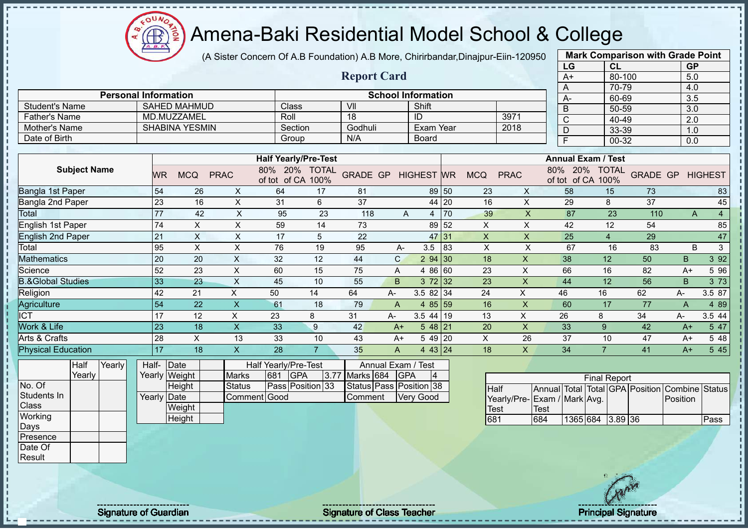# Amena-Baki Residential Model School & College

(A Sister Concern Of A.B Foundation) A.B More, Chirirbandar,Dinajpur-Eiin-120950

## Report Card

| Mark Comparison with Grade Point | | |
|---|---|---|
| LG | CL | GP |
| A+ | 80-100 | 5.0 |
| A | 70-79 | 4.0 |
| A- | 60-69 | 3.5 |
| B | 50-59 | 3.0 |
| C | 40-49 | 2.0 |
| D | 33-39 | 1.0 |
| F | 00-32 | 0.0 |

| Personal Information | | School Information | | | |
|---|---|---|---|---|---|
| Student's Name | SAHED MAHMUD | Class | VII | Shift | |
| Father's Name | MD.MUZZAMEL | Roll | 18 | ID | 3971 |
| Mother's Name | SHABINA YESMIN | Section | Godhuli | Exam Year | 2018 |
| Date of Birth | | Group | N/A | Board | |

| Subject Name | Half Yearly/Pre-Test | | | | | | | | | Annual Exam / Test | | | | | | | | |
|---|---|---|---|---|---|---|---|---|---|---|---|---|---|---|---|---|---|---|
| | WR | MCQ | PRAC | 80% of tot | 20% of CA | TOTAL 100% | GRADE | GP | HIGHEST | WR | MCQ | PRAC | 80% of tot | 20% of CA | TOTAL 100% | GRADE | GP | HIGHEST |
| Bangla 1st Paper | 54 | 26 | X | 64 | 17 | 81 | | | 89 | 50 | 23 | X | 58 | 15 | 73 | | | 83 |
| Bangla 2nd Paper | 23 | 16 | X | 31 | 6 | 37 | | | 44 | 20 | 16 | X | 29 | 8 | 37 | | | 45 |
| Total | 77 | 42 | X | 95 | 23 | 118 | A | 4 | | 70 | 39 | X | 87 | 23 | 110 | A | 4 | |
| English 1st Paper | 74 | X | X | 59 | 14 | 73 | | | 89 | 52 | X | X | 42 | 12 | 54 | | | 85 |
| English 2nd Paper | 21 | X | X | 17 | 5 | 22 | | | 47 | 31 | X | X | 25 | 4 | 29 | | | 47 |
| Total | 95 | X | X | 76 | 19 | 95 | A- | 3.5 | | 83 | X | X | 67 | 16 | 83 | B | 3 | |
| Mathematics | 20 | 20 | X | 32 | 12 | 44 | C | 2 | 94 | 30 | 18 | X | 38 | 12 | 50 | B | 3 | 92 |
| Science | 52 | 23 | X | 60 | 15 | 75 | A | 4 | 86 | 60 | 23 | X | 66 | 16 | 82 | A+ | 5 | 96 |
| B.&Global Studies | 33 | 23 | X | 45 | 10 | 55 | B | 3 | 72 | 32 | 23 | X | 44 | 12 | 56 | B | 3 | 73 |
| Religion | 42 | 21 | X | 50 | 14 | 64 | A- | 3.5 | 82 | 34 | 24 | X | 46 | 16 | 62 | A- | 3.5 | 87 |
| Agriculture | 54 | 22 | X | 61 | 18 | 79 | A | 4 | 85 | 59 | 16 | X | 60 | 17 | 77 | A | 4 | 89 |
| ICT | 17 | 12 | X | 23 | 8 | 31 | A- | 3.5 | 44 | 19 | 13 | X | 26 | 8 | 34 | A- | 3.5 | 44 |
| Work & Life | 23 | 18 | X | 33 | 9 | 42 | A+ | 5 | 48 | 21 | 20 | X | 33 | 9 | 42 | A+ | 5 | 47 |
| Arts & Crafts | 28 | X | 13 | 33 | 10 | 43 | A+ | 5 | 49 | 20 | X | 26 | 37 | 10 | 47 | A+ | 5 | 48 |
| Physical Education | 17 | 18 | X | 28 | 7 | 35 | A | 4 | 43 | 24 | 18 | X | 34 | 7 | 41 | A+ | 5 | 45 |

| | Half Yearly | Yearly |
|---|---|---|
| No. Of Students In Class | | |
| Working Days | | |
| Presence | | |
| Date Of Result | | |

| | | |
|---|---|---|
| Half-Yearly | Date | |
| | Weight | |
| | Height | |
| Yearly | Date | |
| | Weight | |
| | Height | |

| Half Yearly/Pre-Test | | | | Annual Exam / Test | | | |
|---|---|---|---|---|---|---|---|
| Marks | 681 | GPA | 3.77 | Marks | 684 | GPA | 4 |
| Status | Pass | Position | 33 | Status | Pass | Position | 38 |
| Comment | Good | | | Comment | Very Good | | |

| Final Report | | | | | | | |
|---|---|---|---|---|---|---|---|
| Half Yearly/Pre-Test | Annual Exam / Test | Total Mark | Total Avg. | GPA | Position | Combine Position | Status |
| 681 | 684 | 1365 | 684 | 3.89 | 36 | | Pass |

Signature of Guardian

Signature of Class Teacher

Principal Signature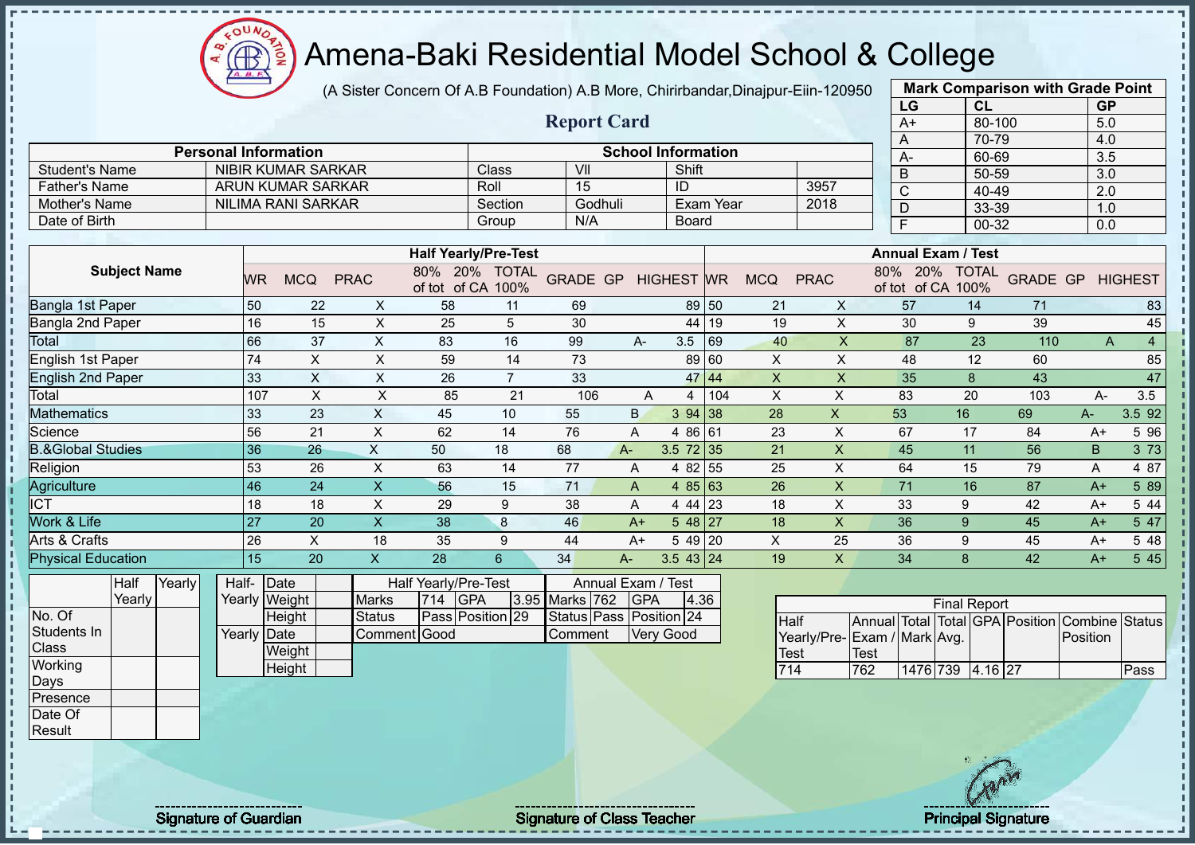# Amena-Baki Residential Model School & College

(A Sister Concern Of A.B Foundation) A.B More, Chirirbandar,Dinajpur-Eiin-120950

## Report Card

| Mark Comparison with Grade Point | | |
|---|---|---|
| LG | CL | GP |
| A+ | 80-100 | 5.0 |
| A | 70-79 | 4.0 |
| A- | 60-69 | 3.5 |
| B | 50-59 | 3.0 |
| C | 40-49 | 2.0 |
| D | 33-39 | 1.0 |
| F | 00-32 | 0.0 |

| Personal Information | | School Information | | | |
|---|---|---|---|---|---|
| Student's Name | NIBIR KUMAR SARKAR | Class | VII | Shift | |
| Father's Name | ARUN KUMAR SARKAR | Roll | 15 | ID | 3957 |
| Mother's Name | NILIMA RANI SARKAR | Section | Godhuli | Exam Year | 2018 |
| Date of Birth | | Group | N/A | Board | |

| Subject Name | Half Yearly/Pre-Test | | | | | | | | | Annual Exam / Test | | | | | | | | |
|---|---|---|---|---|---|---|---|---|---|---|---|---|---|---|---|---|---|---|
| | WR | MCQ | PRAC | 80% of tot | 20% of CA | TOTAL 100% | GRADE | GP | HIGHEST | WR | MCQ | PRAC | 80% of tot | 20% of CA | TOTAL 100% | GRADE | GP | HIGHEST |
| Bangla 1st Paper | 50 | 22 | X | 58 | 11 | 69 | | | 89 | 50 | 21 | X | 57 | 14 | 71 | | | 83 |
| Bangla 2nd Paper | 16 | 15 | X | 25 | 5 | 30 | | | 44 | 19 | 19 | X | 30 | 9 | 39 | | | 45 |
| Total | 66 | 37 | X | 83 | 16 | 99 | A- | 3.5 | | 69 | 40 | X | 87 | 23 | 110 | A | 4 | |
| English 1st Paper | 74 | X | X | 59 | 14 | 73 | | | 89 | 60 | X | X | 48 | 12 | 60 | | | 85 |
| English 2nd Paper | 33 | X | X | 26 | 7 | 33 | | | 47 | 44 | X | X | 35 | 8 | 43 | | | 47 |
| Total | 107 | X | X | 85 | 21 | 106 | A | 4 | | 104 | X | X | 83 | 20 | 103 | A- | 3.5 | |
| Mathematics | 33 | 23 | X | 45 | 10 | 55 | B | 3 | 94 | 38 | 28 | X | 53 | 16 | 69 | A- | 3.5 | 92 |
| Science | 56 | 21 | X | 62 | 14 | 76 | A | 4 | 86 | 61 | 23 | X | 67 | 17 | 84 | A+ | 5 | 96 |
| B.&Global Studies | 36 | 26 | X | 50 | 18 | 68 | A- | 3.5 | 72 | 35 | 21 | X | 45 | 11 | 56 | B | 3 | 73 |
| Religion | 53 | 26 | X | 63 | 14 | 77 | A | 4 | 82 | 55 | 25 | X | 64 | 15 | 79 | A | 4 | 87 |
| Agriculture | 46 | 24 | X | 56 | 15 | 71 | A | 4 | 85 | 63 | 26 | X | 71 | 16 | 87 | A+ | 5 | 89 |
| ICT | 18 | 18 | X | 29 | 9 | 38 | A | 4 | 44 | 23 | 18 | X | 33 | 9 | 42 | A+ | 5 | 44 |
| Work & Life | 27 | 20 | X | 38 | 8 | 46 | A+ | 5 | 48 | 27 | 18 | X | 36 | 9 | 45 | A+ | 5 | 47 |
| Arts & Crafts | 26 | X | 18 | 35 | 9 | 44 | A+ | 5 | 49 | 20 | X | 25 | 36 | 9 | 45 | A+ | 5 | 48 |
| Physical Education | 15 | 20 | X | 28 | 6 | 34 | A- | 3.5 | 43 | 24 | 19 | X | 34 | 8 | 42 | A+ | 5 | 45 |

| | Half Yearly | Yearly |
|---|---|---|
| No. Of Students In Class | | |
| Working Days | | |
| Presence | | |
| Date Of Result | | |

| | | |
|---|---|---|
| Half-Yearly | Date | |
| | Weight | |
| | Height | |
| Yearly | Date | |
| | Weight | |
| | Height | |

| Half Yearly/Pre-Test | | | | Annual Exam / Test | | | |
|---|---|---|---|---|---|---|---|
| Marks | 714 | GPA | 3.95 | Marks | 762 | GPA | 4.36 |
| Status | Pass | Position | 29 | Status | Pass | Position | 24 |
| Comment | Good | | | Comment | Very Good | | |

| Final Report | | | | | | | |
|---|---|---|---|---|---|---|---|
| Half Yearly/Pre-Test | Annual Exam / Test | Total Mark | Total Avg. | GPA | Position | Combine Position | Status |
| 714 | 762 | 1476 | 739 | 4.16 | 27 | | Pass |

Signature of Guardian

Signature of Class Teacher

Principal Signature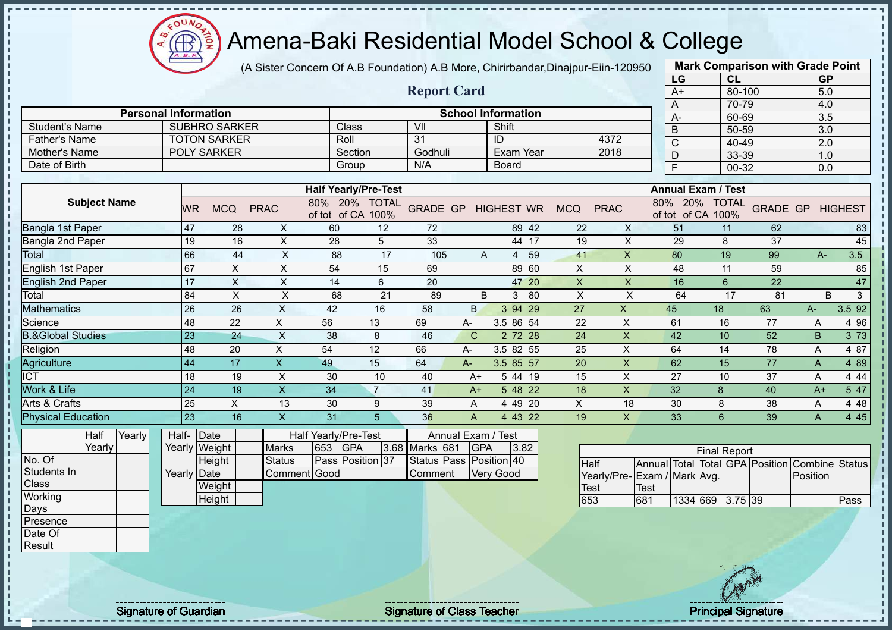# Amena-Baki Residential Model School & College

(A Sister Concern Of A.B Foundation) A.B More, Chirirbandar,Dinajpur-Eiin-120950

## Report Card

| Mark Comparison with Grade Point | | |
|---|---|---|
| LG | CL | GP |
| A+ | 80-100 | 5.0 |
| A | 70-79 | 4.0 |
| A- | 60-69 | 3.5 |
| B | 50-59 | 3.0 |
| C | 40-49 | 2.0 |
| D | 33-39 | 1.0 |
| F | 00-32 | 0.0 |

| Personal Information | | School Information | | | |
|---|---|---|---|---|---|
| Student's Name | SUBHRO SARKER | Class | VII | Shift | |
| Father's Name | TOTON SARKER | Roll | 31 | ID | 4372 |
| Mother's Name | POLY SARKER | Section | Godhuli | Exam Year | 2018 |
| Date of Birth | | Group | N/A | Board | |

| Subject Name | Half Yearly/Pre-Test | | | | | | | | | Annual Exam / Test | | | | | | | | |
|---|---|---|---|---|---|---|---|---|---|---|---|---|---|---|---|---|---|---|
| | WR | MCQ | PRAC | 80% of tot | 20% of CA | TOTAL 100% | GRADE | GP | HIGHEST | WR | MCQ | PRAC | 80% of tot | 20% of CA | TOTAL 100% | GRADE | GP | HIGHEST |
| Bangla 1st Paper | 47 | 28 | X | 60 | 12 | 72 | | | 89 | 42 | 22 | X | 51 | 11 | 62 | | | 83 |
| Bangla 2nd Paper | 19 | 16 | X | 28 | 5 | 33 | | | 44 | 17 | 19 | X | 29 | 8 | 37 | | | 45 |
| Total | 66 | 44 | X | 88 | 17 | 105 | A | 4 | | 59 | 41 | X | 80 | 19 | 99 | A- | 3.5 | |
| English 1st Paper | 67 | X | X | 54 | 15 | 69 | | | 89 | 60 | X | X | 48 | 11 | 59 | | | 85 |
| English 2nd Paper | 17 | X | X | 14 | 6 | 20 | | | 47 | 20 | X | X | 16 | 6 | 22 | | | 47 |
| Total | 84 | X | X | 68 | 21 | 89 | B | 3 | | 80 | X | X | 64 | 17 | 81 | B | 3 | |
| Mathematics | 26 | 26 | X | 42 | 16 | 58 | B | 3 | 94 | 29 | 27 | X | 45 | 18 | 63 | A- | 3.5 | 92 |
| Science | 48 | 22 | X | 56 | 13 | 69 | A- | 3.5 | 86 | 54 | 22 | X | 61 | 16 | 77 | A | 4 | 96 |
| B.&Global Studies | 23 | 24 | X | 38 | 8 | 46 | C | 2 | 72 | 28 | 24 | X | 42 | 10 | 52 | B | 3 | 73 |
| Religion | 48 | 20 | X | 54 | 12 | 66 | A- | 3.5 | 82 | 55 | 25 | X | 64 | 14 | 78 | A | 4 | 87 |
| Agriculture | 44 | 17 | X | 49 | 15 | 64 | A- | 3.5 | 85 | 57 | 20 | X | 62 | 15 | 77 | A | 4 | 89 |
| ICT | 18 | 19 | X | 30 | 10 | 40 | A+ | 5 | 44 | 19 | 15 | X | 27 | 10 | 37 | A | 4 | 44 |
| Work & Life | 24 | 19 | X | 34 | 7 | 41 | A+ | 5 | 48 | 22 | 18 | X | 32 | 8 | 40 | A+ | 5 | 47 |
| Arts & Crafts | 25 | X | 13 | 30 | 9 | 39 | A | 4 | 49 | 20 | X | 18 | 30 | 8 | 38 | A | 4 | 48 |
| Physical Education | 23 | 16 | X | 31 | 5 | 36 | A | 4 | 43 | 22 | 19 | X | 33 | 6 | 39 | A | 4 | 45 |

| | Half Yearly | Yearly |
|---|---|---|
| No. Of Students In Class | | |
| Working Days | | |
| Presence | | |
| Date Of Result | | |

| | | |
|---|---|---|
| Half-Yearly | Date | |
| | Weight | |
| | Height | |
| Yearly | Date | |
| | Weight | |
| | Height | |

| Half Yearly/Pre-Test | | | | Annual Exam / Test | | | |
|---|---|---|---|---|---|---|---|
| Marks | 653 | GPA | 3.68 | Marks | 681 | GPA | 3.82 |
| Status | Pass | Position | 37 | Status | Pass | Position | 40 |
| Comment | Good | | | Comment | Very Good | | |

| Final Report | | | | | | | |
|---|---|---|---|---|---|---|---|
| Half Yearly/Pre-Test | Annual Exam / Test | Total Mark | Total Avg. | GPA | Position | Combine Position | Status |
| 653 | 681 | 1334 | 669 | 3.75 | 39 | | Pass |

Signature of Guardian

Signature of Class Teacher

Principal Signature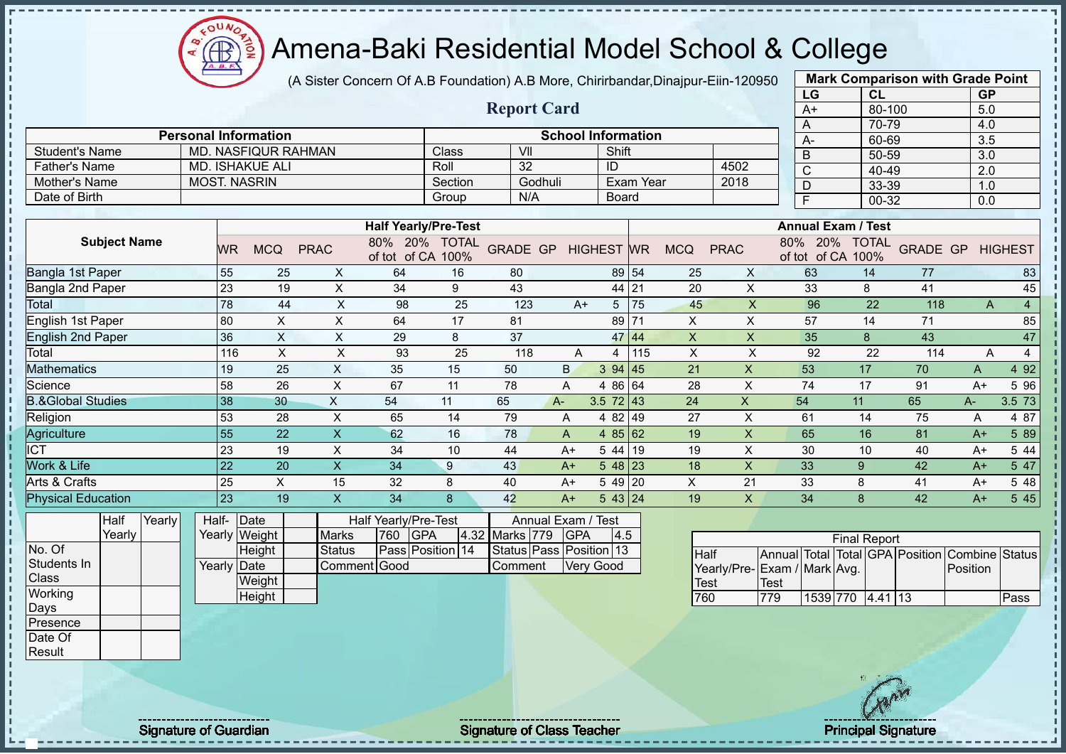# Amena-Baki Residential Model School & College

(A Sister Concern Of A.B Foundation) A.B More, Chirirbandar,Dinajpur-Eiin-120950

## Report Card

| Mark Comparison with Grade Point | | |
|---|---|---|
| LG | CL | GP |
| A+ | 80-100 | 5.0 |
| A | 70-79 | 4.0 |
| A- | 60-69 | 3.5 |
| B | 50-59 | 3.0 |
| C | 40-49 | 2.0 |
| D | 33-39 | 1.0 |
| F | 00-32 | 0.0 |

| Personal Information | | School Information | | | |
|---|---|---|---|---|---|
| Student's Name | MD. NASFIQUR RAHMAN | Class | VII | Shift | |
| Father's Name | MD. ISHAKUE ALI | Roll | 32 | ID | 4502 |
| Mother's Name | MOST. NASRIN | Section | Godhuli | Exam Year | 2018 |
| Date of Birth | | Group | N/A | Board | |

| Subject Name | Half Yearly/Pre-Test | | | | | | | | | Annual Exam / Test | | | | | | | | |
|---|---|---|---|---|---|---|---|---|---|---|---|---|---|---|---|---|---|---|
| | WR | MCQ | PRAC | 80% of tot | 20% of CA | TOTAL 100% | GRADE | GP | HIGHEST | WR | MCQ | PRAC | 80% of tot | 20% of CA | TOTAL 100% | GRADE | GP | HIGHEST |
| Bangla 1st Paper | 55 | 25 | X | 64 | 16 | 80 | | | 89 | 54 | 25 | X | 63 | 14 | 77 | | | 83 |
| Bangla 2nd Paper | 23 | 19 | X | 34 | 9 | 43 | | | 44 | 21 | 20 | X | 33 | 8 | 41 | | | 45 |
| Total | 78 | 44 | X | 98 | 25 | 123 | A+ | 5 | | 75 | 45 | X | 96 | 22 | 118 | A | 4 | |
| English 1st Paper | 80 | X | X | 64 | 17 | 81 | | | 89 | 71 | X | X | 57 | 14 | 71 | | | 85 |
| English 2nd Paper | 36 | X | X | 29 | 8 | 37 | | | 47 | 44 | X | X | 35 | 8 | 43 | | | 47 |
| Total | 116 | X | X | 93 | 25 | 118 | A | 4 | | 115 | X | X | 92 | 22 | 114 | A | 4 | |
| Mathematics | 19 | 25 | X | 35 | 15 | 50 | B | 3 | 94 | 45 | 21 | X | 53 | 17 | 70 | A | 4 | 92 |
| Science | 58 | 26 | X | 67 | 11 | 78 | A | 4 | 86 | 64 | 28 | X | 74 | 17 | 91 | A+ | 5 | 96 |
| B.&Global Studies | 38 | 30 | X | 54 | 11 | 65 | A- | 3.5 | 72 | 43 | 24 | X | 54 | 11 | 65 | A- | 3.5 | 73 |
| Religion | 53 | 28 | X | 65 | 14 | 79 | A | 4 | 82 | 49 | 27 | X | 61 | 14 | 75 | A | 4 | 87 |
| Agriculture | 55 | 22 | X | 62 | 16 | 78 | A | 4 | 85 | 62 | 19 | X | 65 | 16 | 81 | A+ | 5 | 89 |
| ICT | 23 | 19 | X | 34 | 10 | 44 | A+ | 5 | 44 | 19 | 19 | X | 30 | 10 | 40 | A+ | 5 | 44 |
| Work & Life | 22 | 20 | X | 34 | 9 | 43 | A+ | 5 | 48 | 23 | 18 | X | 33 | 9 | 42 | A+ | 5 | 47 |
| Arts & Crafts | 25 | X | 15 | 32 | 8 | 40 | A+ | 5 | 49 | 20 | X | 21 | 33 | 8 | 41 | A+ | 5 | 48 |
| Physical Education | 23 | 19 | X | 34 | 8 | 42 | A+ | 5 | 43 | 24 | 19 | X | 34 | 8 | 42 | A+ | 5 | 45 |

| | Half Yearly | Yearly |
|---|---|---|
| No. Of Students In Class | | |
| Working Days | | |
| Presence | | |
| Date Of Result | | |

| | | |
|---|---|---|
| Half-Yearly | Date | |
| | Weight | |
| | Height | |
| Yearly | Date | |
| | Weight | |
| | Height | |

| Half Yearly/Pre-Test | | | | Annual Exam / Test | | | |
|---|---|---|---|---|---|---|---|
| Marks | 760 | GPA | 4.32 | Marks | 779 | GPA | 4.5 |
| Status | Pass | Position | 14 | Status | Pass | Position | 13 |
| Comment | Good | | | Comment | Very Good | | |

| Final Report | | | | | | | |
|---|---|---|---|---|---|---|---|
| Half Yearly/Pre-Test | Annual Exam / Test | Total Mark | Total Avg. | GPA | Position | Combine Position | Status |
| 760 | 779 | 1539 | 770 | 4.41 | 13 | | Pass |

Signature of Guardian

Signature of Class Teacher

Principal Signature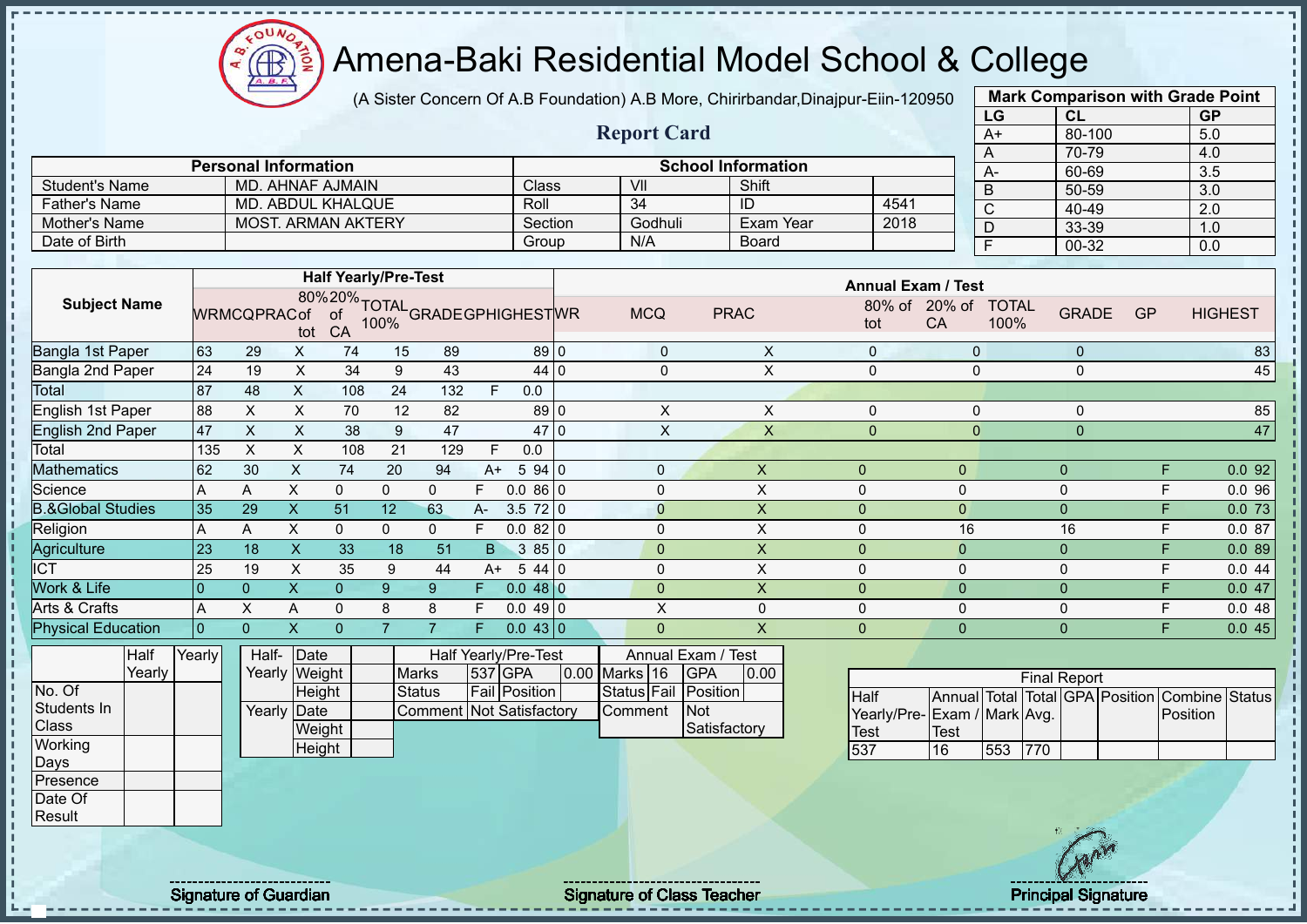# Amena-Baki Residential Model School & College

(A Sister Concern Of A.B Foundation) A.B More, Chirirbandar,Dinajpur-Eiin-120950

## Report Card

| Mark Comparison with Grade Point | | |
|---|---|---|
| LG | CL | GP |
| A+ | 80-100 | 5.0 |
| A | 70-79 | 4.0 |
| A- | 60-69 | 3.5 |
| B | 50-59 | 3.0 |
| C | 40-49 | 2.0 |
| D | 33-39 | 1.0 |
| F | 00-32 | 0.0 |

| Personal Information | | School Information | | | |
|---|---|---|---|---|---|
| Student's Name | MD. AHNAF AJMAIN | Class | VII | Shift | |
| Father's Name | MD. ABDUL KHALQUE | Roll | 34 | ID | 4541 |
| Mother's Name | MOST. ARMAN AKTERY | Section | Godhuli | Exam Year | 2018 |
| Date of Birth | | Group | N/A | Board | |

| Subject Name | Half Yearly/Pre-Test | | | | | | | | | Annual Exam / Test | | | | | | | | |
|---|---|---|---|---|---|---|---|---|---|---|---|---|---|---|---|---|---|---|
| | WR | MCQ | PRAC | 80% of tot | 20% of CA | TOTAL 100% | GRADE | GP | HIGHEST | WR | MCQ | PRAC | 80% of tot | 20% of CA | TOTAL 100% | GRADE | GP | HIGHEST |
| Bangla 1st Paper | 63 | 29 | X | 74 | 15 | 89 | | | 89 | 0 | 0 | X | 0 | 0 | 0 | | | 83 |
| Bangla 2nd Paper | 24 | 19 | X | 34 | 9 | 43 | | | 44 | 0 | 0 | X | 0 | 0 | 0 | | | 45 |
| Total | 87 | 48 | X | 108 | 24 | 132 | F | 0.0 | | | | | | | | | | |
| English 1st Paper | 88 | X | X | 70 | 12 | 82 | | | 89 | 0 | X | X | 0 | 0 | 0 | | | 85 |
| English 2nd Paper | 47 | X | X | 38 | 9 | 47 | | | 47 | 0 | X | X | 0 | 0 | 0 | | | 47 |
| Total | 135 | X | X | 108 | 21 | 129 | F | 0.0 | | | | | | | | | | |
| Mathematics | 62 | 30 | X | 74 | 20 | 94 | A+ | 5 | 94 | 0 | 0 | X | 0 | 0 | 0 | F | 0.0 | 92 |
| Science | A | A | X | 0 | 0 | 0 | F | 0.0 | 86 | 0 | 0 | X | 0 | 0 | 0 | F | 0.0 | 96 |
| B.&Global Studies | 35 | 29 | X | 51 | 12 | 63 | A- | 3.5 | 72 | 0 | 0 | X | 0 | 0 | 0 | F | 0.0 | 73 |
| Religion | A | A | X | 0 | 0 | 0 | F | 0.0 | 82 | 0 | 0 | X | 0 | 16 | 16 | F | 0.0 | 87 |
| Agriculture | 23 | 18 | X | 33 | 18 | 51 | B | 3 | 85 | 0 | 0 | X | 0 | 0 | 0 | F | 0.0 | 89 |
| ICT | 25 | 19 | X | 35 | 9 | 44 | A+ | 5 | 44 | 0 | 0 | X | 0 | 0 | 0 | F | 0.0 | 44 |
| Work & Life | 0 | 0 | X | 0 | 9 | 9 | F | 0.0 | 48 | 0 | 0 | X | 0 | 0 | 0 | F | 0.0 | 47 |
| Arts & Crafts | A | X | A | 0 | 8 | 8 | F | 0.0 | 49 | 0 | X | 0 | 0 | 0 | 0 | F | 0.0 | 48 |
| Physical Education | 0 | 0 | X | 0 | 7 | 7 | F | 0.0 | 43 | 0 | 0 | X | 0 | 0 | 0 | F | 0.0 | 45 |

| | Half Yearly | Yearly |
|---|---|---|
| No. Of Students In Class | | |
| Working Days | | |
| Presence | | |
| Date Of Result | | |

| | | |
|---|---|---|
| Half-Yearly | Date | |
| | Weight | |
| | Height | |
| Yearly | Date | |
| | Weight | |
| | Height | |

| Half Yearly/Pre-Test | | | |
|---|---|---|---|
| Marks | 537 | GPA | 0.00 |
| Status | Fail | Position | |
| Comment | Not Satisfactory | | |

| Annual Exam / Test | | | |
|---|---|---|---|
| Marks | 16 | GPA | 0.00 |
| Status | Fail | Position | |
| Comment | Not Satisfactory | | |

| Final Report | | | | | | | |
|---|---|---|---|---|---|---|---|
| Half Yearly/Pre-Test | Annual Exam / Test | Total Mark | Total Avg. | GPA | Position | Combine Position | Status |
| 537 | 16 | 553 | 770 | | | | |

Signature of Guardian | Signature of Class Teacher | Principal Signature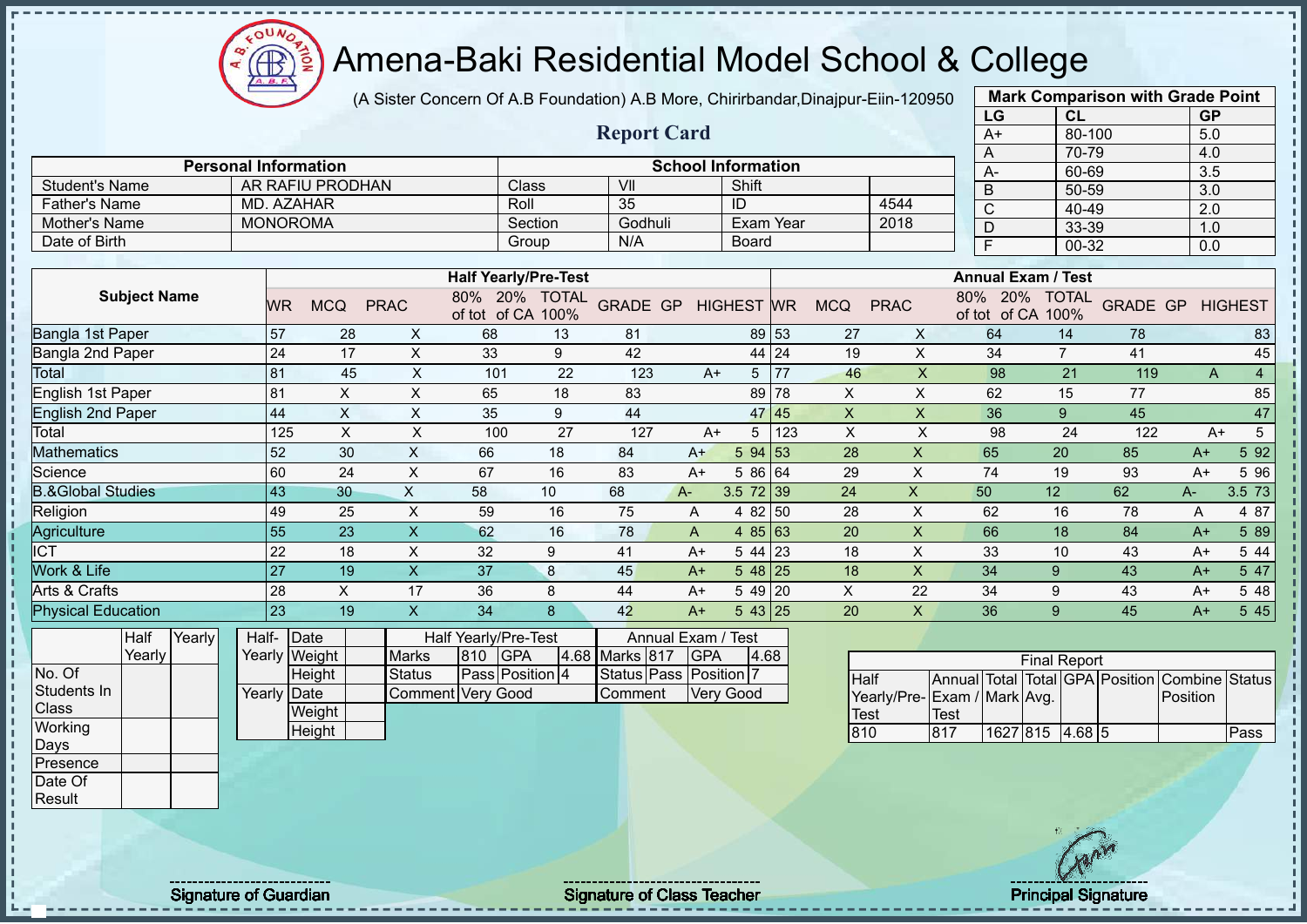# Amena-Baki Residential Model School & College

(A Sister Concern Of A.B Foundation) A.B More, Chirirbandar,Dinajpur-Eiin-120950

## Report Card

| Mark Comparison with Grade Point | | |
|---|---|---|
| LG | CL | GP |
| A+ | 80-100 | 5.0 |
| A | 70-79 | 4.0 |
| A- | 60-69 | 3.5 |
| B | 50-59 | 3.0 |
| C | 40-49 | 2.0 |
| D | 33-39 | 1.0 |
| F | 00-32 | 0.0 |

| Personal Information | | School Information | | | |
|---|---|---|---|---|---|
| Student's Name | AR RAFIU PRODHAN | Class | VII | Shift | |
| Father's Name | MD. AZAHAR | Roll | 35 | ID | 4544 |
| Mother's Name | MONOROMA | Section | Godhuli | Exam Year | 2018 |
| Date of Birth | | Group | N/A | Board | |

| Subject Name | Half Yearly/Pre-Test | | | | | | | | | Annual Exam / Test | | | | | | | | |
|---|---|---|---|---|---|---|---|---|---|---|---|---|---|---|---|---|---|---|
| | WR | MCQ | PRAC | 80% of tot | 20% of CA | TOTAL 100% | GRADE | GP | HIGHEST | WR | MCQ | PRAC | 80% of tot | 20% of CA | TOTAL 100% | GRADE | GP | HIGHEST |
| Bangla 1st Paper | 57 | 28 | X | 68 | 13 | 81 | | | 89 | 53 | 27 | X | 64 | 14 | 78 | | | 83 |
| Bangla 2nd Paper | 24 | 17 | X | 33 | 9 | 42 | | | 44 | 24 | 19 | X | 34 | 7 | 41 | | | 45 |
| Total | 81 | 45 | X | 101 | 22 | 123 | A+ | 5 | | 77 | 46 | X | 98 | 21 | 119 | A | 4 | |
| English 1st Paper | 81 | X | X | 65 | 18 | 83 | | | 89 | 78 | X | X | 62 | 15 | 77 | | | 85 |
| English 2nd Paper | 44 | X | X | 35 | 9 | 44 | | | 47 | 45 | X | X | 36 | 9 | 45 | | | 47 |
| Total | 125 | X | X | 100 | 27 | 127 | A+ | 5 | | 123 | X | X | 98 | 24 | 122 | A+ | 5 | |
| Mathematics | 52 | 30 | X | 66 | 18 | 84 | A+ | 5 | 94 | 53 | 28 | X | 65 | 20 | 85 | A+ | 5 | 92 |
| Science | 60 | 24 | X | 67 | 16 | 83 | A+ | 5 | 86 | 64 | 29 | X | 74 | 19 | 93 | A+ | 5 | 96 |
| B.&Global Studies | 43 | 30 | X | 58 | 10 | 68 | A- | 3.5 | 72 | 39 | 24 | X | 50 | 12 | 62 | A- | 3.5 | 73 |
| Religion | 49 | 25 | X | 59 | 16 | 75 | A | 4 | 82 | 50 | 28 | X | 62 | 16 | 78 | A | 4 | 87 |
| Agriculture | 55 | 23 | X | 62 | 16 | 78 | A | 4 | 85 | 63 | 20 | X | 66 | 18 | 84 | A+ | 5 | 89 |
| ICT | 22 | 18 | X | 32 | 9 | 41 | A+ | 5 | 44 | 23 | 18 | X | 33 | 10 | 43 | A+ | 5 | 44 |
| Work & Life | 27 | 19 | X | 37 | 8 | 45 | A+ | 5 | 48 | 25 | 18 | X | 34 | 9 | 43 | A+ | 5 | 47 |
| Arts & Crafts | 28 | X | 17 | 36 | 8 | 44 | A+ | 5 | 49 | 20 | X | 22 | 34 | 9 | 43 | A+ | 5 | 48 |
| Physical Education | 23 | 19 | X | 34 | 8 | 42 | A+ | 5 | 43 | 25 | 20 | X | 36 | 9 | 45 | A+ | 5 | 45 |

| | Half Yearly | Yearly |
|---|---|---|
| No. Of Students In Class | | |
| Working Days | | |
| Presence | | |
| Date Of Result | | |

| | | |
|---|---|---|
| Half-Yearly | Date | |
| | Weight | |
| | Height | |
| Yearly | Date | |
| | Weight | |
| | Height | |

| Half Yearly/Pre-Test | | | | Annual Exam / Test | | | |
|---|---|---|---|---|---|---|---|
| Marks | 810 | GPA | 4.68 | Marks | 817 | GPA | 4.68 |
| Status | Pass | Position | 4 | Status | Pass | Position | 7 |
| Comment | Very Good | | | Comment | Very Good | | |

| Final Report | | | | | | | |
|---|---|---|---|---|---|---|---|
| Half Yearly/Pre-Test | Annual Exam / Test | Total Mark | Total Avg. | GPA | Position | Combine Position | Status |
| 810 | 817 | 1627 | 815 | 4.68 | 5 | | Pass |

Signature of Guardian — Signature of Class Teacher — Principal Signature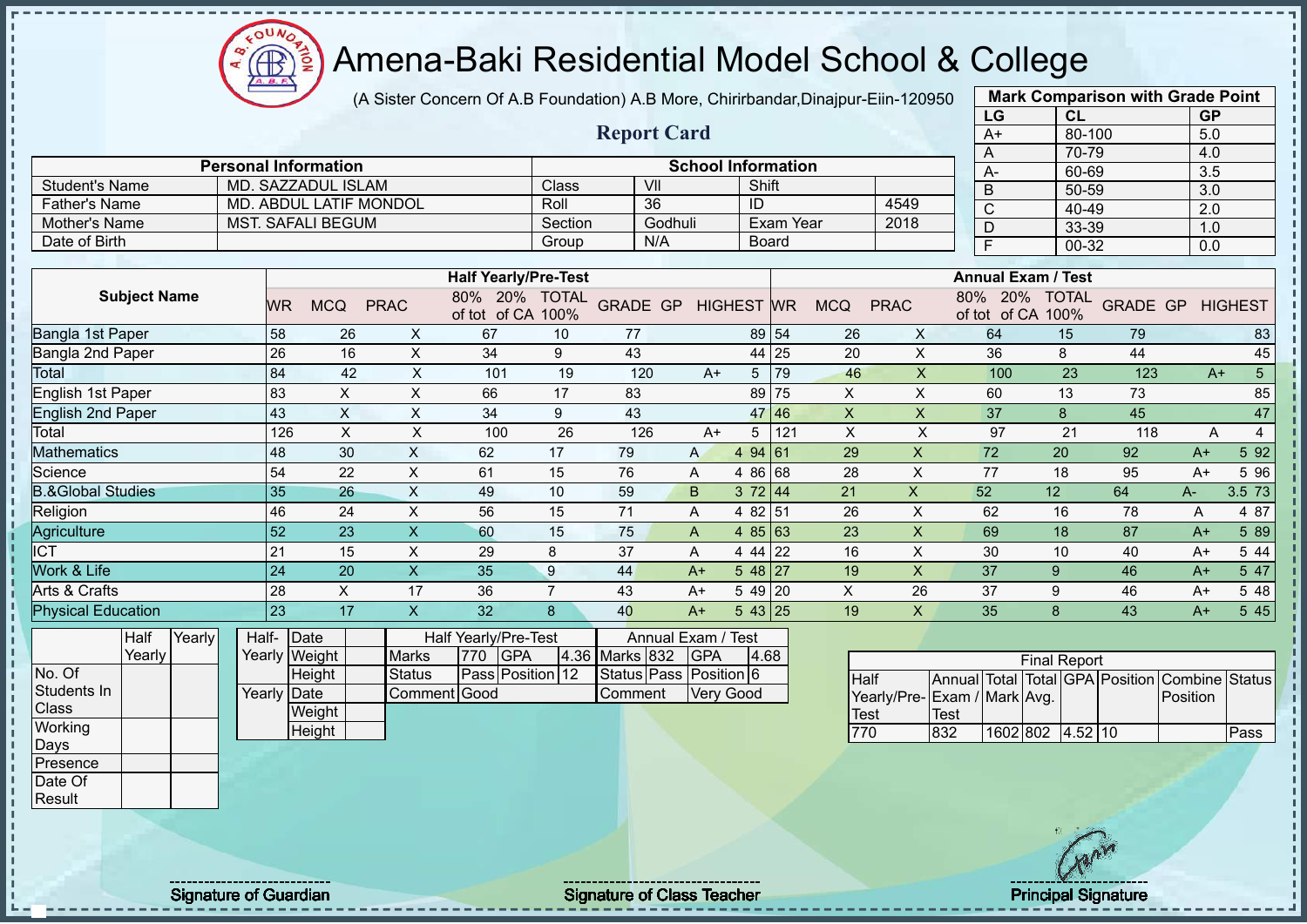# Amena-Baki Residential Model School & College

(A Sister Concern Of A.B Foundation) A.B More, Chirirbandar,Dinajpur-Eiin-120950

## Report Card

| Mark Comparison with Grade Point | | |
|---|---|---|
| LG | CL | GP |
| A+ | 80-100 | 5.0 |
| A | 70-79 | 4.0 |
| A- | 60-69 | 3.5 |
| B | 50-59 | 3.0 |
| C | 40-49 | 2.0 |
| D | 33-39 | 1.0 |
| F | 00-32 | 0.0 |

| Personal Information | | School Information | | | |
|---|---|---|---|---|---|
| Student's Name | MD. SAZZADUL ISLAM | Class | VII | Shift | |
| Father's Name | MD. ABDUL LATIF MONDOL | Roll | 36 | ID | 4549 |
| Mother's Name | MST. SAFALI BEGUM | Section | Godhuli | Exam Year | 2018 |
| Date of Birth | | Group | N/A | Board | |

| Subject Name | Half Yearly/Pre-Test | | | | | | | | | Annual Exam / Test | | | | | | | | |
|---|---|---|---|---|---|---|---|---|---|---|---|---|---|---|---|---|---|---|
| | WR | MCQ | PRAC | 80% of tot | 20% of CA | TOTAL 100% | GRADE | GP | HIGHEST | WR | MCQ | PRAC | 80% of tot | 20% of CA | TOTAL 100% | GRADE | GP | HIGHEST |
| Bangla 1st Paper | 58 | 26 | X | 67 | 10 | 77 | | | 89 | 54 | 26 | X | 64 | 15 | 79 | | | 83 |
| Bangla 2nd Paper | 26 | 16 | X | 34 | 9 | 43 | | | 44 | 25 | 20 | X | 36 | 8 | 44 | | | 45 |
| Total | 84 | 42 | X | 101 | 19 | 120 | A+ | 5 | | 79 | 46 | X | 100 | 23 | 123 | A+ | 5 | |
| English 1st Paper | 83 | X | X | 66 | 17 | 83 | | | 89 | 75 | X | X | 60 | 13 | 73 | | | 85 |
| English 2nd Paper | 43 | X | X | 34 | 9 | 43 | | | 47 | 46 | X | X | 37 | 8 | 45 | | | 47 |
| Total | 126 | X | X | 100 | 26 | 126 | A+ | 5 | | 121 | X | X | 97 | 21 | 118 | A | 4 | |
| Mathematics | 48 | 30 | X | 62 | 17 | 79 | A | 4 | 94 | 61 | 29 | X | 72 | 20 | 92 | A+ | 5 | 92 |
| Science | 54 | 22 | X | 61 | 15 | 76 | A | 4 | 86 | 68 | 28 | X | 77 | 18 | 95 | A+ | 5 | 96 |
| B.&Global Studies | 35 | 26 | X | 49 | 10 | 59 | B | 3 | 72 | 44 | 21 | X | 52 | 12 | 64 | A- | 3.5 | 73 |
| Religion | 46 | 24 | X | 56 | 15 | 71 | A | 4 | 82 | 51 | 26 | X | 62 | 16 | 78 | A | 4 | 87 |
| Agriculture | 52 | 23 | X | 60 | 15 | 75 | A | 4 | 85 | 63 | 23 | X | 69 | 18 | 87 | A+ | 5 | 89 |
| ICT | 21 | 15 | X | 29 | 8 | 37 | A | 4 | 44 | 22 | 16 | X | 30 | 10 | 40 | A+ | 5 | 44 |
| Work & Life | 24 | 20 | X | 35 | 9 | 44 | A+ | 5 | 48 | 27 | 19 | X | 37 | 9 | 46 | A+ | 5 | 47 |
| Arts & Crafts | 28 | X | 17 | 36 | 7 | 43 | A+ | 5 | 49 | 20 | X | 26 | 37 | 9 | 46 | A+ | 5 | 48 |
| Physical Education | 23 | 17 | X | 32 | 8 | 40 | A+ | 5 | 43 | 25 | 19 | X | 35 | 8 | 43 | A+ | 5 | 45 |

| | Half Yearly | Yearly |
|---|---|---|
| No. Of Students In Class | | |
| Working Days | | |
| Presence | | |
| Date Of Result | | |

| | | |
|---|---|---|
| Half-Yearly | Date | |
| | Weight | |
| | Height | |
| Yearly | Date | |
| | Weight | |
| | Height | |

| Half Yearly/Pre-Test | | | | Annual Exam / Test | | | |
|---|---|---|---|---|---|---|---|
| Marks | 770 | GPA | 4.36 | Marks | 832 | GPA | 4.68 |
| Status | Pass | Position | 12 | Status | Pass | Position | 6 |
| Comment | Good | | | Comment | Very Good | | |

| Final Report | | | | | | | |
|---|---|---|---|---|---|---|---|
| Half Yearly/Pre-Test | Annual Exam / Test | Total Mark | Total Avg. | GPA | Position | Combine Position | Status |
| 770 | 832 | 1602 | 802 | 4.52 | 10 | | Pass |

Signature of Guardian

Signature of Class Teacher

Principal Signature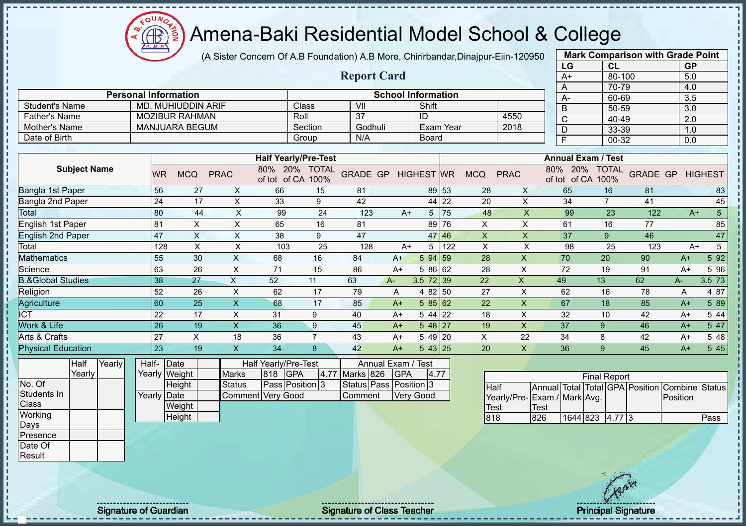# Amena-Baki Residential Model School & College

(A Sister Concern Of A.B Foundation) A.B More, Chirirbandar,Dinajpur-Eiin-120950

## Report Card

| Mark Comparison with Grade Point | | |
|---|---|---|
| LG | CL | GP |
| A+ | 80-100 | 5.0 |
| A | 70-79 | 4.0 |
| A- | 60-69 | 3.5 |
| B | 50-59 | 3.0 |
| C | 40-49 | 2.0 |
| D | 33-39 | 1.0 |
| F | 00-32 | 0.0 |

| Personal Information | | School Information | | | |
|---|---|---|---|---|---|
| Student's Name | MD. MUHIUDDIN ARIF | Class | VII | Shift | |
| Father's Name | MOZIBUR RAHMAN | Roll | 37 | ID | 4550 |
| Mother's Name | MANJUARA BEGUM | Section | Godhuli | Exam Year | 2018 |
| Date of Birth | | Group | N/A | Board | |

| Subject Name | Half Yearly/Pre-Test | | | | | | | | | Annual Exam / Test | | | | | | | | |
|---|---|---|---|---|---|---|---|---|---|---|---|---|---|---|---|---|---|---|
| | WR | MCQ | PRAC | 80% of tot | 20% of CA | TOTAL 100% | GRADE | GP | HIGHEST | WR | MCQ | PRAC | 80% of tot | 20% of CA | TOTAL 100% | GRADE | GP | HIGHEST |
| Bangla 1st Paper | 56 | 27 | X | 66 | 15 | 81 | | | 89 | 53 | 28 | X | 65 | 16 | 81 | | | 83 |
| Bangla 2nd Paper | 24 | 17 | X | 33 | 9 | 42 | | | 44 | 22 | 20 | X | 34 | 7 | 41 | | | 45 |
| Total | 80 | 44 | X | 99 | 24 | 123 | A+ | 5 | | 75 | 48 | X | 99 | 23 | 122 | A+ | 5 | |
| English 1st Paper | 81 | X | X | 65 | 16 | 81 | | | 89 | 76 | X | X | 61 | 16 | 77 | | | 85 |
| English 2nd Paper | 47 | X | X | 38 | 9 | 47 | | | 47 | 46 | X | X | 37 | 9 | 46 | | | 47 |
| Total | 128 | X | X | 103 | 25 | 128 | A+ | 5 | | 122 | X | X | 98 | 25 | 123 | A+ | 5 | |
| Mathematics | 55 | 30 | X | 68 | 16 | 84 | A+ | 5 | 94 | 59 | 28 | X | 70 | 20 | 90 | A+ | 5 | 92 |
| Science | 63 | 26 | X | 71 | 15 | 86 | A+ | 5 | 86 | 62 | 28 | X | 72 | 19 | 91 | A+ | 5 | 96 |
| B.&Global Studies | 38 | 27 | X | 52 | 11 | 63 | A- | 3.5 | 72 | 39 | 22 | X | 49 | 13 | 62 | A- | 3.5 | 73 |
| Religion | 52 | 26 | X | 62 | 17 | 79 | A | 4 | 82 | 50 | 27 | X | 62 | 16 | 78 | A | 4 | 87 |
| Agriculture | 60 | 25 | X | 68 | 17 | 85 | A+ | 5 | 85 | 62 | 22 | X | 67 | 18 | 85 | A+ | 5 | 89 |
| ICT | 22 | 17 | X | 31 | 9 | 40 | A+ | 5 | 44 | 22 | 18 | X | 32 | 10 | 42 | A+ | 5 | 44 |
| Work & Life | 26 | 19 | X | 36 | 9 | 45 | A+ | 5 | 48 | 27 | 19 | X | 37 | 9 | 46 | A+ | 5 | 47 |
| Arts & Crafts | 27 | X | 18 | 36 | 7 | 43 | A+ | 5 | 49 | 20 | X | 22 | 34 | 8 | 42 | A+ | 5 | 48 |
| Physical Education | 23 | 19 | X | 34 | 8 | 42 | A+ | 5 | 43 | 25 | 20 | X | 36 | 9 | 45 | A+ | 5 | 45 |

| | Half Yearly | Yearly |
|---|---|---|
| No. Of Students In Class | | |
| Working Days | | |
| Presence | | |
| Date Of Result | | |

| | | |
|---|---|---|
| Half-Yearly | Date | |
| | Weight | |
| | Height | |
| Yearly | Date | |
| | Weight | |
| | Height | |

| Half Yearly/Pre-Test | | | | Annual Exam / Test | | | |
|---|---|---|---|---|---|---|---|
| Marks | 818 | GPA | 4.77 | Marks | 826 | GPA | 4.77 |
| Status | Pass | Position | 3 | Status | Pass | Position | 3 |
| Comment | Very Good | | | Comment | Very Good | | |

| Final Report | | | | | | | |
|---|---|---|---|---|---|---|---|
| Half Yearly/Pre-Test | Annual Exam / Test | Total Mark | Total Avg. | GPA | Position | Combine Position | Status |
| 818 | 826 | 1644 | 823 | 4.77 | 3 | | Pass |

Signature of Guardian

Signature of Class Teacher

Principal Signature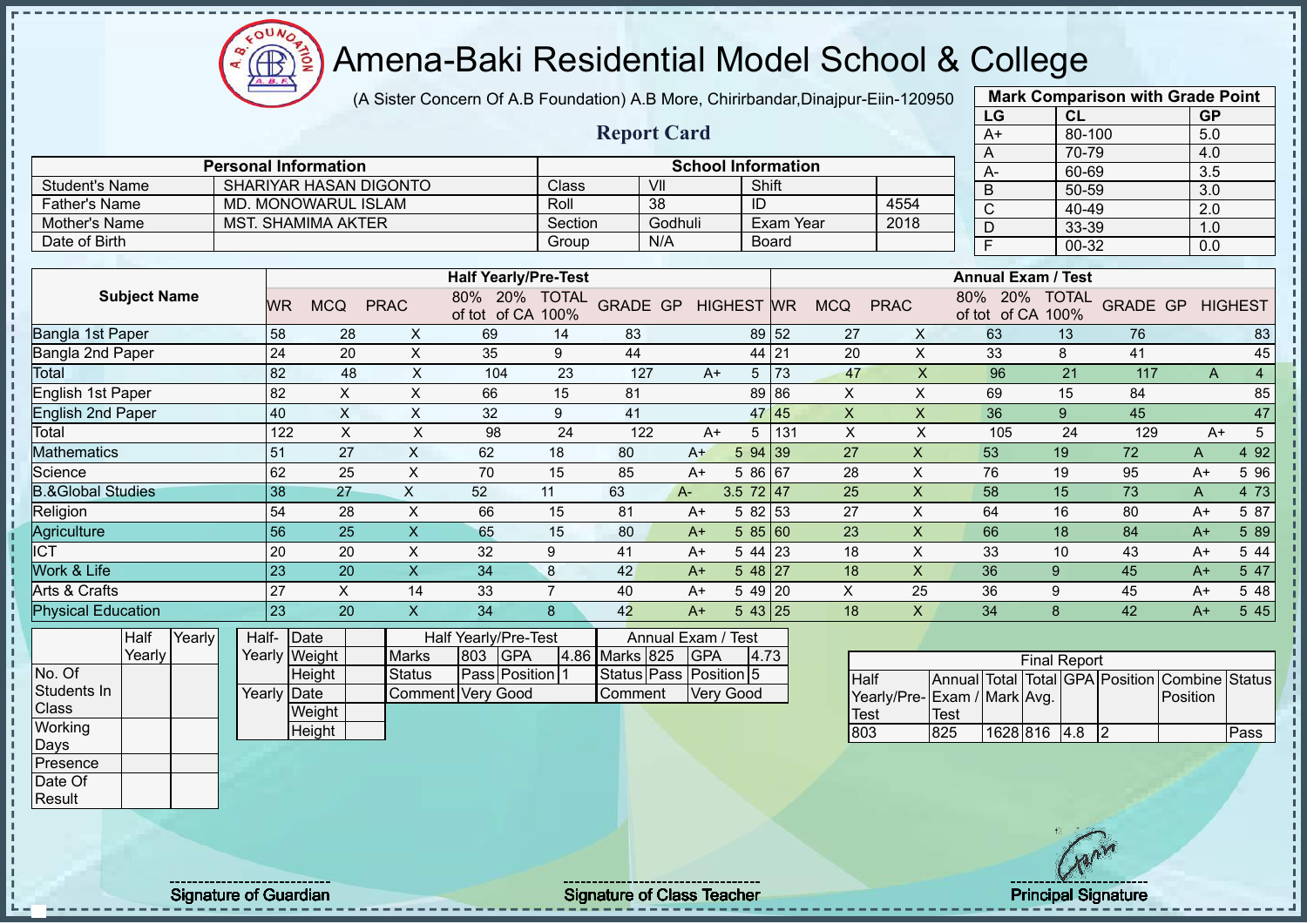# Amena-Baki Residential Model School & College

(A Sister Concern Of A.B Foundation) A.B More, Chirirbandar,Dinajpur-Eiin-120950

## Report Card

| Mark Comparison with Grade Point | | |
|---|---|---|
| LG | CL | GP |
| A+ | 80-100 | 5.0 |
| A | 70-79 | 4.0 |
| A- | 60-69 | 3.5 |
| B | 50-59 | 3.0 |
| C | 40-49 | 2.0 |
| D | 33-39 | 1.0 |
| F | 00-32 | 0.0 |

| Personal Information | | School Information | | | |
|---|---|---|---|---|---|
| Student's Name | SHARIYAR HASAN DIGONTO | Class | VII | Shift | |
| Father's Name | MD. MONOWARUL ISLAM | Roll | 38 | ID | 4554 |
| Mother's Name | MST. SHAMIMA AKTER | Section | Godhuli | Exam Year | 2018 |
| Date of Birth | | Group | N/A | Board | |

| Subject Name | Half Yearly/Pre-Test | | | | | | | | | Annual Exam / Test | | | | | | | | |
|---|---|---|---|---|---|---|---|---|---|---|---|---|---|---|---|---|---|---|
| | WR | MCQ | PRAC | 80% of tot | 20% of CA | TOTAL 100% | GRADE | GP | HIGHEST | WR | MCQ | PRAC | 80% of tot | 20% of CA | TOTAL 100% | GRADE | GP | HIGHEST |
| Bangla 1st Paper | 58 | 28 | X | 69 | 14 | 83 | | | 89 | 52 | 27 | X | 63 | 13 | 76 | | | 83 |
| Bangla 2nd Paper | 24 | 20 | X | 35 | 9 | 44 | | | 44 | 21 | 20 | X | 33 | 8 | 41 | | | 45 |
| Total | 82 | 48 | X | 104 | 23 | 127 | A+ | 5 | | 73 | 47 | X | 96 | 21 | 117 | A | 4 | |
| English 1st Paper | 82 | X | X | 66 | 15 | 81 | | | 89 | 86 | X | X | 69 | 15 | 84 | | | 85 |
| English 2nd Paper | 40 | X | X | 32 | 9 | 41 | | | 47 | 45 | X | X | 36 | 9 | 45 | | | 47 |
| Total | 122 | X | X | 98 | 24 | 122 | A+ | 5 | | 131 | X | X | 105 | 24 | 129 | A+ | 5 | |
| Mathematics | 51 | 27 | X | 62 | 18 | 80 | A+ | 5 | 94 | 39 | 27 | X | 53 | 19 | 72 | A | 4 | 92 |
| Science | 62 | 25 | X | 70 | 15 | 85 | A+ | 5 | 86 | 67 | 28 | X | 76 | 19 | 95 | A+ | 5 | 96 |
| B.&Global Studies | 38 | 27 | X | 52 | 11 | 63 | A- | 3.5 | 72 | 47 | 25 | X | 58 | 15 | 73 | A | 4 | 73 |
| Religion | 54 | 28 | X | 66 | 15 | 81 | A+ | 5 | 82 | 53 | 27 | X | 64 | 16 | 80 | A+ | 5 | 87 |
| Agriculture | 56 | 25 | X | 65 | 15 | 80 | A+ | 5 | 85 | 60 | 23 | X | 66 | 18 | 84 | A+ | 5 | 89 |
| ICT | 20 | 20 | X | 32 | 9 | 41 | A+ | 5 | 44 | 23 | 18 | X | 33 | 10 | 43 | A+ | 5 | 44 |
| Work & Life | 23 | 20 | X | 34 | 8 | 42 | A+ | 5 | 48 | 27 | 18 | X | 36 | 9 | 45 | A+ | 5 | 47 |
| Arts & Crafts | 27 | X | 14 | 33 | 7 | 40 | A+ | 5 | 49 | 20 | X | 25 | 36 | 9 | 45 | A+ | 5 | 48 |
| Physical Education | 23 | 20 | X | 34 | 8 | 42 | A+ | 5 | 43 | 25 | 18 | X | 34 | 8 | 42 | A+ | 5 | 45 |

| | Half Yearly | Yearly |
|---|---|---|
| No. Of Students In Class | | |
| Working Days | | |
| Presence | | |
| Date Of Result | | |

| | | |
|---|---|---|
| Half-Yearly | Date | |
| | Weight | |
| | Height | |
| Yearly | Date | |
| | Weight | |
| | Height | |

| Half Yearly/Pre-Test | | | | Annual Exam / Test | | | |
|---|---|---|---|---|---|---|---|
| Marks | 803 | GPA | 4.86 | Marks | 825 | GPA | 4.73 |
| Status | Pass | Position | 1 | Status | Pass | Position | 5 |
| Comment | Very Good | | | Comment | Very Good | | |

| Final Report | | | | | | | |
|---|---|---|---|---|---|---|---|
| Half Yearly/Pre-Test | Annual Exam / Test | Total Mark | Total Avg. | GPA | Position | Combine Position | Status |
| 803 | 825 | 1628 | 816 | 4.8 | 2 | | Pass |

Signature of Guardian

Signature of Class Teacher

Principal Signature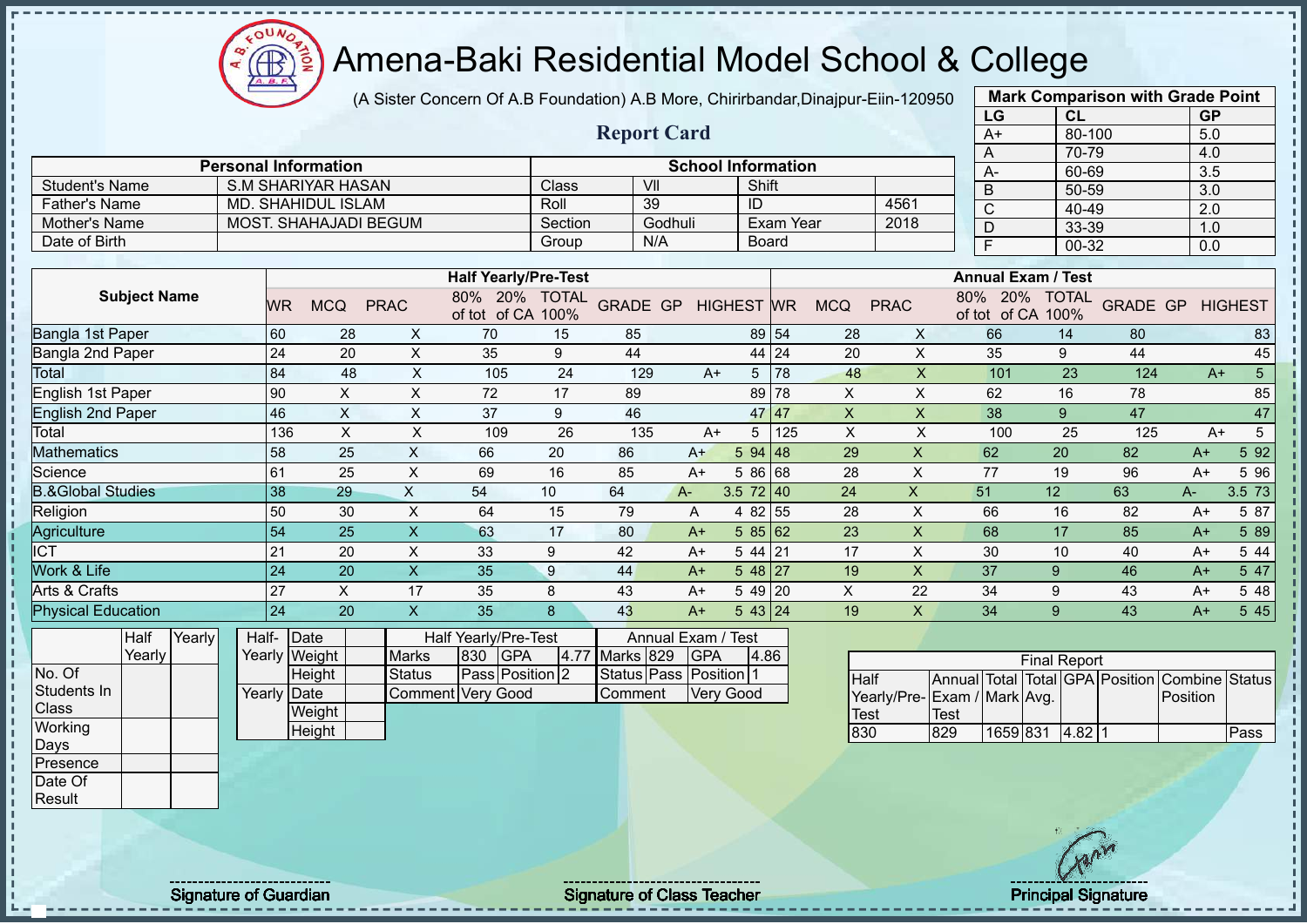# Amena-Baki Residential Model School & College

(A Sister Concern Of A.B Foundation) A.B More, Chirirbandar,Dinajpur-Eiin-120950

## Report Card

| Mark Comparison with Grade Point | | |
|---|---|---|
| LG | CL | GP |
| A+ | 80-100 | 5.0 |
| A | 70-79 | 4.0 |
| A- | 60-69 | 3.5 |
| B | 50-59 | 3.0 |
| C | 40-49 | 2.0 |
| D | 33-39 | 1.0 |
| F | 00-32 | 0.0 |

| Personal Information | | School Information | | | |
|---|---|---|---|---|---|
| Student's Name | S.M SHARIYAR HASAN | Class | VII | Shift | |
| Father's Name | MD. SHAHIDUL ISLAM | Roll | 39 | ID | 4561 |
| Mother's Name | MOST. SHAHAJADI BEGUM | Section | Godhuli | Exam Year | 2018 |
| Date of Birth | | Group | N/A | Board | |

| Subject Name | Half Yearly/Pre-Test | | | | | | | | | Annual Exam / Test | | | | | | | | |
|---|---|---|---|---|---|---|---|---|---|---|---|---|---|---|---|---|---|---|
| | WR | MCQ | PRAC | 80% of tot | 20% of CA | TOTAL 100% | GRADE | GP | HIGHEST | WR | MCQ | PRAC | 80% of tot | 20% of CA | TOTAL 100% | GRADE | GP | HIGHEST |
| Bangla 1st Paper | 60 | 28 | X | 70 | 15 | 85 | | | 89 | 54 | 28 | X | 66 | 14 | 80 | | | 83 |
| Bangla 2nd Paper | 24 | 20 | X | 35 | 9 | 44 | | | 44 | 24 | 20 | X | 35 | 9 | 44 | | | 45 |
| Total | 84 | 48 | X | 105 | 24 | 129 | A+ | 5 | | 78 | 48 | X | 101 | 23 | 124 | A+ | 5 | |
| English 1st Paper | 90 | X | X | 72 | 17 | 89 | | | 89 | 78 | X | X | 62 | 16 | 78 | | | 85 |
| English 2nd Paper | 46 | X | X | 37 | 9 | 46 | | | 47 | 47 | X | X | 38 | 9 | 47 | | | 47 |
| Total | 136 | X | X | 109 | 26 | 135 | A+ | 5 | | 125 | X | X | 100 | 25 | 125 | A+ | 5 | |
| Mathematics | 58 | 25 | X | 66 | 20 | 86 | A+ | 5 | 94 | 48 | 29 | X | 62 | 20 | 82 | A+ | 5 | 92 |
| Science | 61 | 25 | X | 69 | 16 | 85 | A+ | 5 | 86 | 68 | 28 | X | 77 | 19 | 96 | A+ | 5 | 96 |
| B.&Global Studies | 38 | 29 | X | 54 | 10 | 64 | A- | 3.5 | 72 | 40 | 24 | X | 51 | 12 | 63 | A- | 3.5 | 73 |
| Religion | 50 | 30 | X | 64 | 15 | 79 | A | 4 | 82 | 55 | 28 | X | 66 | 16 | 82 | A+ | 5 | 87 |
| Agriculture | 54 | 25 | X | 63 | 17 | 80 | A+ | 5 | 85 | 62 | 23 | X | 68 | 17 | 85 | A+ | 5 | 89 |
| ICT | 21 | 20 | X | 33 | 9 | 42 | A+ | 5 | 44 | 21 | 17 | X | 30 | 10 | 40 | A+ | 5 | 44 |
| Work & Life | 24 | 20 | X | 35 | 9 | 44 | A+ | 5 | 48 | 27 | 19 | X | 37 | 9 | 46 | A+ | 5 | 47 |
| Arts & Crafts | 27 | X | 17 | 35 | 8 | 43 | A+ | 5 | 49 | 20 | X | 22 | 34 | 9 | 43 | A+ | 5 | 48 |
| Physical Education | 24 | 20 | X | 35 | 8 | 43 | A+ | 5 | 43 | 24 | 19 | X | 34 | 9 | 43 | A+ | 5 | 45 |

| | Half Yearly | Yearly |
|---|---|---|
| No. Of Students In Class | | |
| Working Days | | |
| Presence | | |
| Date Of Result | | |

| | | |
|---|---|---|
| Half-Yearly | Date | |
| | Weight | |
| | Height | |
| Yearly | Date | |
| | Weight | |
| | Height | |

| Half Yearly/Pre-Test | | | | Annual Exam / Test | | | |
|---|---|---|---|---|---|---|---|
| Marks | 830 | GPA | 4.77 | Marks | 829 | GPA | 4.86 |
| Status | Pass | Position | 2 | Status | Pass | Position | 1 |
| Comment | Very Good | | | Comment | Very Good | | |

| Final Report | | | | | | | |
|---|---|---|---|---|---|---|---|
| Half Yearly/Pre-Test | Annual Exam / Test | Total Mark | Total Avg. | GPA | Position | Combine Position | Status |
| 830 | 829 | 1659 | 831 | 4.82 | 1 | | Pass |

Signature of Guardian

Signature of Class Teacher

Principal Signature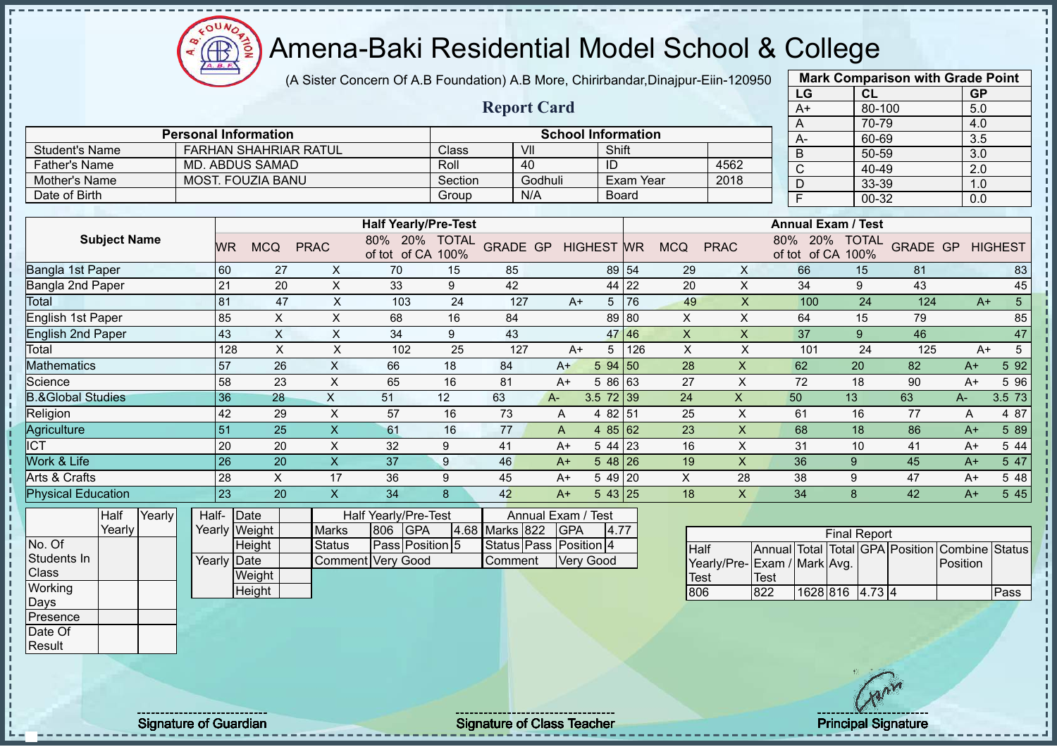# Amena-Baki Residential Model School & College

(A Sister Concern Of A.B Foundation) A.B More, Chirirbandar,Dinajpur-Eiin-120950

## Report Card

| Mark Comparison with Grade Point | | |
|---|---|---|
| LG | CL | GP |
| A+ | 80-100 | 5.0 |
| A | 70-79 | 4.0 |
| A- | 60-69 | 3.5 |
| B | 50-59 | 3.0 |
| C | 40-49 | 2.0 |
| D | 33-39 | 1.0 |
| F | 00-32 | 0.0 |

| Personal Information | | School Information | | | |
|---|---|---|---|---|---|
| Student's Name | FARHAN SHAHRIAR RATUL | Class | VII | Shift | |
| Father's Name | MD. ABDUS SAMAD | Roll | 40 | ID | 4562 |
| Mother's Name | MOST. FOUZIA BANU | Section | Godhuli | Exam Year | 2018 |
| Date of Birth | | Group | N/A | Board | |

| Subject Name | Half Yearly/Pre-Test | | | | | | | | | | Annual Exam / Test | | | | | | | | | |
|---|---|---|---|---|---|---|---|---|---|---|---|---|---|---|---|---|---|---|---|---|
| | WR | MCQ | PRAC | 80% of tot | 20% of CA | TOTAL 100% | GRADE | GP | HIGHEST | WR | MCQ | PRAC | 80% of tot | 20% of CA | TOTAL 100% | GRADE | GP | HIGHEST |
| Bangla 1st Paper | 60 | 27 | X | 70 | 15 | 85 | | | 89 | 54 | 29 | X | 66 | 15 | 81 | | | 83 |
| Bangla 2nd Paper | 21 | 20 | X | 33 | 9 | 42 | | | 44 | 22 | 20 | X | 34 | 9 | 43 | | | 45 |
| Total | 81 | 47 | X | 103 | 24 | 127 | A+ | 5 | | 76 | 49 | X | 100 | 24 | 124 | A+ | 5 | |
| English 1st Paper | 85 | X | X | 68 | 16 | 84 | | | 89 | 80 | X | X | 64 | 15 | 79 | | | 85 |
| English 2nd Paper | 43 | X | X | 34 | 9 | 43 | | | 47 | 46 | X | X | 37 | 9 | 46 | | | 47 |
| Total | 128 | X | X | 102 | 25 | 127 | A+ | 5 | | 126 | X | X | 101 | 24 | 125 | A+ | 5 | |
| Mathematics | 57 | 26 | X | 66 | 18 | 84 | A+ | 5 | 94 | 50 | 28 | X | 62 | 20 | 82 | A+ | 5 | 92 |
| Science | 58 | 23 | X | 65 | 16 | 81 | A+ | 5 | 86 | 63 | 27 | X | 72 | 18 | 90 | A+ | 5 | 96 |
| B.&Global Studies | 36 | 28 | X | 51 | 12 | 63 | A- | 3.5 | 72 | 39 | 24 | X | 50 | 13 | 63 | A- | 3.5 | 73 |
| Religion | 42 | 29 | X | 57 | 16 | 73 | A | 4 | 82 | 51 | 25 | X | 61 | 16 | 77 | A | 4 | 87 |
| Agriculture | 51 | 25 | X | 61 | 16 | 77 | A | 4 | 85 | 62 | 23 | X | 68 | 18 | 86 | A+ | 5 | 89 |
| ICT | 20 | 20 | X | 32 | 9 | 41 | A+ | 5 | 44 | 23 | 16 | X | 31 | 10 | 41 | A+ | 5 | 44 |
| Work & Life | 26 | 20 | X | 37 | 9 | 46 | A+ | 5 | 48 | 26 | 19 | X | 36 | 9 | 45 | A+ | 5 | 47 |
| Arts & Crafts | 28 | X | 17 | 36 | 9 | 45 | A+ | 5 | 49 | 20 | X | 28 | 38 | 9 | 47 | A+ | 5 | 48 |
| Physical Education | 23 | 20 | X | 34 | 8 | 42 | A+ | 5 | 43 | 25 | 18 | X | 34 | 8 | 42 | A+ | 5 | 45 |

| | Half Yearly | Yearly |
|---|---|---|
| No. Of Students In Class | | |
| Working Days | | |
| Presence | | |
| Date Of Result | | |

| | | |
|---|---|---|
| Half-Yearly | Date | |
| | Weight | |
| | Height | |
| Yearly | Date | |
| | Weight | |
| | Height | |

| Half Yearly/Pre-Test | | | | Annual Exam / Test | | | |
|---|---|---|---|---|---|---|---|
| Marks | 806 | GPA | 4.68 | Marks | 822 | GPA | 4.77 |
| Status | Pass | Position | 5 | Status | Pass | Position | 4 |
| Comment | Very Good | | | Comment | Very Good | | |

| Final Report | | | | | | | |
|---|---|---|---|---|---|---|---|
| Half Yearly/Pre-Test | Annual Exam / Test | Total Mark | Total Avg. | GPA | Position | Combine Position | Status |
| 806 | 822 | 1628 | 816 | 4.73 | 4 | | Pass |

Signature of Guardian

Signature of Class Teacher

Principal Signature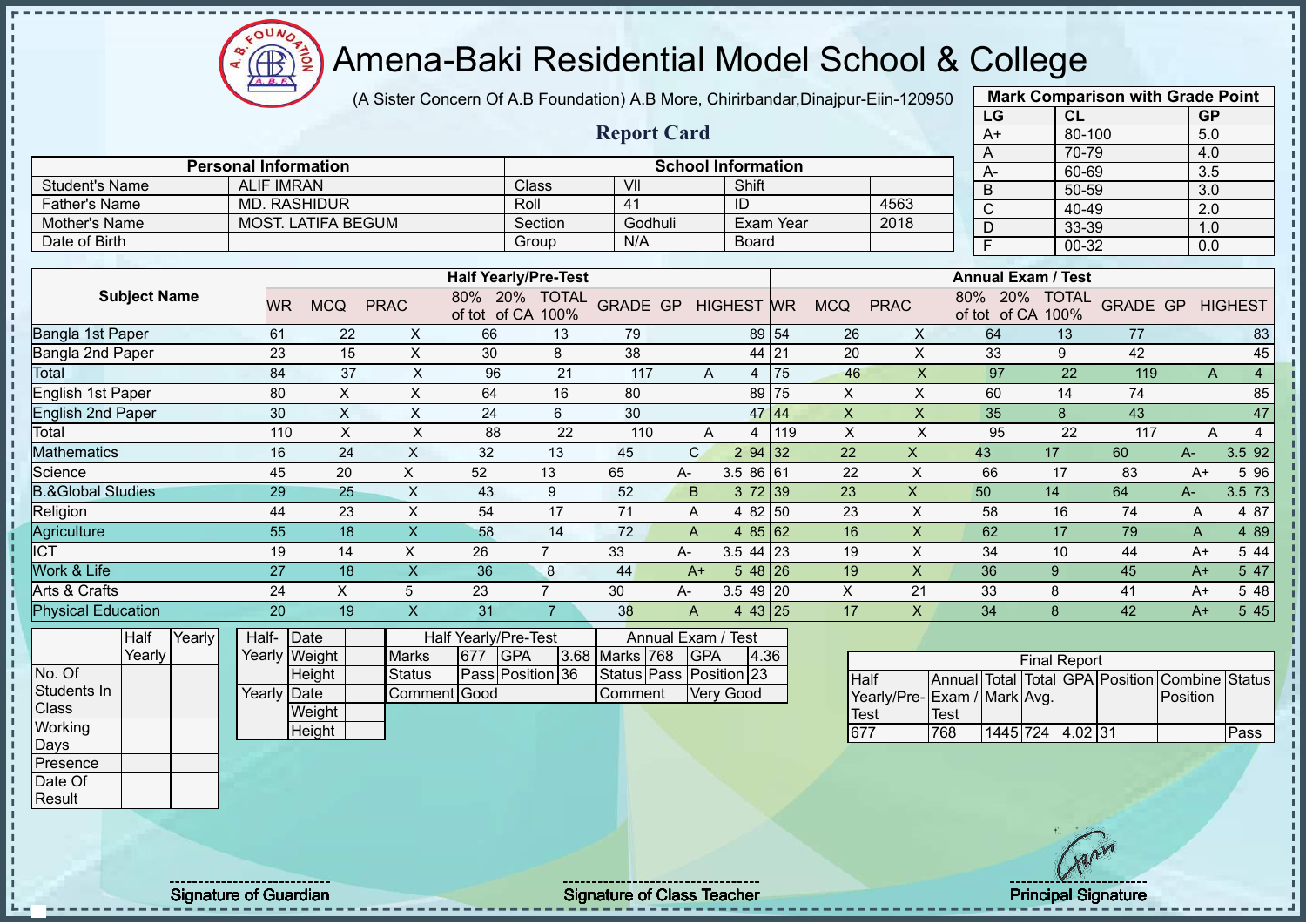# Amena-Baki Residential Model School & College

(A Sister Concern Of A.B Foundation) A.B More, Chirirbandar,Dinajpur-Eiin-120950

## Report Card

| Personal Information | | School Information | | | |
|---|---|---|---|---|---|
| Student's Name | ALIF IMRAN | Class | VII | Shift | |
| Father's Name | MD. RASHIDUR | Roll | 41 | ID | 4563 |
| Mother's Name | MOST. LATIFA BEGUM | Section | Godhuli | Exam Year | 2018 |
| Date of Birth | | Group | N/A | Board | |

**Mark Comparison with Grade Point**

| LG | CL | GP |
|---|---|---|
| A+ | 80-100 | 5.0 |
| A | 70-79 | 4.0 |
| A- | 60-69 | 3.5 |
| B | 50-59 | 3.0 |
| C | 40-49 | 2.0 |
| D | 33-39 | 1.0 |
| F | 00-32 | 0.0 |

| Subject Name | Half Yearly/Pre-Test | | | | | | | | | Annual Exam / Test | | | | | | | | |
|---|---|---|---|---|---|---|---|---|---|---|---|---|---|---|---|---|---|---|
| | WR | MCQ | PRAC | 80% of tot | 20% of CA | TOTAL 100% | GRADE | GP | HIGHEST | WR | MCQ | PRAC | 80% of tot | 20% of CA | TOTAL 100% | GRADE | GP | HIGHEST |
| Bangla 1st Paper | 61 | 22 | X | 66 | 13 | 79 | | | 89 | 54 | 26 | X | 64 | 13 | 77 | | | 83 |
| Bangla 2nd Paper | 23 | 15 | X | 30 | 8 | 38 | | | 44 | 21 | 20 | X | 33 | 9 | 42 | | | 45 |
| Total | 84 | 37 | X | 96 | 21 | 117 | A | 4 | | 75 | 46 | X | 97 | 22 | 119 | A | 4 | |
| English 1st Paper | 80 | X | X | 64 | 16 | 80 | | | 89 | 75 | X | X | 60 | 14 | 74 | | | 85 |
| English 2nd Paper | 30 | X | X | 24 | 6 | 30 | | | 47 | 44 | X | X | 35 | 8 | 43 | | | 47 |
| Total | 110 | X | X | 88 | 22 | 110 | A | 4 | | 119 | X | X | 95 | 22 | 117 | A | 4 | |
| Mathematics | 16 | 24 | X | 32 | 13 | 45 | C | 2 | 94 | 32 | 22 | X | 43 | 17 | 60 | A- | 3.5 | 92 |
| Science | 45 | 20 | X | 52 | 13 | 65 | A- | 3.5 | 86 | 61 | 22 | X | 66 | 17 | 83 | A+ | 5 | 96 |
| B.&Global Studies | 29 | 25 | X | 43 | 9 | 52 | B | 3 | 72 | 39 | 23 | X | 50 | 14 | 64 | A- | 3.5 | 73 |
| Religion | 44 | 23 | X | 54 | 17 | 71 | A | 4 | 82 | 50 | 23 | X | 58 | 16 | 74 | A | 4 | 87 |
| Agriculture | 55 | 18 | X | 58 | 14 | 72 | A | 4 | 85 | 62 | 16 | X | 62 | 17 | 79 | A | 4 | 89 |
| ICT | 19 | 14 | X | 26 | 7 | 33 | A- | 3.5 | 44 | 23 | 19 | X | 34 | 10 | 44 | A+ | 5 | 44 |
| Work & Life | 27 | 18 | X | 36 | 8 | 44 | A+ | 5 | 48 | 26 | 19 | X | 36 | 9 | 45 | A+ | 5 | 47 |
| Arts & Crafts | 24 | X | 5 | 23 | 7 | 30 | A- | 3.5 | 49 | 20 | X | 21 | 33 | 8 | 41 | A+ | 5 | 48 |
| Physical Education | 20 | 19 | X | 31 | 7 | 38 | A | 4 | 43 | 25 | 17 | X | 34 | 8 | 42 | A+ | 5 | 45 |

| | Half Yearly | Yearly |
|---|---|---|
| No. Of Students In Class | | |
| Working Days | | |
| Presence | | |
| Date Of Result | | |

| | | |
|---|---|---|
| Half-Yearly | Date | |
| | Weight | |
| | Height | |
| Yearly | Date | |
| | Weight | |
| | Height | |

| Half Yearly/Pre-Test | | | | Annual Exam / Test | | | |
|---|---|---|---|---|---|---|---|
| Marks | 677 | GPA | 3.68 | Marks | 768 | GPA | 4.36 |
| Status | Pass | Position | 36 | Status | Pass | Position | 23 |
| Comment | Good | | | Comment | Very Good | | |

**Final Report**

| Half Yearly/Pre-Test | Annual Exam / Test | Total Mark | Total Avg. | GPA | Position | Combine Position | Status |
|---|---|---|---|---|---|---|---|
| 677 | 768 | 1445 | 724 | 4.02 | 31 | | Pass |

Signature of Guardian — Signature of Class Teacher — Principal Signature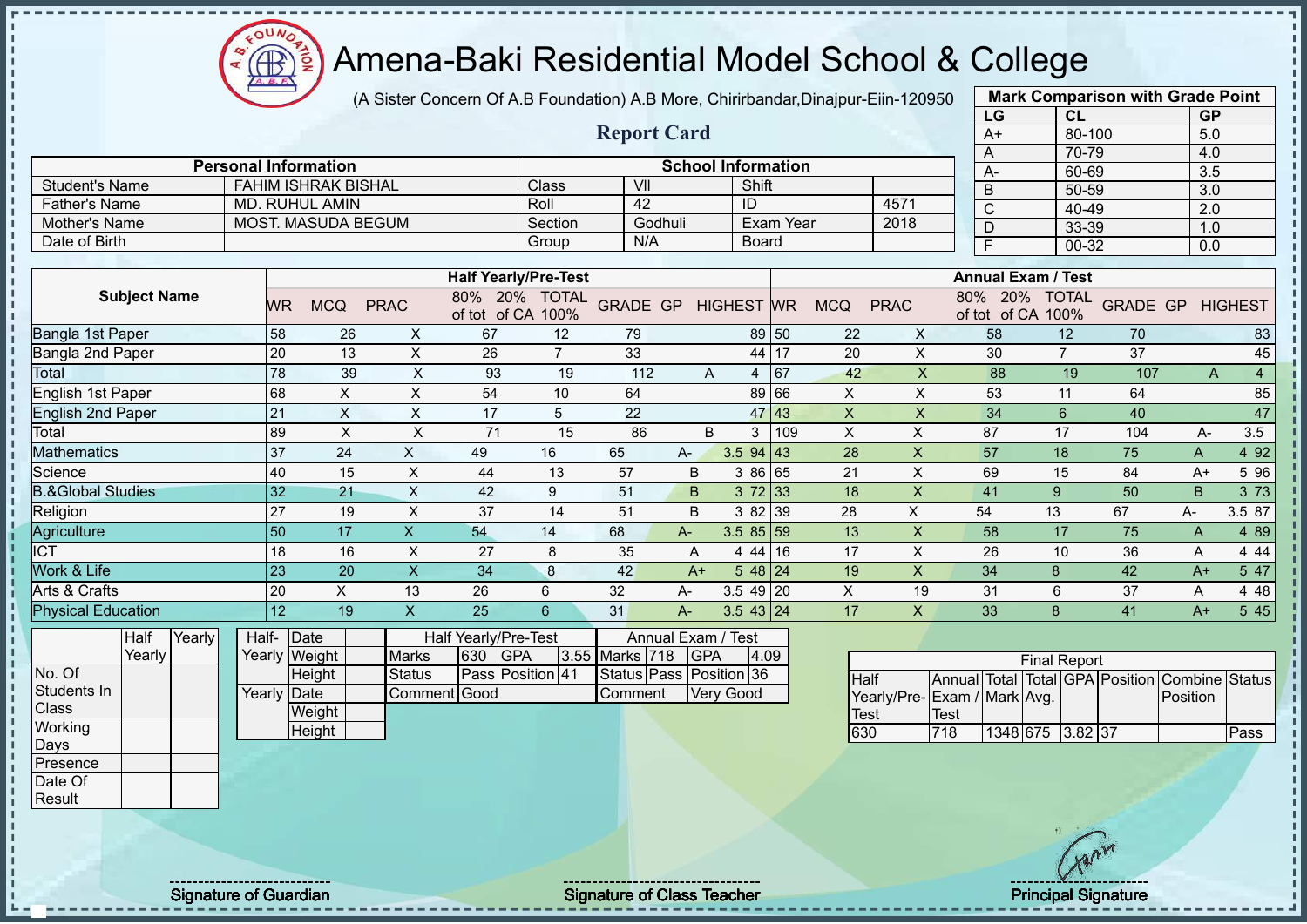# Amena-Baki Residential Model School & College

(A Sister Concern Of A.B Foundation) A.B More, Chirirbandar,Dinajpur-Eiin-120950

## Report Card

| Mark Comparison with Grade Point | | |
|---|---|---|
| LG | CL | GP |
| A+ | 80-100 | 5.0 |
| A | 70-79 | 4.0 |
| A- | 60-69 | 3.5 |
| B | 50-59 | 3.0 |
| C | 40-49 | 2.0 |
| D | 33-39 | 1.0 |
| F | 00-32 | 0.0 |

| Personal Information | | School Information | | | |
|---|---|---|---|---|---|
| Student's Name | FAHIM ISHRAK BISHAL | Class | VII | Shift | |
| Father's Name | MD. RUHUL AMIN | Roll | 42 | ID | 4571 |
| Mother's Name | MOST. MASUDA BEGUM | Section | Godhuli | Exam Year | 2018 |
| Date of Birth | | Group | N/A | Board | |

| Subject Name | Half Yearly/Pre-Test | | | | | | | | | Annual Exam / Test | | | | | | | | |
|---|---|---|---|---|---|---|---|---|---|---|---|---|---|---|---|---|---|---|
| | WR | MCQ | PRAC | 80% of tot | 20% of CA | TOTAL 100% | GRADE | GP | HIGHEST | WR | MCQ | PRAC | 80% of tot | 20% of CA | TOTAL 100% | GRADE | GP | HIGHEST |
| Bangla 1st Paper | 58 | 26 | X | 67 | 12 | 79 | | | 89 | 50 | 22 | X | 58 | 12 | 70 | | | 83 |
| Bangla 2nd Paper | 20 | 13 | X | 26 | 7 | 33 | | | 44 | 17 | 20 | X | 30 | 7 | 37 | | | 45 |
| Total | 78 | 39 | X | 93 | 19 | 112 | A | 4 | | 67 | 42 | X | 88 | 19 | 107 | A | 4 | |
| English 1st Paper | 68 | X | X | 54 | 10 | 64 | | | 89 | 66 | X | X | 53 | 11 | 64 | | | 85 |
| English 2nd Paper | 21 | X | X | 17 | 5 | 22 | | | 47 | 43 | X | X | 34 | 6 | 40 | | | 47 |
| Total | 89 | X | X | 71 | 15 | 86 | B | 3 | | 109 | X | X | 87 | 17 | 104 | A- | 3.5 | |
| Mathematics | 37 | 24 | X | 49 | 16 | 65 | A- | 3.5 | 94 | 43 | 28 | X | 57 | 18 | 75 | A | 4 | 92 |
| Science | 40 | 15 | X | 44 | 13 | 57 | B | 3 | 86 | 65 | 21 | X | 69 | 15 | 84 | A+ | 5 | 96 |
| B.&Global Studies | 32 | 21 | X | 42 | 9 | 51 | B | 3 | 72 | 33 | 18 | X | 41 | 9 | 50 | B | 3 | 73 |
| Religion | 27 | 19 | X | 37 | 14 | 51 | B | 3 | 82 | 39 | 28 | X | 54 | 13 | 67 | A- | 3.5 | 87 |
| Agriculture | 50 | 17 | X | 54 | 14 | 68 | A- | 3.5 | 85 | 59 | 13 | X | 58 | 17 | 75 | A | 4 | 89 |
| ICT | 18 | 16 | X | 27 | 8 | 35 | A | 4 | 44 | 16 | 17 | X | 26 | 10 | 36 | A | 4 | 44 |
| Work & Life | 23 | 20 | X | 34 | 8 | 42 | A+ | 5 | 48 | 24 | 19 | X | 34 | 8 | 42 | A+ | 5 | 47 |
| Arts & Crafts | 20 | X | 13 | 26 | 6 | 32 | A- | 3.5 | 49 | 20 | X | 19 | 31 | 6 | 37 | A | 4 | 48 |
| Physical Education | 12 | 19 | X | 25 | 6 | 31 | A- | 3.5 | 43 | 24 | 17 | X | 33 | 8 | 41 | A+ | 5 | 45 |

| | Half Yearly | Yearly |
|---|---|---|
| No. Of Students In Class | | |
| Working Days | | |
| Presence | | |
| Date Of Result | | |

| | | |
|---|---|---|
| Half-Yearly | Date | |
| | Weight | |
| | Height | |
| Yearly | Date | |
| | Weight | |
| | Height | |

| Half Yearly/Pre-Test | | | | Annual Exam / Test | | | |
|---|---|---|---|---|---|---|---|
| Marks | 630 | GPA | 3.55 | Marks | 718 | GPA | 4.09 |
| Status | Pass | Position | 41 | Status | Pass | Position | 36 |
| Comment | Good | | | Comment | Very Good | | |

| Final Report | | | | | | | |
|---|---|---|---|---|---|---|---|
| Half Yearly/Pre-Test | Annual Exam / Test | Total Mark | Total Avg. | GPA | Position | Combine Position | Status |
| 630 | 718 | 1348 | 675 | 3.82 | 37 | | Pass |

Signature of Guardian

Signature of Class Teacher

Principal Signature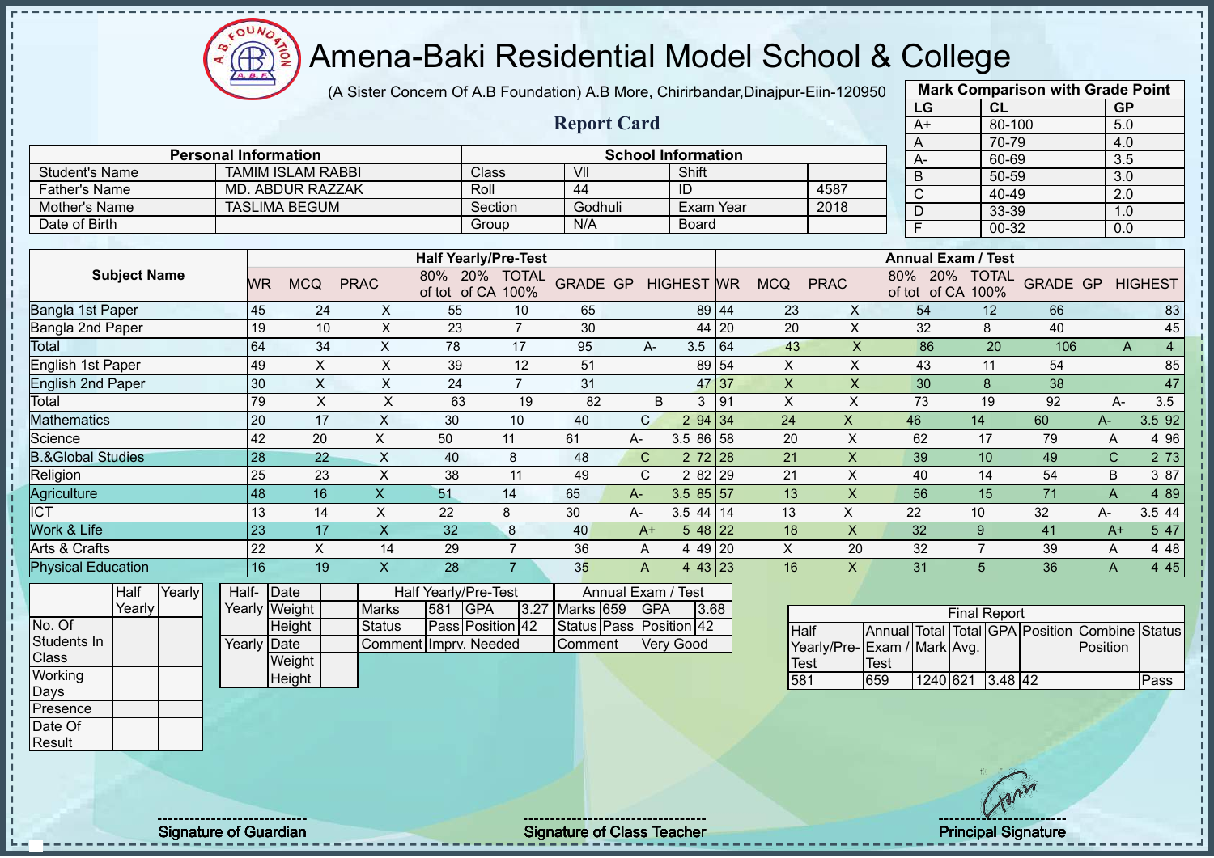# Amena-Baki Residential Model School & College

(A Sister Concern Of A.B Foundation) A.B More, Chirirbandar,Dinajpur-Eiin-120950

## Report Card

| Mark Comparison with Grade Point | | |
|---|---|---|
| LG | CL | GP |
| A+ | 80-100 | 5.0 |
| A | 70-79 | 4.0 |
| A- | 60-69 | 3.5 |
| B | 50-59 | 3.0 |
| C | 40-49 | 2.0 |
| D | 33-39 | 1.0 |
| F | 00-32 | 0.0 |

| Personal Information | | School Information | | | |
|---|---|---|---|---|---|
| Student's Name | TAMIM ISLAM RABBI | Class | VII | Shift | |
| Father's Name | MD. ABDUR RAZZAK | Roll | 44 | ID | 4587 |
| Mother's Name | TASLIMA BEGUM | Section | Godhuli | Exam Year | 2018 |
| Date of Birth | | Group | N/A | Board | |

| Subject Name | Half Yearly/Pre-Test | | | | | | | | | Annual Exam / Test | | | | | | | | |
|---|---|---|---|---|---|---|---|---|---|---|---|---|---|---|---|---|---|---|
| | WR | MCQ | PRAC | 80% of tot | 20% of CA | TOTAL 100% | GRADE | GP | HIGHEST | WR | MCQ | PRAC | 80% of tot | 20% of CA | TOTAL 100% | GRADE | GP | HIGHEST |
| Bangla 1st Paper | 45 | 24 | X | 55 | 10 | 65 | | | 89 | 44 | 23 | X | 54 | 12 | 66 | | | 83 |
| Bangla 2nd Paper | 19 | 10 | X | 23 | 7 | 30 | | | 44 | 20 | 20 | X | 32 | 8 | 40 | | | 45 |
| Total | 64 | 34 | X | 78 | 17 | 95 | A- | 3.5 | | 64 | 43 | X | 86 | 20 | 106 | A | 4 | |
| English 1st Paper | 49 | X | X | 39 | 12 | 51 | | | 89 | 54 | X | X | 43 | 11 | 54 | | | 85 |
| English 2nd Paper | 30 | X | X | 24 | 7 | 31 | | | 47 | 37 | X | X | 30 | 8 | 38 | | | 47 |
| Total | 79 | X | X | 63 | 19 | 82 | B | 3 | | 91 | X | X | 73 | 19 | 92 | A- | 3.5 | |
| Mathematics | 20 | 17 | X | 30 | 10 | 40 | C | 2 | 94 | 34 | 24 | X | 46 | 14 | 60 | A- | 3.5 | 92 |
| Science | 42 | 20 | X | 50 | 11 | 61 | A- | 3.5 | 86 | 58 | 20 | X | 62 | 17 | 79 | A | 4 | 96 |
| B.&Global Studies | 28 | 22 | X | 40 | 8 | 48 | C | 2 | 72 | 28 | 21 | X | 39 | 10 | 49 | C | 2 | 73 |
| Religion | 25 | 23 | X | 38 | 11 | 49 | C | 2 | 82 | 29 | 21 | X | 40 | 14 | 54 | B | 3 | 87 |
| Agriculture | 48 | 16 | X | 51 | 14 | 65 | A- | 3.5 | 85 | 57 | 13 | X | 56 | 15 | 71 | A | 4 | 89 |
| ICT | 13 | 14 | X | 22 | 8 | 30 | A- | 3.5 | 44 | 14 | 13 | X | 22 | 10 | 32 | A- | 3.5 | 44 |
| Work & Life | 23 | 17 | X | 32 | 8 | 40 | A+ | 5 | 48 | 22 | 18 | X | 32 | 9 | 41 | A+ | 5 | 47 |
| Arts & Crafts | 22 | X | 14 | 29 | 7 | 36 | A | 4 | 49 | 20 | X | 20 | 32 | 7 | 39 | A | 4 | 48 |
| Physical Education | 16 | 19 | X | 28 | 7 | 35 | A | 4 | 43 | 23 | 16 | X | 31 | 5 | 36 | A | 4 | 45 |

| | Half Yearly | Yearly |
|---|---|---|
| No. Of Students In Class | | |
| Working Days | | |
| Presence | | |
| Date Of Result | | |

| | | |
|---|---|---|
| Half-Yearly | Date | |
| | Weight | |
| | Height | |
| Yearly | Date | |
| | Weight | |
| | Height | |

| Half Yearly/Pre-Test | | | | Annual Exam / Test | | | |
|---|---|---|---|---|---|---|---|
| Marks | 581 | GPA | 3.27 | Marks | 659 | GPA | 3.68 |
| Status | Pass | Position | 42 | Status | Pass | Position | 42 |
| Comment | Imprv. Needed | | | Comment | Very Good | | |

| Final Report | | | | | | | |
|---|---|---|---|---|---|---|---|
| Half Yearly/Pre-Test | Annual Exam / Test | Total Mark | Total Avg. | GPA | Position | Combine Position | Status |
| 581 | 659 | 1240 | 621 | 3.48 | 42 | | Pass |

Signature of Guardian

Signature of Class Teacher

Principal Signature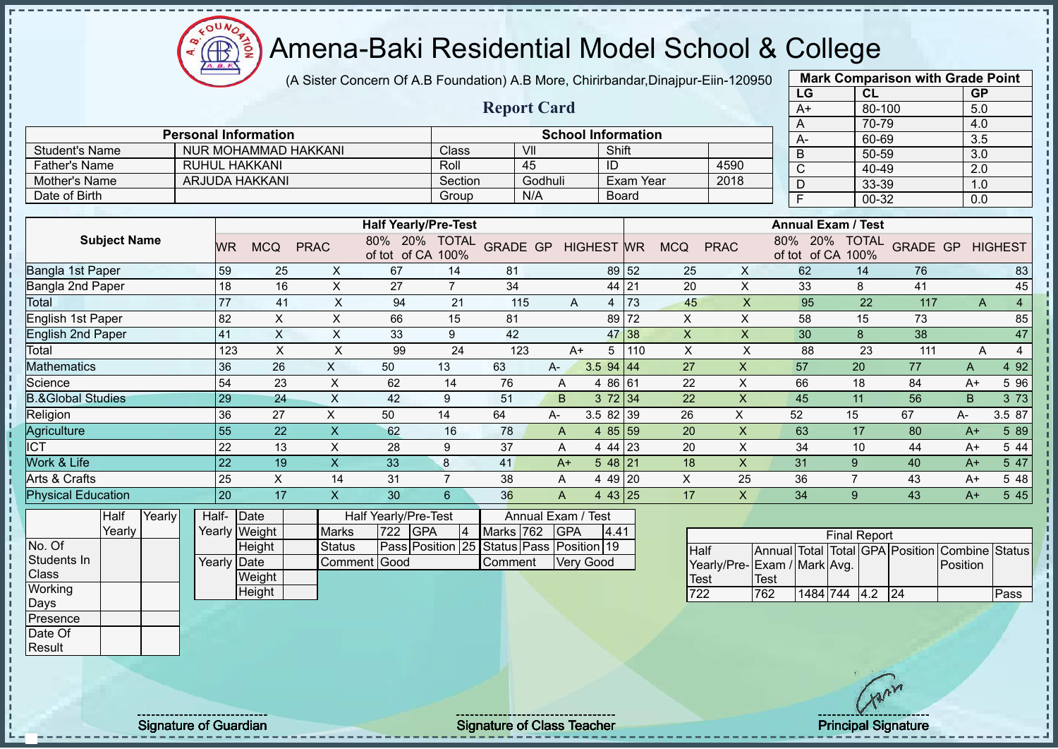# Amena-Baki Residential Model School & College

(A Sister Concern Of A.B Foundation) A.B More, Chirirbandar,Dinajpur-Eiin-120950

## Report Card

| Mark Comparison with Grade Point | | |
|---|---|---|
| LG | CL | GP |
| A+ | 80-100 | 5.0 |
| A | 70-79 | 4.0 |
| A- | 60-69 | 3.5 |
| B | 50-59 | 3.0 |
| C | 40-49 | 2.0 |
| D | 33-39 | 1.0 |
| F | 00-32 | 0.0 |

| Personal Information | | School Information | | | |
|---|---|---|---|---|---|
| Student's Name | NUR MOHAMMAD HAKKANI | Class | VII | Shift | |
| Father's Name | RUHUL HAKKANI | Roll | 45 | ID | 4590 |
| Mother's Name | ARJUDA HAKKANI | Section | Godhuli | Exam Year | 2018 |
| Date of Birth | | Group | N/A | Board | |

| Subject Name | Half Yearly/Pre-Test | | | | | | | | | Annual Exam / Test | | | | | | | | |
|---|---|---|---|---|---|---|---|---|---|---|---|---|---|---|---|---|---|---|
| | WR | MCQ | PRAC | 80% of tot | 20% of CA | TOTAL 100% | GRADE | GP | HIGHEST | WR | MCQ | PRAC | 80% of tot | 20% of CA | TOTAL 100% | GRADE | GP | HIGHEST |
| Bangla 1st Paper | 59 | 25 | X | 67 | 14 | 81 | | | 89 | 52 | 25 | X | 62 | 14 | 76 | | | 83 |
| Bangla 2nd Paper | 18 | 16 | X | 27 | 7 | 34 | | | 44 | 21 | 20 | X | 33 | 8 | 41 | | | 45 |
| Total | 77 | 41 | X | 94 | 21 | 115 | A | 4 | | 73 | 45 | X | 95 | 22 | 117 | A | 4 | |
| English 1st Paper | 82 | X | X | 66 | 15 | 81 | | | 89 | 72 | X | X | 58 | 15 | 73 | | | 85 |
| English 2nd Paper | 41 | X | X | 33 | 9 | 42 | | | 47 | 38 | X | X | 30 | 8 | 38 | | | 47 |
| Total | 123 | X | X | 99 | 24 | 123 | A+ | 5 | | 110 | X | X | 88 | 23 | 111 | A | 4 | |
| Mathematics | 36 | 26 | X | 50 | 13 | 63 | A- | 3.5 | 94 | 44 | 27 | X | 57 | 20 | 77 | A | 4 | 92 |
| Science | 54 | 23 | X | 62 | 14 | 76 | A | 4 | 86 | 61 | 22 | X | 66 | 18 | 84 | A+ | 5 | 96 |
| B.&Global Studies | 29 | 24 | X | 42 | 9 | 51 | B | 3 | 72 | 34 | 22 | X | 45 | 11 | 56 | B | 3 | 73 |
| Religion | 36 | 27 | X | 50 | 14 | 64 | A- | 3.5 | 82 | 39 | 26 | X | 52 | 15 | 67 | A- | 3.5 | 87 |
| Agriculture | 55 | 22 | X | 62 | 16 | 78 | A | 4 | 85 | 59 | 20 | X | 63 | 17 | 80 | A+ | 5 | 89 |
| ICT | 22 | 13 | X | 28 | 9 | 37 | A | 4 | 44 | 23 | 20 | X | 34 | 10 | 44 | A+ | 5 | 44 |
| Work & Life | 22 | 19 | X | 33 | 8 | 41 | A+ | 5 | 48 | 21 | 18 | X | 31 | 9 | 40 | A+ | 5 | 47 |
| Arts & Crafts | 25 | X | 14 | 31 | 7 | 38 | A | 4 | 49 | 20 | X | 25 | 36 | 7 | 43 | A+ | 5 | 48 |
| Physical Education | 20 | 17 | X | 30 | 6 | 36 | A | 4 | 43 | 25 | 17 | X | 34 | 9 | 43 | A+ | 5 | 45 |

| | Half Yearly | Yearly |
|---|---|---|
| No. Of Students In Class | | |
| Working Days | | |
| Presence | | |
| Date Of Result | | |

| | | |
|---|---|---|
| Half-Yearly | Date | |
| | Weight | |
| | Height | |
| Yearly | Date | |
| | Weight | |
| | Height | |

| Half Yearly/Pre-Test | | | | Annual Exam / Test | | | |
|---|---|---|---|---|---|---|---|
| Marks | 722 | GPA | 4 | Marks | 762 | GPA | 4.41 |
| Status | Pass | Position | 25 | Status | Pass | Position | 19 |
| Comment | Good | | | Comment | Very Good | | |

| Final Report | | | | | | | |
|---|---|---|---|---|---|---|---|
| Half Yearly/Pre-Test | Annual Exam / Test | Total Mark | Total Avg. | GPA | Position | Combine Position | Status |
| 722 | 762 | 1484 | 744 | 4.2 | 24 | | Pass |

Signature of Guardian — Signature of Class Teacher — Principal Signature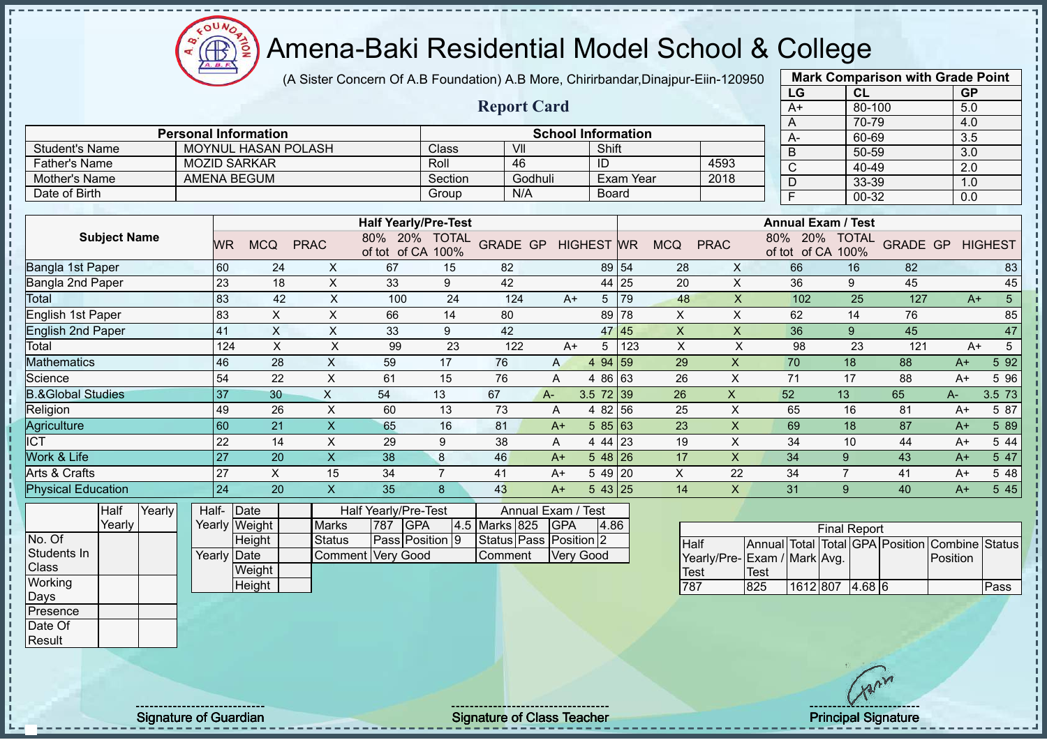# Amena-Baki Residential Model School & College

(A Sister Concern Of A.B Foundation) A.B More, Chirirbandar,Dinajpur-Eiin-120950

## Report Card

| Mark Comparison with Grade Point | | |
|---|---|---|
| LG | CL | GP |
| A+ | 80-100 | 5.0 |
| A | 70-79 | 4.0 |
| A- | 60-69 | 3.5 |
| B | 50-59 | 3.0 |
| C | 40-49 | 2.0 |
| D | 33-39 | 1.0 |
| F | 00-32 | 0.0 |

| Personal Information | | School Information | | | |
|---|---|---|---|---|---|
| Student's Name | MOYNUL HASAN POLASH | Class | VII | Shift | |
| Father's Name | MOZID SARKAR | Roll | 46 | ID | 4593 |
| Mother's Name | AMENA BEGUM | Section | Godhuli | Exam Year | 2018 |
| Date of Birth | | Group | N/A | Board | |

| Subject Name | Half Yearly/Pre-Test | | | | | | | | | Annual Exam / Test | | | | | | | | |
|---|---|---|---|---|---|---|---|---|---|---|---|---|---|---|---|---|---|---|
| | WR | MCQ | PRAC | 80% of tot | 20% of CA | TOTAL 100% | GRADE | GP | HIGHEST | WR | MCQ | PRAC | 80% of tot | 20% of CA | TOTAL 100% | GRADE | GP | HIGHEST |
| Bangla 1st Paper | 60 | 24 | X | 67 | 15 | 82 | | | 89 | 54 | 28 | X | 66 | 16 | 82 | | | 83 |
| Bangla 2nd Paper | 23 | 18 | X | 33 | 9 | 42 | | | 44 | 25 | 20 | X | 36 | 9 | 45 | | | 45 |
| Total | 83 | 42 | X | 100 | 24 | 124 | A+ | 5 | | 79 | 48 | X | 102 | 25 | 127 | A+ | 5 | |
| English 1st Paper | 83 | X | X | 66 | 14 | 80 | | | 89 | 78 | X | X | 62 | 14 | 76 | | | 85 |
| English 2nd Paper | 41 | X | X | 33 | 9 | 42 | | | 47 | 45 | X | X | 36 | 9 | 45 | | | 47 |
| Total | 124 | X | X | 99 | 23 | 122 | A+ | 5 | | 123 | X | X | 98 | 23 | 121 | A+ | 5 | |
| Mathematics | 46 | 28 | X | 59 | 17 | 76 | A | 4 | 94 | 59 | 29 | X | 70 | 18 | 88 | A+ | 5 | 92 |
| Science | 54 | 22 | X | 61 | 15 | 76 | A | 4 | 86 | 63 | 26 | X | 71 | 17 | 88 | A+ | 5 | 96 |
| B.&Global Studies | 37 | 30 | X | 54 | 13 | 67 | A- | 3.5 | 72 | 39 | 26 | X | 52 | 13 | 65 | A- | 3.5 | 73 |
| Religion | 49 | 26 | X | 60 | 13 | 73 | A | 4 | 82 | 56 | 25 | X | 65 | 16 | 81 | A+ | 5 | 87 |
| Agriculture | 60 | 21 | X | 65 | 16 | 81 | A+ | 5 | 85 | 63 | 23 | X | 69 | 18 | 87 | A+ | 5 | 89 |
| ICT | 22 | 14 | X | 29 | 9 | 38 | A | 4 | 44 | 23 | 19 | X | 34 | 10 | 44 | A+ | 5 | 44 |
| Work & Life | 27 | 20 | X | 38 | 8 | 46 | A+ | 5 | 48 | 26 | 17 | X | 34 | 9 | 43 | A+ | 5 | 47 |
| Arts & Crafts | 27 | X | 15 | 34 | 7 | 41 | A+ | 5 | 49 | 20 | X | 22 | 34 | 7 | 41 | A+ | 5 | 48 |
| Physical Education | 24 | 20 | X | 35 | 8 | 43 | A+ | 5 | 43 | 25 | 14 | X | 31 | 9 | 40 | A+ | 5 | 45 |

| | Half Yearly | Yearly |
|---|---|---|
| No. Of Students In Class | | |
| Working Days | | |
| Presence | | |
| Date Of Result | | |

| | | |
|---|---|---|
| Half-Yearly | Date | |
| | Weight | |
| | Height | |
| Yearly | Date | |
| | Weight | |
| | Height | |

| Half Yearly/Pre-Test | | | | Annual Exam / Test | | | |
|---|---|---|---|---|---|---|---|
| Marks | 787 | GPA | 4.5 | Marks | 825 | GPA | 4.86 |
| Status | Pass | Position | 9 | Status | Pass | Position | 2 |
| Comment | Very Good | | | Comment | Very Good | | |

| Final Report | | | | | | | |
|---|---|---|---|---|---|---|---|
| Half Yearly/Pre-Test | Annual Exam / Test | Total Mark | Total Avg. | GPA | Position | Combine Position | Status |
| 787 | 825 | 1612 | 807 | 4.68 | 6 | | Pass |

Signature of Guardian

Signature of Class Teacher

Principal Signature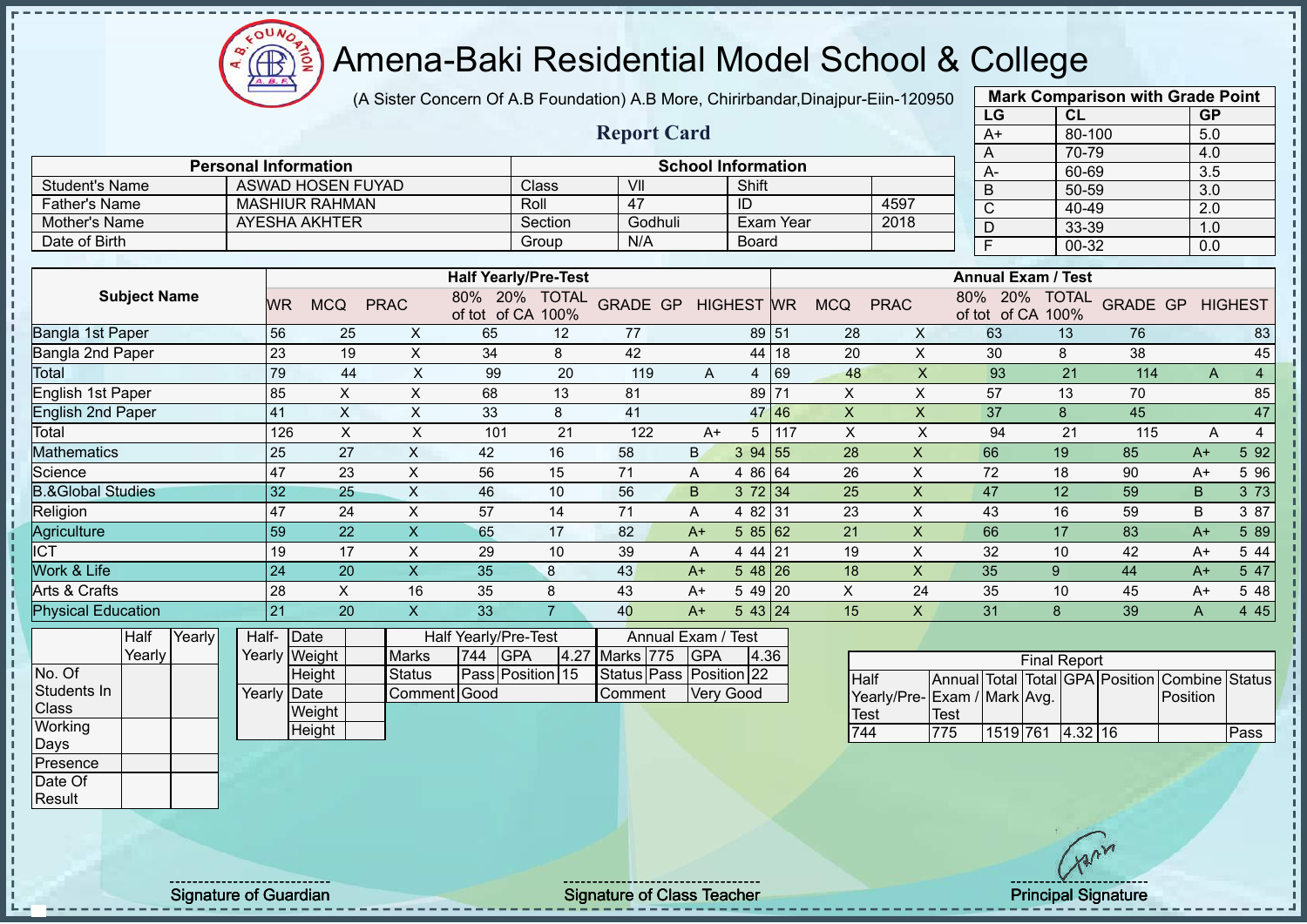# Amena-Baki Residential Model School & College

(A Sister Concern Of A.B Foundation) A.B More, Chirirbandar,Dinajpur-Eiin-120950

## Report Card

| Mark Comparison with Grade Point | | |
|---|---|---|
| LG | CL | GP |
| A+ | 80-100 | 5.0 |
| A | 70-79 | 4.0 |
| A- | 60-69 | 3.5 |
| B | 50-59 | 3.0 |
| C | 40-49 | 2.0 |
| D | 33-39 | 1.0 |
| F | 00-32 | 0.0 |

| Personal Information | | School Information | | | |
|---|---|---|---|---|---|
| Student's Name | ASWAD HOSEN FUYAD | Class | VII | Shift | |
| Father's Name | MASHIUR RAHMAN | Roll | 47 | ID | 4597 |
| Mother's Name | AYESHA AKHTER | Section | Godhuli | Exam Year | 2018 |
| Date of Birth | | Group | N/A | Board | |

| Subject Name | Half Yearly/Pre-Test | | | | | | | | | Annual Exam / Test | | | | | | | | |
|---|---|---|---|---|---|---|---|---|---|---|---|---|---|---|---|---|---|---|
| | WR | MCQ | PRAC | 80% of tot | 20% of CA | TOTAL 100% | GRADE | GP | HIGHEST | WR | MCQ | PRAC | 80% of tot | 20% of CA | TOTAL 100% | GRADE | GP | HIGHEST |
| Bangla 1st Paper | 56 | 25 | X | 65 | 12 | 77 | | | 89 | 51 | 28 | X | 63 | 13 | 76 | | | 83 |
| Bangla 2nd Paper | 23 | 19 | X | 34 | 8 | 42 | | | 44 | 18 | 20 | X | 30 | 8 | 38 | | | 45 |
| Total | 79 | 44 | X | 99 | 20 | 119 | A | 4 | | 69 | 48 | X | 93 | 21 | 114 | A | 4 | |
| English 1st Paper | 85 | X | X | 68 | 13 | 81 | | | 89 | 71 | X | X | 57 | 13 | 70 | | | 85 |
| English 2nd Paper | 41 | X | X | 33 | 8 | 41 | | | 47 | 46 | X | X | 37 | 8 | 45 | | | 47 |
| Total | 126 | X | X | 101 | 21 | 122 | A+ | 5 | | 117 | X | X | 94 | 21 | 115 | A | 4 | |
| Mathematics | 25 | 27 | X | 42 | 16 | 58 | B | 3 | 94 | 55 | 28 | X | 66 | 19 | 85 | A+ | 5 | 92 |
| Science | 47 | 23 | X | 56 | 15 | 71 | A | 4 | 86 | 64 | 26 | X | 72 | 18 | 90 | A+ | 5 | 96 |
| B.&Global Studies | 32 | 25 | X | 46 | 10 | 56 | B | 3 | 72 | 34 | 25 | X | 47 | 12 | 59 | B | 3 | 73 |
| Religion | 47 | 24 | X | 57 | 14 | 71 | A | 4 | 82 | 31 | 23 | X | 43 | 16 | 59 | B | 3 | 87 |
| Agriculture | 59 | 22 | X | 65 | 17 | 82 | A+ | 5 | 85 | 62 | 21 | X | 66 | 17 | 83 | A+ | 5 | 89 |
| ICT | 19 | 17 | X | 29 | 10 | 39 | A | 4 | 44 | 21 | 19 | X | 32 | 10 | 42 | A+ | 5 | 44 |
| Work & Life | 24 | 20 | X | 35 | 8 | 43 | A+ | 5 | 48 | 26 | 18 | X | 35 | 9 | 44 | A+ | 5 | 47 |
| Arts & Crafts | 28 | X | 16 | 35 | 8 | 43 | A+ | 5 | 49 | 20 | X | 24 | 35 | 10 | 45 | A+ | 5 | 48 |
| Physical Education | 21 | 20 | X | 33 | 7 | 40 | A+ | 5 | 43 | 24 | 15 | X | 31 | 8 | 39 | A | 4 | 45 |

| | Half Yearly | Yearly |
|---|---|---|
| No. Of Students In Class | | |
| Working Days | | |
| Presence | | |
| Date Of Result | | |

| | | |
|---|---|---|
| Half-Yearly | Date | |
| | Weight | |
| | Height | |
| Yearly | Date | |
| | Weight | |
| | Height | |

| Half Yearly/Pre-Test | | | | Annual Exam / Test | | | |
|---|---|---|---|---|---|---|---|
| Marks | 744 | GPA | 4.27 | Marks | 775 | GPA | 4.36 |
| Status | Pass | Position | 15 | Status | Pass | Position | 22 |
| Comment | Good | | | Comment | Very Good | | |

| Final Report | | | | | | | |
|---|---|---|---|---|---|---|---|
| Half Yearly/Pre-Test | Annual Exam / Test | Total Mark | Total Avg. | GPA | Position | Combine Position | Status |
| 744 | 775 | 1519 | 761 | 4.32 | 16 | | Pass |

Signature of Guardian

Signature of Class Teacher

Principal Signature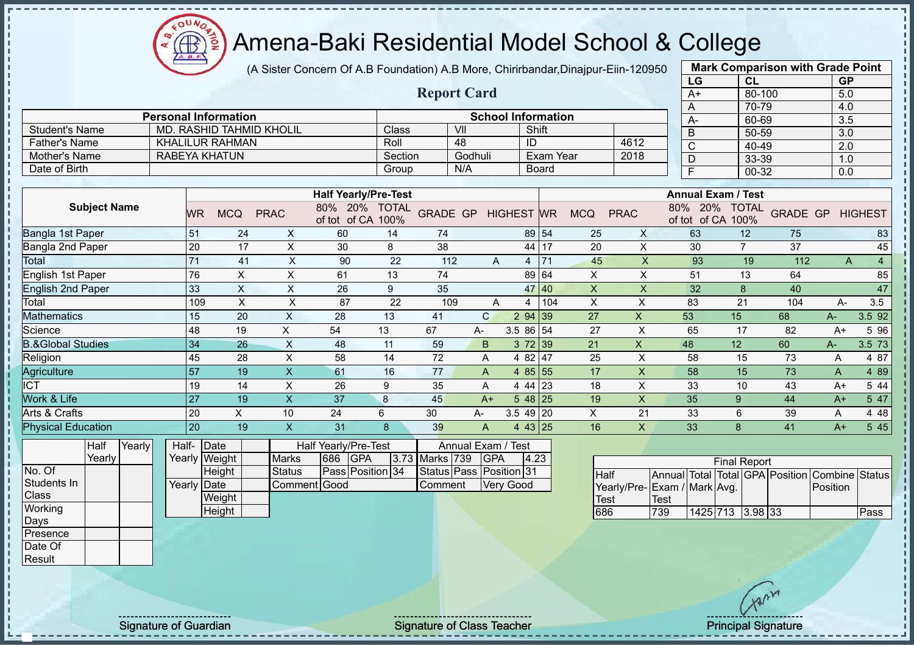# Amena-Baki Residential Model School & College

(A Sister Concern Of A.B Foundation) A.B More, Chirirbandar,Dinajpur-Eiin-120950

## Report Card

| Mark Comparison with Grade Point | | |
|---|---|---|
| LG | CL | GP |
| A+ | 80-100 | 5.0 |
| A | 70-79 | 4.0 |
| A- | 60-69 | 3.5 |
| B | 50-59 | 3.0 |
| C | 40-49 | 2.0 |
| D | 33-39 | 1.0 |
| F | 00-32 | 0.0 |

| Personal Information | | School Information | | | |
|---|---|---|---|---|---|
| Student's Name | MD. RASHID TAHMID KHOLIL | Class | VII | Shift | |
| Father's Name | KHALILUR RAHMAN | Roll | 48 | ID | 4612 |
| Mother's Name | RABEYA KHATUN | Section | Godhuli | Exam Year | 2018 |
| Date of Birth | | Group | N/A | Board | |

| Subject Name | Half Yearly/Pre-Test | | | | | | | | | Annual Exam / Test | | | | | | | | |
|---|---|---|---|---|---|---|---|---|---|---|---|---|---|---|---|---|---|---|
| | WR | MCQ | PRAC | 80% of tot | 20% of CA | TOTAL 100% | GRADE | GP | HIGHEST | WR | MCQ | PRAC | 80% of tot | 20% of CA | TOTAL 100% | GRADE | GP | HIGHEST |
| Bangla 1st Paper | 51 | 24 | X | 60 | 14 | 74 | | | 89 | 54 | 25 | X | 63 | 12 | 75 | | | 83 |
| Bangla 2nd Paper | 20 | 17 | X | 30 | 8 | 38 | | | 44 | 17 | 20 | X | 30 | 7 | 37 | | | 45 |
| Total | 71 | 41 | X | 90 | 22 | 112 | A | 4 | | 71 | 45 | X | 93 | 19 | 112 | A | 4 | |
| English 1st Paper | 76 | X | X | 61 | 13 | 74 | | | 89 | 64 | X | X | 51 | 13 | 64 | | | 85 |
| English 2nd Paper | 33 | X | X | 26 | 9 | 35 | | | 47 | 40 | X | X | 32 | 8 | 40 | | | 47 |
| Total | 109 | X | X | 87 | 22 | 109 | A | 4 | | 104 | X | X | 83 | 21 | 104 | A- | 3.5 | |
| Mathematics | 15 | 20 | X | 28 | 13 | 41 | C | 2 | 94 | 39 | 27 | X | 53 | 15 | 68 | A- | 3.5 | 92 |
| Science | 48 | 19 | X | 54 | 13 | 67 | A- | 3.5 | 86 | 54 | 27 | X | 65 | 17 | 82 | A+ | 5 | 96 |
| B.&Global Studies | 34 | 26 | X | 48 | 11 | 59 | B | 3 | 72 | 39 | 21 | X | 48 | 12 | 60 | A- | 3.5 | 73 |
| Religion | 45 | 28 | X | 58 | 14 | 72 | A | 4 | 82 | 47 | 25 | X | 58 | 15 | 73 | A | 4 | 87 |
| Agriculture | 57 | 19 | X | 61 | 16 | 77 | A | 4 | 85 | 55 | 17 | X | 58 | 15 | 73 | A | 4 | 89 |
| ICT | 19 | 14 | X | 26 | 9 | 35 | A | 4 | 44 | 23 | 18 | X | 33 | 10 | 43 | A+ | 5 | 44 |
| Work & Life | 27 | 19 | X | 37 | 8 | 45 | A+ | 5 | 48 | 25 | 19 | X | 35 | 9 | 44 | A+ | 5 | 47 |
| Arts & Crafts | 20 | X | 10 | 24 | 6 | 30 | A- | 3.5 | 49 | 20 | X | 21 | 33 | 6 | 39 | A | 4 | 48 |
| Physical Education | 20 | 19 | X | 31 | 8 | 39 | A | 4 | 43 | 25 | 16 | X | 33 | 8 | 41 | A+ | 5 | 45 |

| | Half Yearly | Yearly |
|---|---|---|
| No. Of Students In Class | | |
| Working Days | | |
| Presence | | |
| Date Of Result | | |

| | | |
|---|---|---|
| Half-Yearly | Date | |
| | Weight | |
| | Height | |
| Yearly | Date | |
| | Weight | |
| | Height | |

| Half Yearly/Pre-Test | | | | Annual Exam / Test | | | |
|---|---|---|---|---|---|---|---|
| Marks | 686 | GPA | 3.73 | Marks | 739 | GPA | 4.23 |
| Status | Pass | Position | 34 | Status | Pass | Position | 31 |
| Comment | Good | | | Comment | Very Good | | |

| Final Report | | | | | | | |
|---|---|---|---|---|---|---|---|
| Half Yearly/Pre-Test | Annual Exam / Test | Total Mark | Total Avg. | GPA | Position | Combine Position | Status |
| 686 | 739 | 1425 | 713 | 3.98 | 33 | | Pass |

Signature of Guardian    Signature of Class Teacher    Principal Signature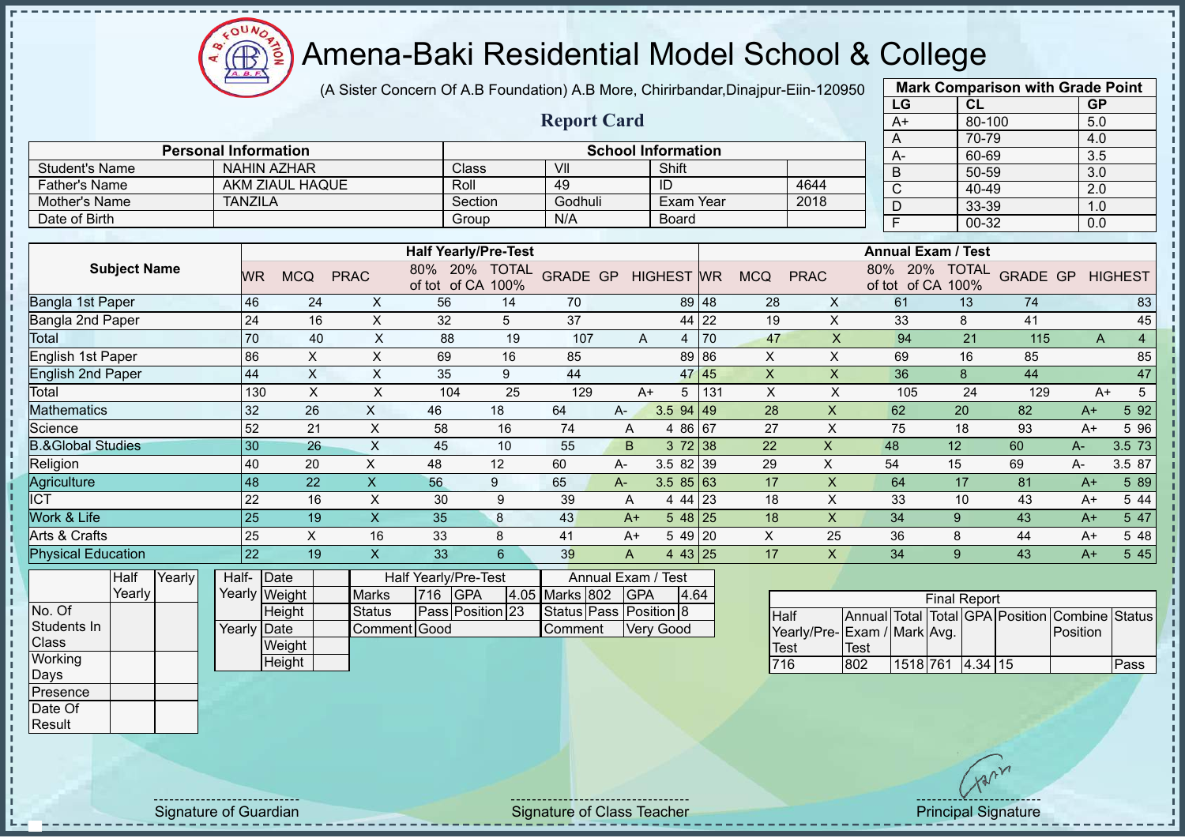# Amena-Baki Residential Model School & College

(A Sister Concern Of A.B Foundation) A.B More, Chirirbandar,Dinajpur-Eiin-120950

## Report Card

| Mark Comparison with Grade Point | | |
|---|---|---|
| LG | CL | GP |
| A+ | 80-100 | 5.0 |
| A | 70-79 | 4.0 |
| A- | 60-69 | 3.5 |
| B | 50-59 | 3.0 |
| C | 40-49 | 2.0 |
| D | 33-39 | 1.0 |
| F | 00-32 | 0.0 |

| Personal Information | | School Information | | | |
|---|---|---|---|---|---|
| Student's Name | NAHIN AZHAR | Class | VII | Shift | |
| Father's Name | AKM ZIAUL HAQUE | Roll | 49 | ID | 4644 |
| Mother's Name | TANZILA | Section | Godhuli | Exam Year | 2018 |
| Date of Birth | | Group | N/A | Board | |

| Subject Name | Half Yearly/Pre-Test | | | | | | | | | Annual Exam / Test | | | | | | | | |
|---|---|---|---|---|---|---|---|---|---|---|---|---|---|---|---|---|---|---|
| | WR | MCQ | PRAC | 80% of tot | 20% of CA | TOTAL 100% | GRADE | GP | HIGHEST | WR | MCQ | PRAC | 80% of tot | 20% of CA | TOTAL 100% | GRADE | GP | HIGHEST |
| Bangla 1st Paper | 46 | 24 | X | 56 | 14 | 70 | | | 89 | 48 | 28 | X | 61 | 13 | 74 | | | 83 |
| Bangla 2nd Paper | 24 | 16 | X | 32 | 5 | 37 | | | 44 | 22 | 19 | X | 33 | 8 | 41 | | | 45 |
| Total | 70 | 40 | X | 88 | 19 | 107 | A | 4 | | 70 | 47 | X | 94 | 21 | 115 | A | 4 | |
| English 1st Paper | 86 | X | X | 69 | 16 | 85 | | | 89 | 86 | X | X | 69 | 16 | 85 | | | 85 |
| English 2nd Paper | 44 | X | X | 35 | 9 | 44 | | | 47 | 45 | X | X | 36 | 8 | 44 | | | 47 |
| Total | 130 | X | X | 104 | 25 | 129 | A+ | 5 | | 131 | X | X | 105 | 24 | 129 | A+ | 5 | |
| Mathematics | 32 | 26 | X | 46 | 18 | 64 | A- | 3.5 | 94 | 49 | 28 | X | 62 | 20 | 82 | A+ | 5 | 92 |
| Science | 52 | 21 | X | 58 | 16 | 74 | A | 4 | 86 | 67 | 27 | X | 75 | 18 | 93 | A+ | 5 | 96 |
| B.&Global Studies | 30 | 26 | X | 45 | 10 | 55 | B | 3 | 72 | 38 | 22 | X | 48 | 12 | 60 | A- | 3.5 | 73 |
| Religion | 40 | 20 | X | 48 | 12 | 60 | A- | 3.5 | 82 | 39 | 29 | X | 54 | 15 | 69 | A- | 3.5 | 87 |
| Agriculture | 48 | 22 | X | 56 | 9 | 65 | A- | 3.5 | 85 | 63 | 17 | X | 64 | 17 | 81 | A+ | 5 | 89 |
| ICT | 22 | 16 | X | 30 | 9 | 39 | A | 4 | 44 | 23 | 18 | X | 33 | 10 | 43 | A+ | 5 | 44 |
| Work & Life | 25 | 19 | X | 35 | 8 | 43 | A+ | 5 | 48 | 25 | 18 | X | 34 | 9 | 43 | A+ | 5 | 47 |
| Arts & Crafts | 25 | X | 16 | 33 | 8 | 41 | A+ | 5 | 49 | 20 | X | 25 | 36 | 8 | 44 | A+ | 5 | 48 |
| Physical Education | 22 | 19 | X | 33 | 6 | 39 | A | 4 | 43 | 25 | 17 | X | 34 | 9 | 43 | A+ | 5 | 45 |

| | Half Yearly | Yearly |
|---|---|---|
| No. Of Students In Class | | |
| Working Days | | |
| Presence | | |
| Date Of Result | | |

| | | |
|---|---|---|
| Half-Yearly | Date | |
| | Weight | |
| | Height | |
| Yearly | Date | |
| | Weight | |
| | Height | |

| Half Yearly/Pre-Test | | | | Annual Exam / Test | | | |
|---|---|---|---|---|---|---|---|
| Marks | 716 | GPA | 4.05 | Marks | 802 | GPA | 4.64 |
| Status | Pass | Position | 23 | Status | Pass | Position | 8 |
| Comment | Good | | | Comment | Very Good | | |

| Final Report | | | | | | | |
|---|---|---|---|---|---|---|---|
| Half Yearly/Pre-Test | Annual Exam / Test | Total Mark | Total Avg. | GPA | Position | Combine Position | Status |
| 716 | 802 | 1518 | 761 | 4.34 | 15 | | Pass |

Signature of Guardian

Signature of Class Teacher

Principal Signature